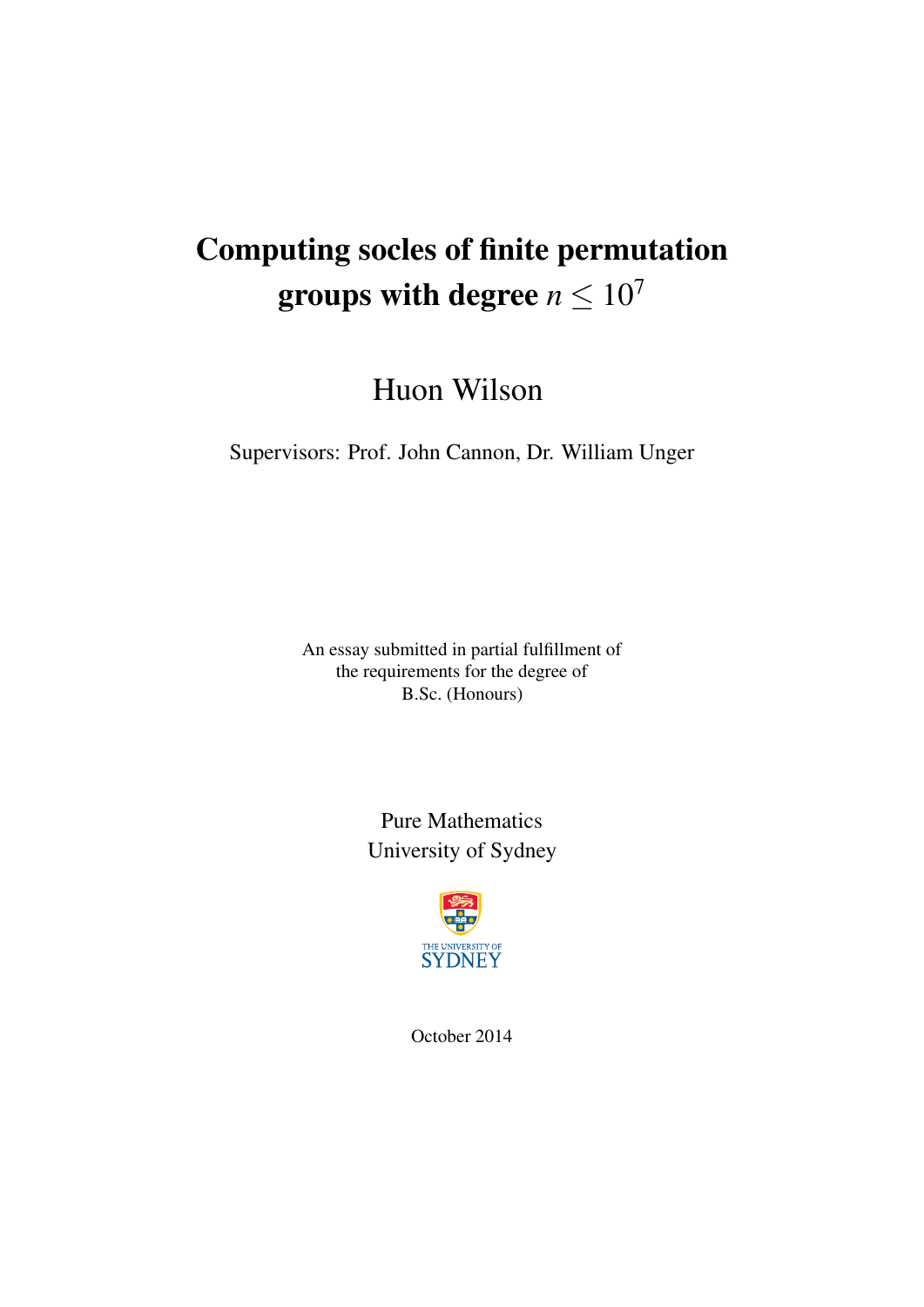# Computing socles of finite permutation groups with degree $n \leq 10^7$

Huon Wilson

Supervisors: Prof. John Cannon, Dr. William Unger

An essay submitted in partial fulfillment of
the requirements for the degree of
B.Sc. (Honours)

Pure Mathematics
University of Sydney

THE UNIVERSITY OF
SYDNEY

October 2014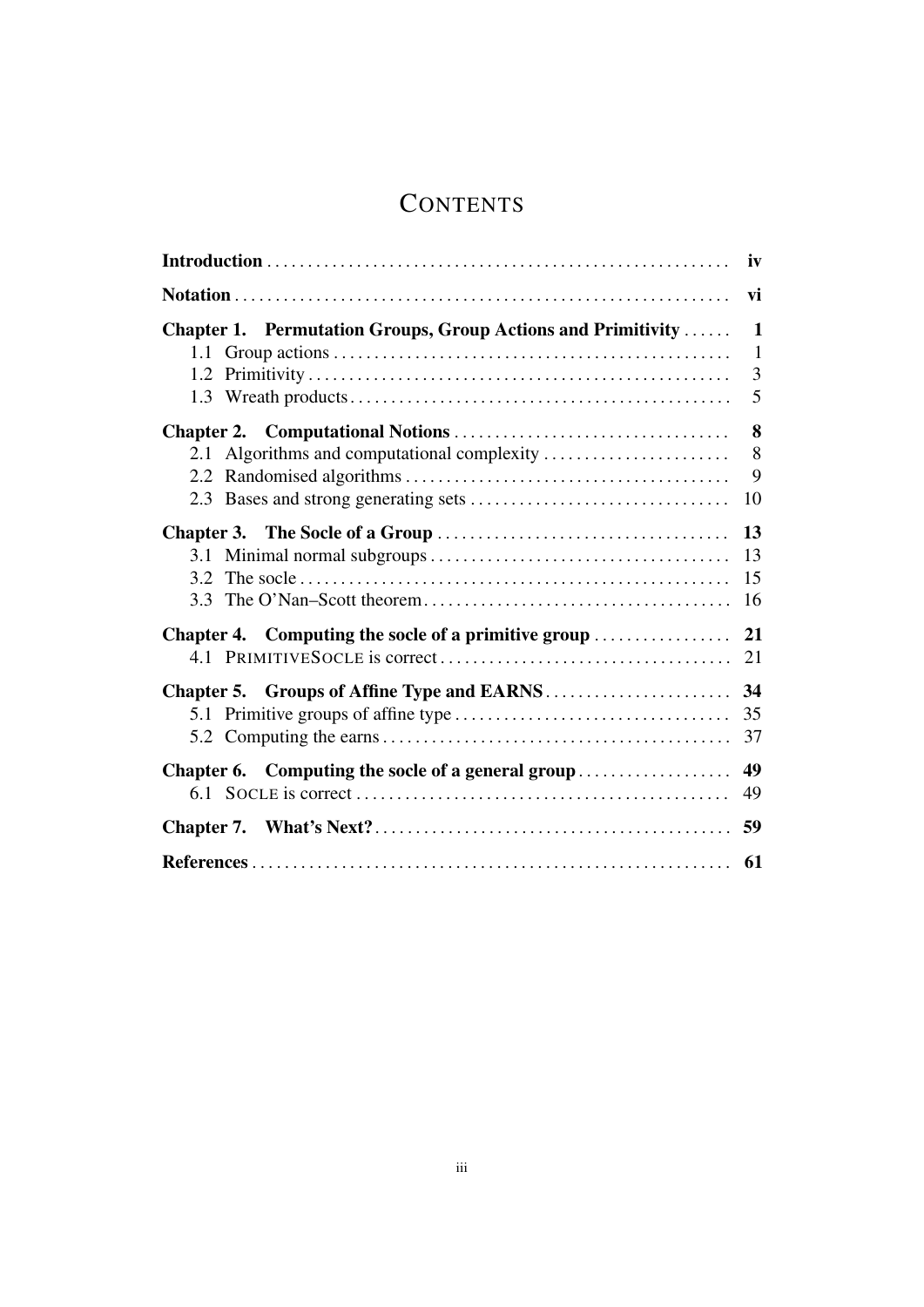# CONTENTS

| | |
|---|---|
| **Introduction** | **iv** |
| **Notation** | **vi** |
| **Chapter 1. Permutation Groups, Group Actions and Primitivity** | **1** |
| 1.1 Group actions | 1 |
| 1.2 Primitivity | 3 |
| 1.3 Wreath products | 5 |
| **Chapter 2. Computational Notions** | **8** |
| 2.1 Algorithms and computational complexity | 8 |
| 2.2 Randomised algorithms | 9 |
| 2.3 Bases and strong generating sets | 10 |
| **Chapter 3. The Socle of a Group** | **13** |
| 3.1 Minimal normal subgroups | 13 |
| 3.2 The socle | 15 |
| 3.3 The O'Nan–Scott theorem | 16 |
| **Chapter 4. Computing the socle of a primitive group** | **21** |
| 4.1 PRIMITIVESOCLE is correct | 21 |
| **Chapter 5. Groups of Affine Type and EARNS** | **34** |
| 5.1 Primitive groups of affine type | 35 |
| 5.2 Computing the earns | 37 |
| **Chapter 6. Computing the socle of a general group** | **49** |
| 6.1 SOCLE is correct | 49 |
| **Chapter 7. What's Next?** | **59** |
| **References** | **61** |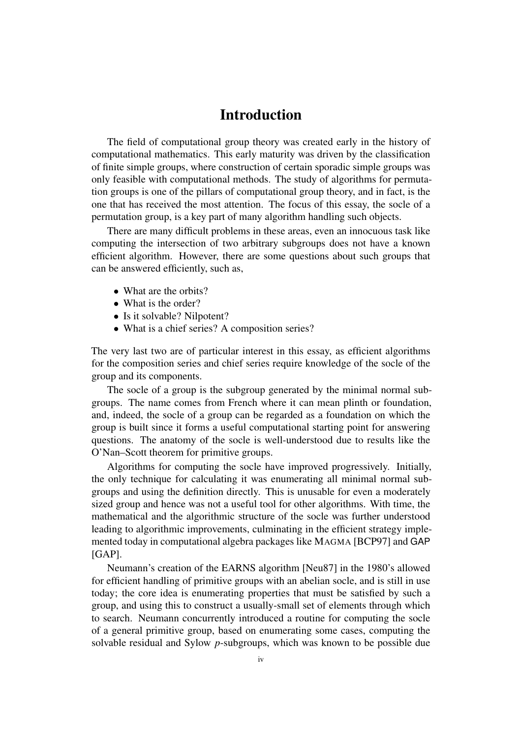# Introduction

The field of computational group theory was created early in the history of computational mathematics. This early maturity was driven by the classification of finite simple groups, where construction of certain sporadic simple groups was only feasible with computational methods. The study of algorithms for permutation groups is one of the pillars of computational group theory, and in fact, is the one that has received the most attention. The focus of this essay, the socle of a permutation group, is a key part of many algorithm handling such objects.

There are many difficult problems in these areas, even an innocuous task like computing the intersection of two arbitrary subgroups does not have a known efficient algorithm. However, there are some questions about such groups that can be answered efficiently, such as,

- What are the orbits?
- What is the order?
- Is it solvable? Nilpotent?
- What is a chief series? A composition series?

The very last two are of particular interest in this essay, as efficient algorithms for the composition series and chief series require knowledge of the socle of the group and its components.

The socle of a group is the subgroup generated by the minimal normal subgroups. The name comes from French where it can mean plinth or foundation, and, indeed, the socle of a group can be regarded as a foundation on which the group is built since it forms a useful computational starting point for answering questions. The anatomy of the socle is well-understood due to results like the O'Nan–Scott theorem for primitive groups.

Algorithms for computing the socle have improved progressively. Initially, the only technique for calculating it was enumerating all minimal normal subgroups and using the definition directly. This is unusable for even a moderately sized group and hence was not a useful tool for other algorithms. With time, the mathematical and the algorithmic structure of the socle was further understood leading to algorithmic improvements, culminating in the efficient strategy implemented today in computational algebra packages like MAGMA [BCP97] and GAP [GAP].

Neumann's creation of the EARNS algorithm [Neu87] in the 1980's allowed for efficient handling of primitive groups with an abelian socle, and is still in use today; the core idea is enumerating properties that must be satisfied by such a group, and using this to construct a usually-small set of elements through which to search. Neumann concurrently introduced a routine for computing the socle of a general primitive group, based on enumerating some cases, computing the solvable residual and Sylow $p$-subgroups, which was known to be possible due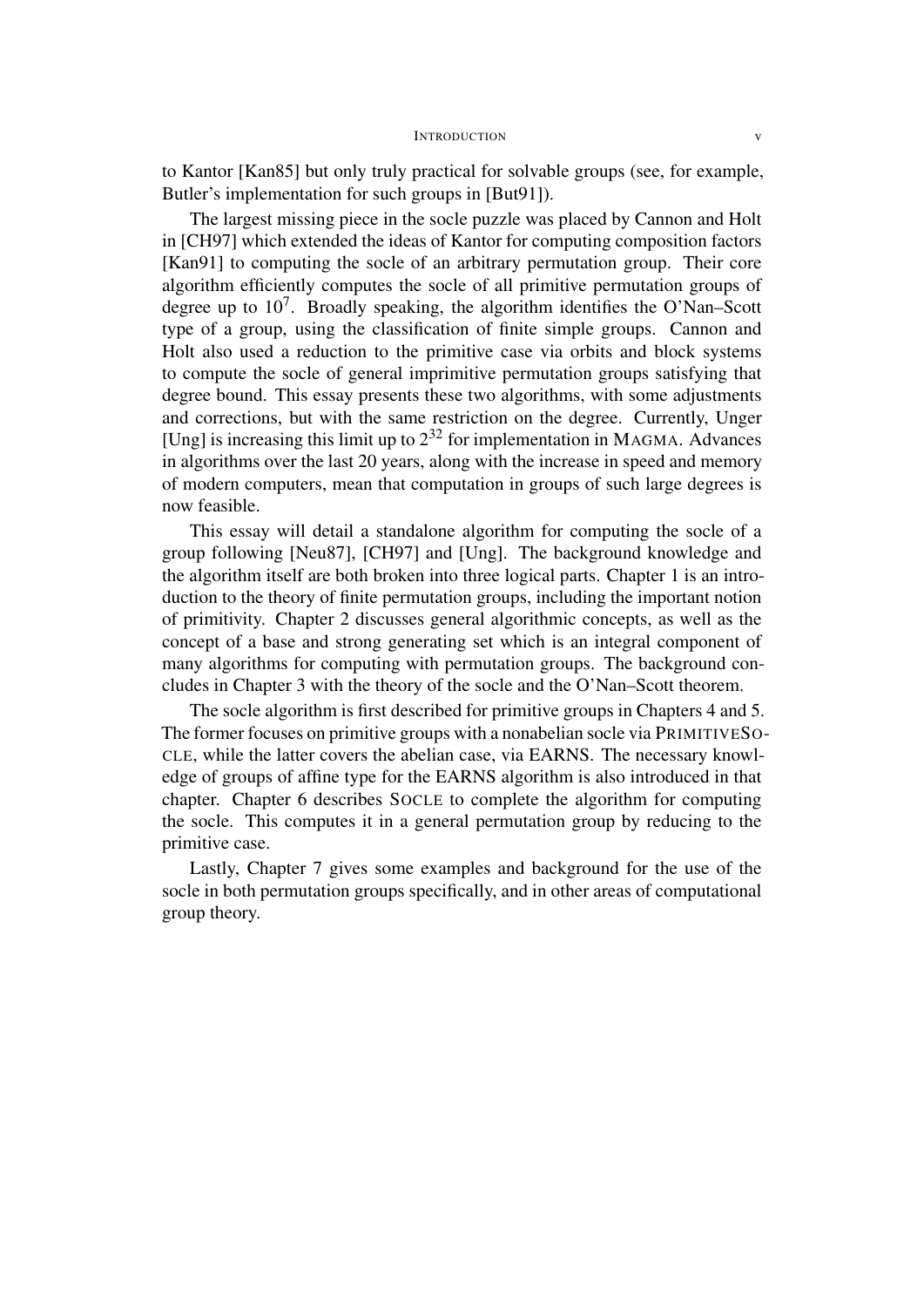to Kantor [Kan85] but only truly practical for solvable groups (see, for example, Butler's implementation for such groups in [But91]).

The largest missing piece in the socle puzzle was placed by Cannon and Holt in [CH97] which extended the ideas of Kantor for computing composition factors [Kan91] to computing the socle of an arbitrary permutation group. Their core algorithm efficiently computes the socle of all primitive permutation groups of degree up to $10^7$. Broadly speaking, the algorithm identifies the O'Nan–Scott type of a group, using the classification of finite simple groups. Cannon and Holt also used a reduction to the primitive case via orbits and block systems to compute the socle of general imprimitive permutation groups satisfying that degree bound. This essay presents these two algorithms, with some adjustments and corrections, but with the same restriction on the degree. Currently, Unger [Ung] is increasing this limit up to $2^{32}$ for implementation in MAGMA. Advances in algorithms over the last 20 years, along with the increase in speed and memory of modern computers, mean that computation in groups of such large degrees is now feasible.

This essay will detail a standalone algorithm for computing the socle of a group following [Neu87], [CH97] and [Ung]. The background knowledge and the algorithm itself are both broken into three logical parts. Chapter 1 is an introduction to the theory of finite permutation groups, including the important notion of primitivity. Chapter 2 discusses general algorithmic concepts, as well as the concept of a base and strong generating set which is an integral component of many algorithms for computing with permutation groups. The background concludes in Chapter 3 with the theory of the socle and the O'Nan–Scott theorem.

The socle algorithm is first described for primitive groups in Chapters 4 and 5. The former focuses on primitive groups with a nonabelian socle via PRIMITIVESOCLE, while the latter covers the abelian case, via EARNS. The necessary knowledge of groups of affine type for the EARNS algorithm is also introduced in that chapter. Chapter 6 describes SOCLE to complete the algorithm for computing the socle. This computes it in a general permutation group by reducing to the primitive case.

Lastly, Chapter 7 gives some examples and background for the use of the socle in both permutation groups specifically, and in other areas of computational group theory.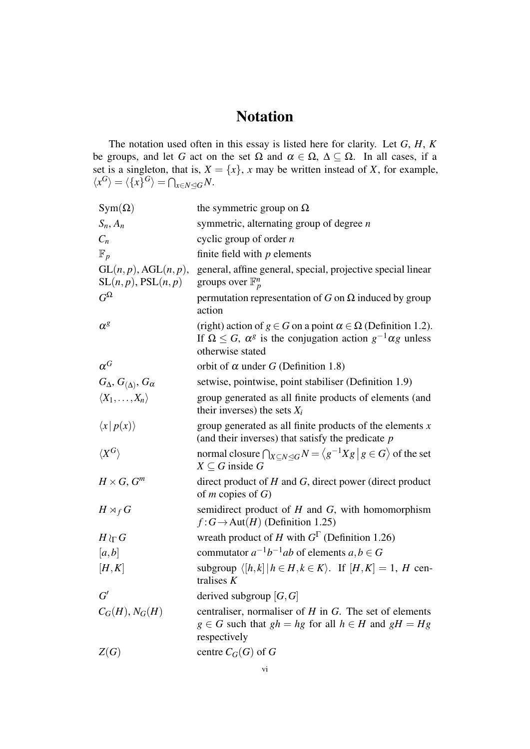# Notation

The notation used often in this essay is listed here for clarity. Let $G$, $H$, $K$ be groups, and let $G$ act on the set $\Omega$ and $\alpha \in \Omega$, $\Delta \subseteq \Omega$. In all cases, if a set is a singleton, that is, $X = \{x\}$, $x$ may be written instead of $X$, for example, $\langle x^G \rangle = \langle \{x\}^G \rangle = \bigcap_{x \in N \trianglelefteq G} N$.

| | |
|---|---|
| $\mathrm{Sym}(\Omega)$ | the symmetric group on $\Omega$ |
| $S_n, A_n$ | symmetric, alternating group of degree $n$ |
| $C_n$ | cyclic group of order $n$ |
| $\mathbb{F}_p$ | finite field with $p$ elements |
| $\mathrm{GL}(n,p), \mathrm{AGL}(n,p), \mathrm{SL}(n,p), \mathrm{PSL}(n,p)$ | general, affine general, special, projective special linear groups over $\mathbb{F}_p^n$ |
| $G^\Omega$ | permutation representation of $G$ on $\Omega$ induced by group action |
| $\alpha^g$ | (right) action of $g \in G$ on a point $\alpha \in \Omega$ (Definition 1.2). If $\Omega \leq G$, $\alpha^g$ is the conjugation action $g^{-1}\alpha g$ unless otherwise stated |
| $\alpha^G$ | orbit of $\alpha$ under $G$ (Definition 1.8) |
| $G_\Delta$, $G_{(\Delta)}$, $G_\alpha$ | setwise, pointwise, point stabiliser (Definition 1.9) |
| $\langle X_1, \ldots, X_n \rangle$ | group generated as all finite products of elements (and their inverses) the sets $X_i$ |
| $\langle x \mid p(x) \rangle$ | group generated as all finite products of the elements $x$ (and their inverses) that satisfy the predicate $p$ |
| $\langle X^G \rangle$ | normal closure $\bigcap_{X \subseteq N \trianglelefteq G} N = \left\langle g^{-1}Xg \,\middle|\, g \in G \right\rangle$ of the set $X \subseteq G$ inside $G$ |
| $H \times G$, $G^m$ | direct product of $H$ and $G$, direct power (direct product of $m$ copies of $G$) |
| $H \rtimes_f G$ | semidirect product of $H$ and $G$, with homomorphism $f : G \to \mathrm{Aut}(H)$ (Definition 1.25) |
| $H \wr_\Gamma G$ | wreath product of $H$ with $G^\Gamma$ (Definition 1.26) |
| $[a,b]$ | commutator $a^{-1}b^{-1}ab$ of elements $a,b \in G$ |
| $[H,K]$ | subgroup $\langle [h,k] \mid h \in H, k \in K \rangle$. If $[H,K] = 1$, $H$ centralises $K$ |
| $G'$ | derived subgroup $[G,G]$ |
| $C_G(H), N_G(H)$ | centraliser, normaliser of $H$ in $G$. The set of elements $g \in G$ such that $gh = hg$ for all $h \in H$ and $gH = Hg$ respectively |
| $Z(G)$ | centre $C_G(G)$ of $G$ |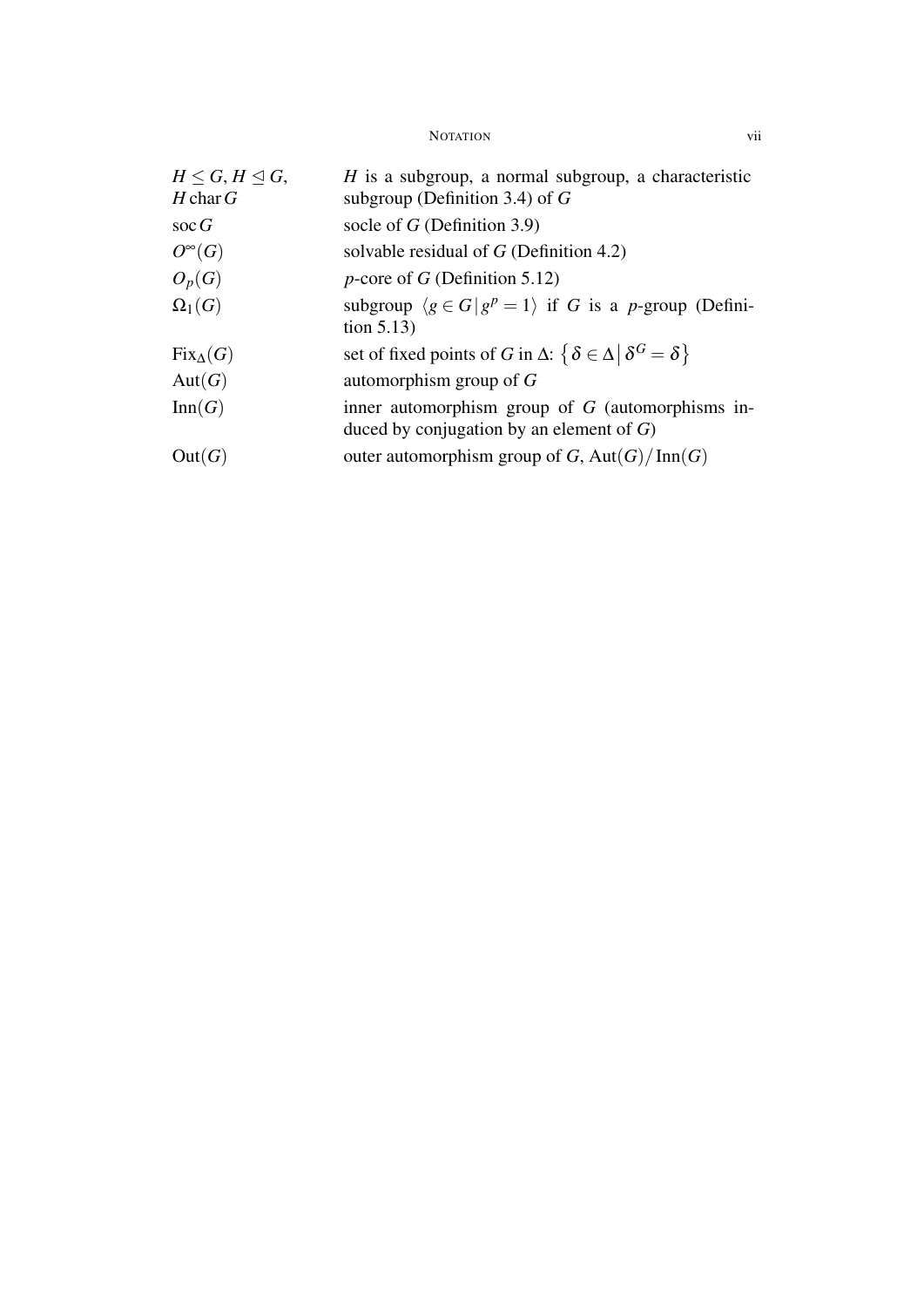| | |
|---|---|
| $H \leq G$, $H \trianglelefteq G$, $H \operatorname{char} G$ | $H$ is a subgroup, a normal subgroup, a characteristic subgroup (Definition 3.4) of $G$ |
| $\operatorname{soc} G$ | socle of $G$ (Definition 3.9) |
| $O^{\infty}(G)$ | solvable residual of $G$ (Definition 4.2) |
| $O_p(G)$ | $p$-core of $G$ (Definition 5.12) |
| $\Omega_1(G)$ | subgroup $\langle g \in G \mid g^p = 1 \rangle$ if $G$ is a $p$-group (Definition 5.13) |
| $\operatorname{Fix}_{\Delta}(G)$ | set of fixed points of $G$ in $\Delta$: $\left\{ \delta \in \Delta \,\middle|\, \delta^G = \delta \right\}$ |
| $\operatorname{Aut}(G)$ | automorphism group of $G$ |
| $\operatorname{Inn}(G)$ | inner automorphism group of $G$ (automorphisms induced by conjugation by an element of $G$) |
| $\operatorname{Out}(G)$ | outer automorphism group of $G$, $\operatorname{Aut}(G)/\operatorname{Inn}(G)$ |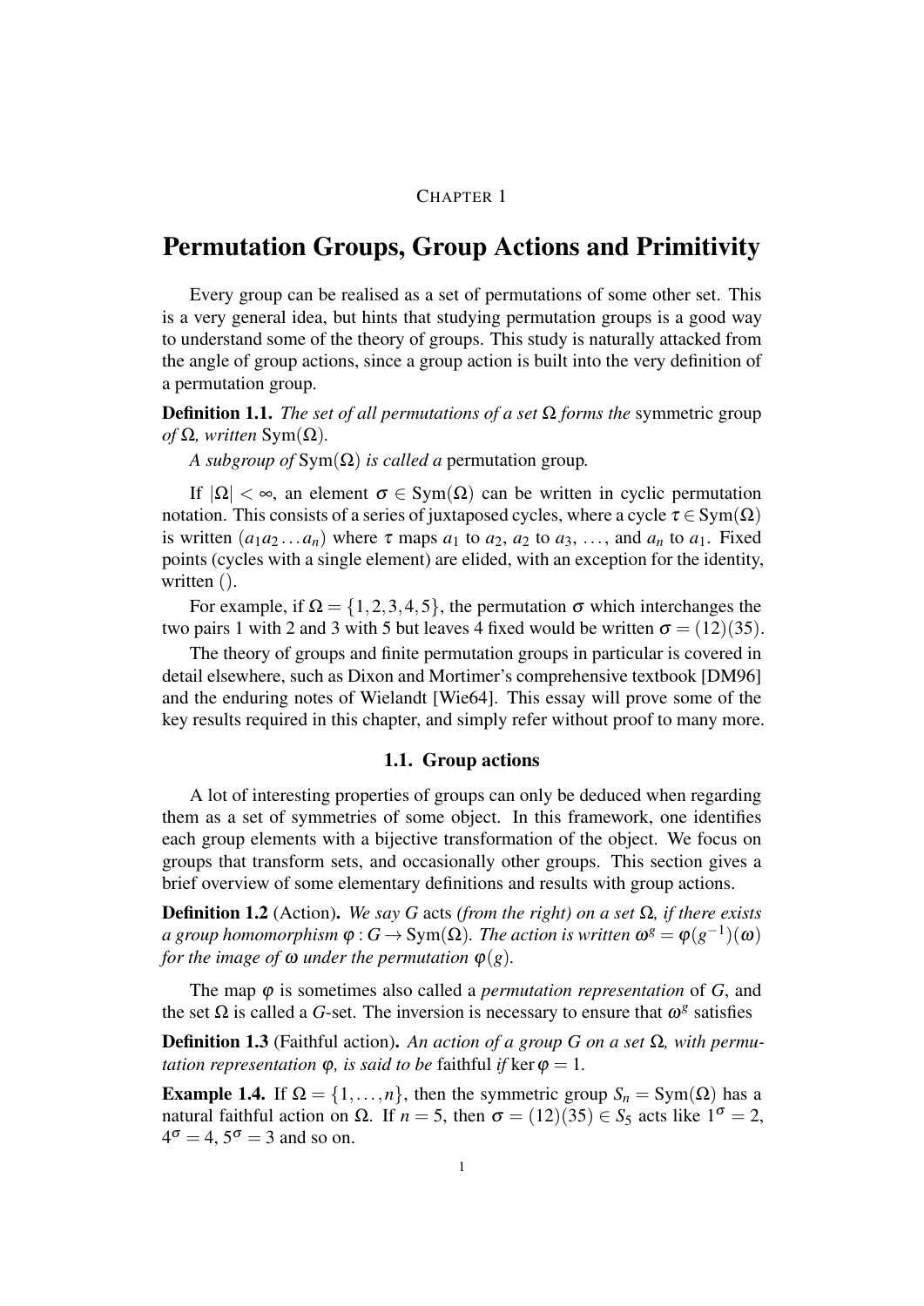CHAPTER 1

# Permutation Groups, Group Actions and Primitivity

Every group can be realised as a set of permutations of some other set. This is a very general idea, but hints that studying permutation groups is a good way to understand some of the theory of groups. This study is naturally attacked from the angle of group actions, since a group action is built into the very definition of a permutation group.

**Definition 1.1.** *The set of all permutations of a set $\Omega$ forms the* symmetric group *of $\Omega$, written* $\mathrm{Sym}(\Omega)$.

*A subgroup of* $\mathrm{Sym}(\Omega)$ *is called a* permutation group*.*

If $|\Omega| < \infty$, an element $\sigma \in \mathrm{Sym}(\Omega)$ can be written in cyclic permutation notation. This consists of a series of juxtaposed cycles, where a cycle $\tau \in \mathrm{Sym}(\Omega)$ is written $(a_1 a_2 \dots a_n)$ where $\tau$ maps $a_1$ to $a_2$, $a_2$ to $a_3$, $\dots$, and $a_n$ to $a_1$. Fixed points (cycles with a single element) are elided, with an exception for the identity, written $()$.

For example, if $\Omega = \{1,2,3,4,5\}$, the permutation $\sigma$ which interchanges the two pairs 1 with 2 and 3 with 5 but leaves 4 fixed would be written $\sigma = (12)(35)$.

The theory of groups and finite permutation groups in particular is covered in detail elsewhere, such as Dixon and Mortimer's comprehensive textbook [DM96] and the enduring notes of Wielandt [Wie64]. This essay will prove some of the key results required in this chapter, and simply refer without proof to many more.

## 1.1. Group actions

A lot of interesting properties of groups can only be deduced when regarding them as a set of symmetries of some object. In this framework, one identifies each group elements with a bijective transformation of the object. We focus on groups that transform sets, and occasionally other groups. This section gives a brief overview of some elementary definitions and results with group actions.

**Definition 1.2** (Action)**.** *We say $G$* acts *(from the right) on a set $\Omega$, if there exists a group homomorphism $\varphi : G \to \mathrm{Sym}(\Omega)$. The action is written $\omega^g = \varphi(g^{-1})(\omega)$ for the image of $\omega$ under the permutation $\varphi(g)$.*

The map $\varphi$ is sometimes also called a *permutation representation* of $G$, and the set $\Omega$ is called a $G$-set. The inversion is necessary to ensure that $\omega^g$ satisfies

**Definition 1.3** (Faithful action)**.** *An action of a group $G$ on a set $\Omega$, with permutation representation $\varphi$, is said to be* faithful *if* $\ker \varphi = 1$.

**Example 1.4.** If $\Omega = \{1,\dots,n\}$, then the symmetric group $S_n = \mathrm{Sym}(\Omega)$ has a natural faithful action on $\Omega$. If $n = 5$, then $\sigma = (12)(35) \in S_5$ acts like $1^\sigma = 2$, $4^\sigma = 4$, $5^\sigma = 3$ and so on.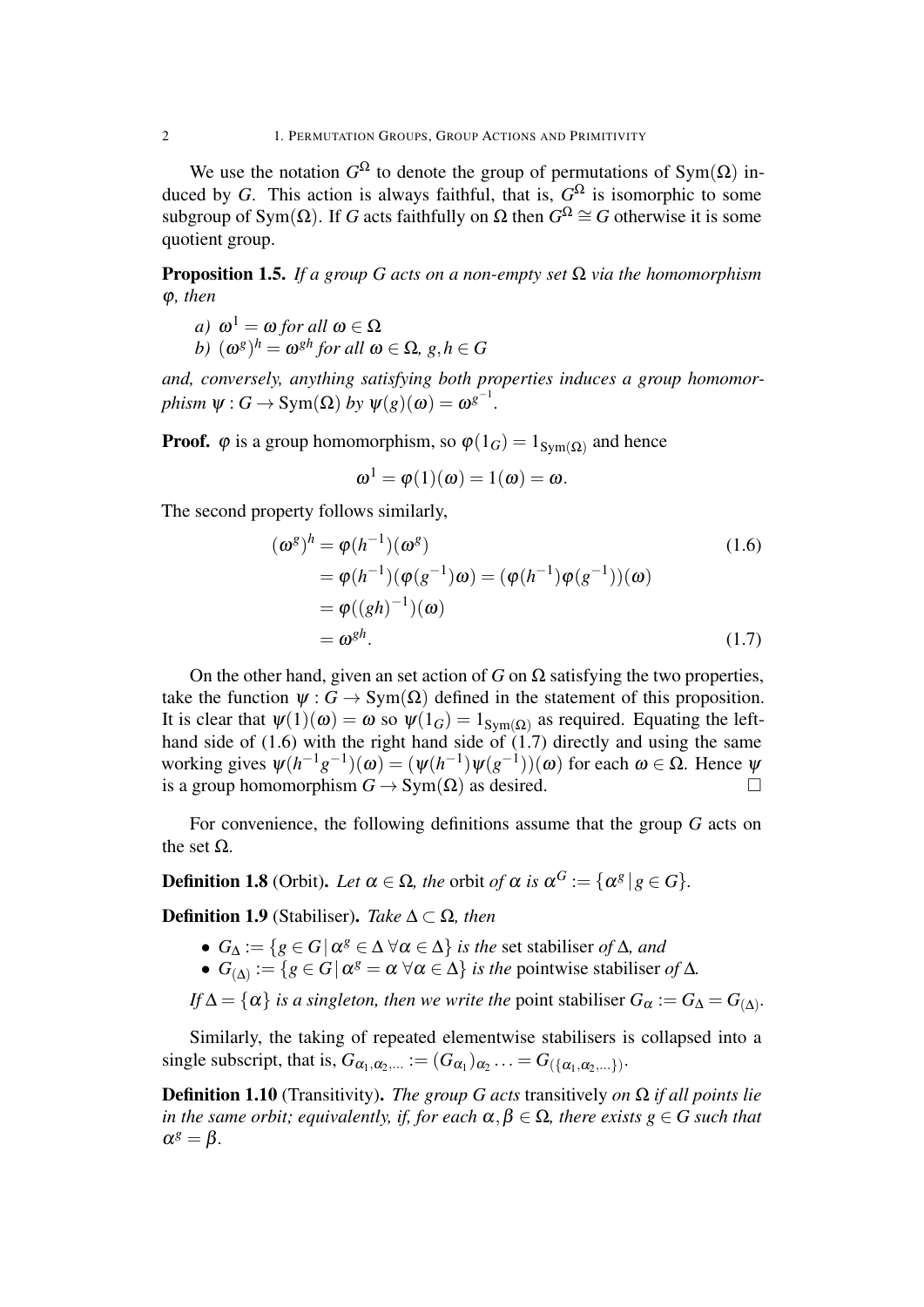We use the notation $G^\Omega$ to denote the group of permutations of $\mathrm{Sym}(\Omega)$ induced by $G$. This action is always faithful, that is, $G^\Omega$ is isomorphic to some subgroup of $\mathrm{Sym}(\Omega)$. If $G$ acts faithfully on $\Omega$ then $G^\Omega \cong G$ otherwise it is some quotient group.

**Proposition 1.5.** *If a group $G$ acts on a non-empty set $\Omega$ via the homomorphism $\varphi$, then*

*a) $\omega^1 = \omega$ for all $\omega \in \Omega$*
*b) $(\omega^g)^h = \omega^{gh}$ for all $\omega \in \Omega$, $g, h \in G$*

*and, conversely, anything satisfying both properties induces a group homomorphism $\psi : G \to \mathrm{Sym}(\Omega)$ by $\psi(g)(\omega) = \omega^{g^{-1}}$.*

**Proof.** $\varphi$ is a group homomorphism, so $\varphi(1_G) = 1_{\mathrm{Sym}(\Omega)}$ and hence

$$\omega^1 = \varphi(1)(\omega) = 1(\omega) = \omega.$$

The second property follows similarly,

$$\begin{aligned}
(\omega^g)^h &= \varphi(h^{-1})(\omega^g) \qquad (1.6)\\
&= \varphi(h^{-1})(\varphi(g^{-1})\omega) = (\varphi(h^{-1})\varphi(g^{-1}))(\omega)\\
&= \varphi((gh)^{-1})(\omega)\\
&= \omega^{gh}. \qquad (1.7)
\end{aligned}$$

On the other hand, given an set action of $G$ on $\Omega$ satisfying the two properties, take the function $\psi : G \to \mathrm{Sym}(\Omega)$ defined in the statement of this proposition. It is clear that $\psi(1)(\omega) = \omega$ so $\psi(1_G) = 1_{\mathrm{Sym}(\Omega)}$ as required. Equating the left-hand side of (1.6) with the right hand side of (1.7) directly and using the same working gives $\psi(h^{-1}g^{-1})(\omega) = (\psi(h^{-1})\psi(g^{-1}))(\omega)$ for each $\omega \in \Omega$. Hence $\psi$ is a group homomorphism $G \to \mathrm{Sym}(\Omega)$ as desired. $\square$

For convenience, the following definitions assume that the group $G$ acts on the set $\Omega$.

**Definition 1.8** (Orbit)**.** *Let $\alpha \in \Omega$, the* orbit *of $\alpha$ is $\alpha^G := \{\alpha^g \mid g \in G\}$.*

**Definition 1.9** (Stabiliser)**.** *Take $\Delta \subset \Omega$, then*

- *$G_\Delta := \{g \in G \mid \alpha^g \in \Delta \; \forall \alpha \in \Delta\}$ is the* set stabiliser *of $\Delta$, and*
- *$G_{(\Delta)} := \{g \in G \mid \alpha^g = \alpha \; \forall \alpha \in \Delta\}$ is the* pointwise stabiliser *of $\Delta$.*

*If $\Delta = \{\alpha\}$ is a singleton, then we write the* point stabiliser *$G_\alpha := G_\Delta = G_{(\Delta)}$.*

Similarly, the taking of repeated elementwise stabilisers is collapsed into a single subscript, that is, $G_{\alpha_1,\alpha_2,\ldots} := (G_{\alpha_1})_{\alpha_2} \ldots = G_{(\{\alpha_1,\alpha_2,\ldots\})}$.

**Definition 1.10** (Transitivity)**.** *The group $G$ acts* transitively *on $\Omega$ if all points lie in the same orbit; equivalently, if, for each $\alpha, \beta \in \Omega$, there exists $g \in G$ such that $\alpha^g = \beta$.*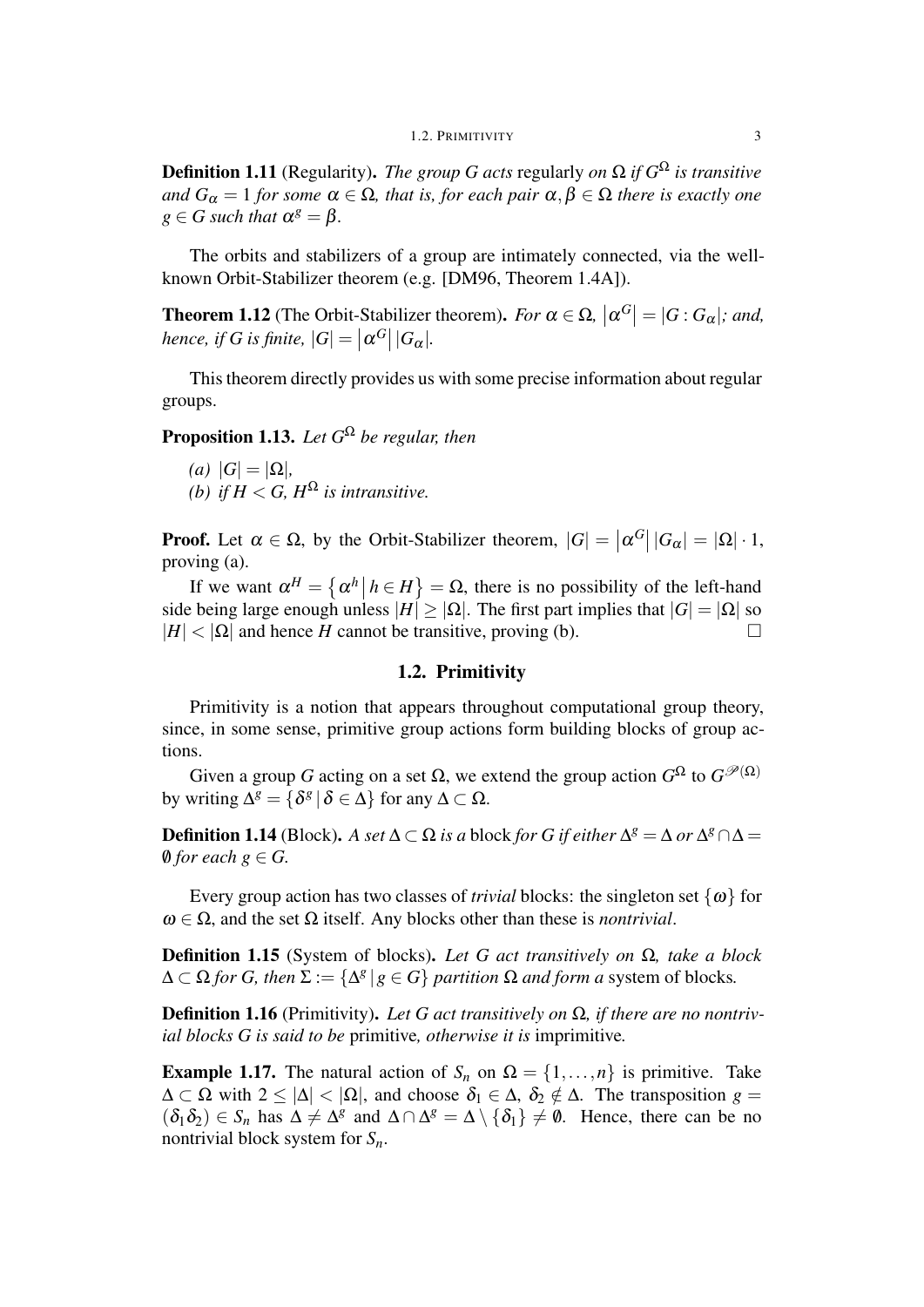**Definition 1.11** (Regularity)**.** *The group $G$ acts* regularly *on $\Omega$ if $G^\Omega$ is transitive and $G_\alpha = 1$ for some $\alpha \in \Omega$, that is, for each pair $\alpha, \beta \in \Omega$ there is exactly one $g \in G$ such that $\alpha^g = \beta$.*

The orbits and stabilizers of a group are intimately connected, via the well-known Orbit-Stabilizer theorem (e.g. [DM96, Theorem 1.4A]).

**Theorem 1.12** (The Orbit-Stabilizer theorem)**.** *For $\alpha \in \Omega$, $\left|\alpha^G\right| = |G : G_\alpha|$; and, hence, if $G$ is finite, $|G| = \left|\alpha^G\right| |G_\alpha|$.*

This theorem directly provides us with some precise information about regular groups.

**Proposition 1.13.** *Let $G^\Omega$ be regular, then*

*(a) $|G| = |\Omega|$,*
*(b) if $H < G$, $H^\Omega$ is intransitive.*

**Proof.** Let $\alpha \in \Omega$, by the Orbit-Stabilizer theorem, $|G| = \left|\alpha^G\right| |G_\alpha| = |\Omega| \cdot 1$, proving (a).

If we want $\alpha^H = \left\{ \alpha^h \,\middle|\, h \in H \right\} = \Omega$, there is no possibility of the left-hand side being large enough unless $|H| \geq |\Omega|$. The first part implies that $|G| = |\Omega|$ so $|H| < |\Omega|$ and hence $H$ cannot be transitive, proving (b). □

## 1.2. Primitivity

Primitivity is a notion that appears throughout computational group theory, since, in some sense, primitive group actions form building blocks of group actions.

Given a group $G$ acting on a set $\Omega$, we extend the group action $G^\Omega$ to $G^{\mathscr{P}(\Omega)}$ by writing $\Delta^g = \{\delta^g \mid \delta \in \Delta\}$ for any $\Delta \subset \Omega$.

**Definition 1.14** (Block)**.** *A set $\Delta \subset \Omega$ is a* block *for $G$ if either $\Delta^g = \Delta$ or $\Delta^g \cap \Delta = \emptyset$ for each $g \in G$.*

Every group action has two classes of *trivial* blocks: the singleton set $\{\omega\}$ for $\omega \in \Omega$, and the set $\Omega$ itself. Any blocks other than these is *nontrivial*.

**Definition 1.15** (System of blocks)**.** *Let $G$ act transitively on $\Omega$, take a block $\Delta \subset \Omega$ for $G$, then $\Sigma := \{\Delta^g \mid g \in G\}$ partition $\Omega$ and form a* system of blocks*.*

**Definition 1.16** (Primitivity)**.** *Let $G$ act transitively on $\Omega$, if there are no nontrivial blocks $G$ is said to be* primitive*, otherwise it is* imprimitive*.*

**Example 1.17.** The natural action of $S_n$ on $\Omega = \{1, \ldots, n\}$ is primitive. Take $\Delta \subset \Omega$ with $2 \leq |\Delta| < |\Omega|$, and choose $\delta_1 \in \Delta$, $\delta_2 \notin \Delta$. The transposition $g = (\delta_1 \delta_2) \in S_n$ has $\Delta \neq \Delta^g$ and $\Delta \cap \Delta^g = \Delta \setminus \{\delta_1\} \neq \emptyset$. Hence, there can be no nontrivial block system for $S_n$.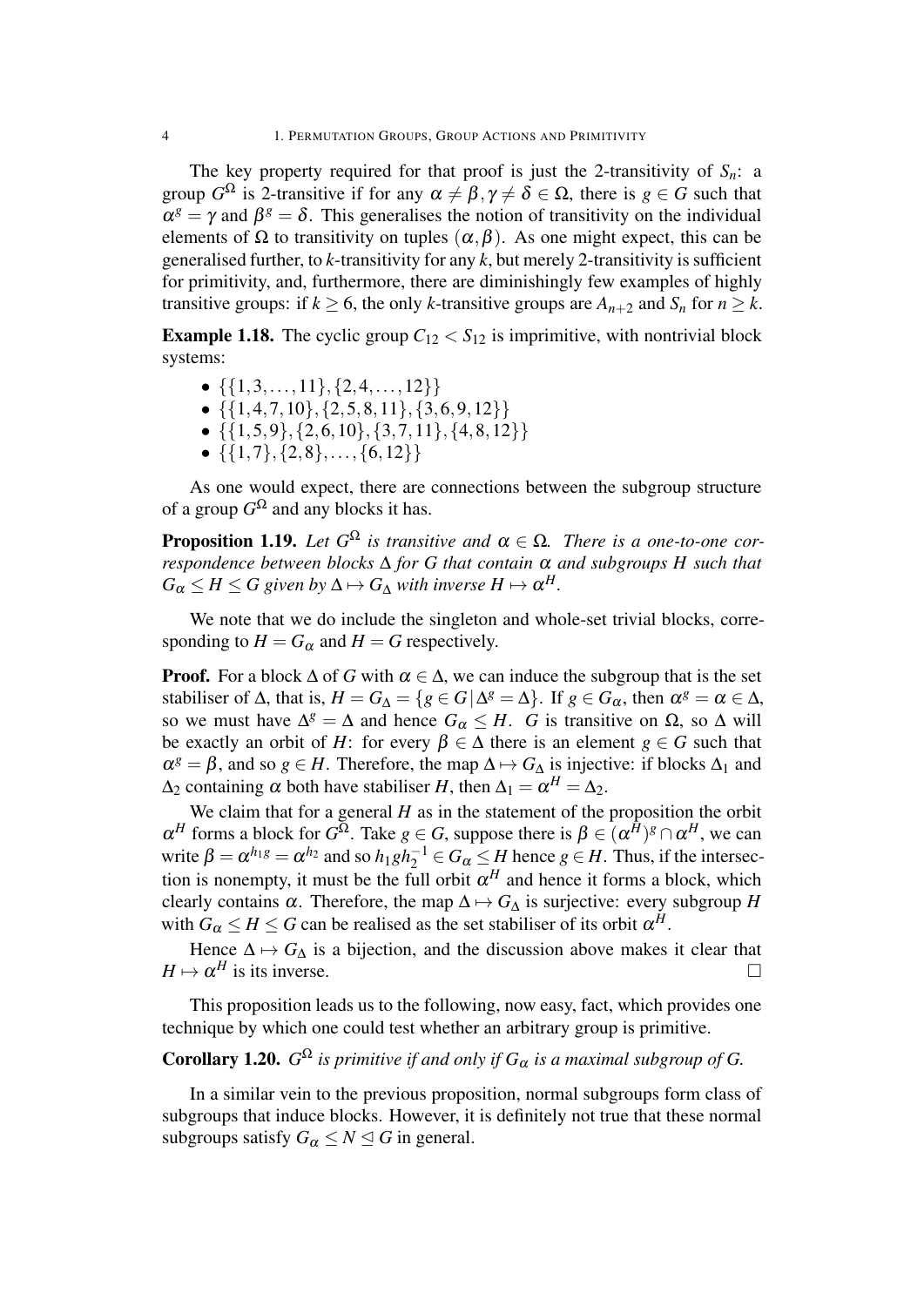The key property required for that proof is just the 2-transitivity of $S_n$: a group $G^\Omega$ is 2-transitive if for any $\alpha \neq \beta, \gamma \neq \delta \in \Omega$, there is $g \in G$ such that $\alpha^g = \gamma$ and $\beta^g = \delta$. This generalises the notion of transitivity on the individual elements of $\Omega$ to transitivity on tuples $(\alpha, \beta)$. As one might expect, this can be generalised further, to $k$-transitivity for any $k$, but merely 2-transitivity is sufficient for primitivity, and, furthermore, there are diminishingly few examples of highly transitive groups: if $k \geq 6$, the only $k$-transitive groups are $A_{n+2}$ and $S_n$ for $n \geq k$.

**Example 1.18.** The cyclic group $C_{12} < S_{12}$ is imprimitive, with nontrivial block systems:

- $\{\{1,3,\ldots,11\},\{2,4,\ldots,12\}\}$
- $\{\{1,4,7,10\},\{2,5,8,11\},\{3,6,9,12\}\}$
- $\{\{1,5,9\},\{2,6,10\},\{3,7,11\},\{4,8,12\}\}$
- $\{\{1,7\},\{2,8\},\ldots,\{6,12\}\}$

As one would expect, there are connections between the subgroup structure of a group $G^\Omega$ and any blocks it has.

**Proposition 1.19.** *Let $G^\Omega$ is transitive and $\alpha \in \Omega$. There is a one-to-one correspondence between blocks $\Delta$ for $G$ that contain $\alpha$ and subgroups $H$ such that $G_\alpha \leq H \leq G$ given by $\Delta \mapsto G_\Delta$ with inverse $H \mapsto \alpha^H$.*

We note that we do include the singleton and whole-set trivial blocks, corresponding to $H = G_\alpha$ and $H = G$ respectively.

**Proof.** For a block $\Delta$ of $G$ with $\alpha \in \Delta$, we can induce the subgroup that is the set stabiliser of $\Delta$, that is, $H = G_\Delta = \{g \in G \mid \Delta^g = \Delta\}$. If $g \in G_\alpha$, then $\alpha^g = \alpha \in \Delta$, so we must have $\Delta^g = \Delta$ and hence $G_\alpha \leq H$. $G$ is transitive on $\Omega$, so $\Delta$ will be exactly an orbit of $H$: for every $\beta \in \Delta$ there is an element $g \in G$ such that $\alpha^g = \beta$, and so $g \in H$. Therefore, the map $\Delta \mapsto G_\Delta$ is injective: if blocks $\Delta_1$ and $\Delta_2$ containing $\alpha$ both have stabiliser $H$, then $\Delta_1 = \alpha^H = \Delta_2$.

We claim that for a general $H$ as in the statement of the proposition the orbit $\alpha^H$ forms a block for $G^\Omega$. Take $g \in G$, suppose there is $\beta \in (\alpha^H)^g \cap \alpha^H$, we can write $\beta = \alpha^{h_1 g} = \alpha^{h_2}$ and so $h_1 g h_2^{-1} \in G_\alpha \leq H$ hence $g \in H$. Thus, if the intersection is nonempty, it must be the full orbit $\alpha^H$ and hence it forms a block, which clearly contains $\alpha$. Therefore, the map $\Delta \mapsto G_\Delta$ is surjective: every subgroup $H$ with $G_\alpha \leq H \leq G$ can be realised as the set stabiliser of its orbit $\alpha^H$.

Hence $\Delta \mapsto G_\Delta$ is a bijection, and the discussion above makes it clear that $H \mapsto \alpha^H$ is its inverse. $\square$

This proposition leads us to the following, now easy, fact, which provides one technique by which one could test whether an arbitrary group is primitive.

**Corollary 1.20.** *$G^\Omega$ is primitive if and only if $G_\alpha$ is a maximal subgroup of $G$.*

In a similar vein to the previous proposition, normal subgroups form class of subgroups that induce blocks. However, it is definitely not true that these normal subgroups satisfy $G_\alpha \leq N \trianglelefteq G$ in general.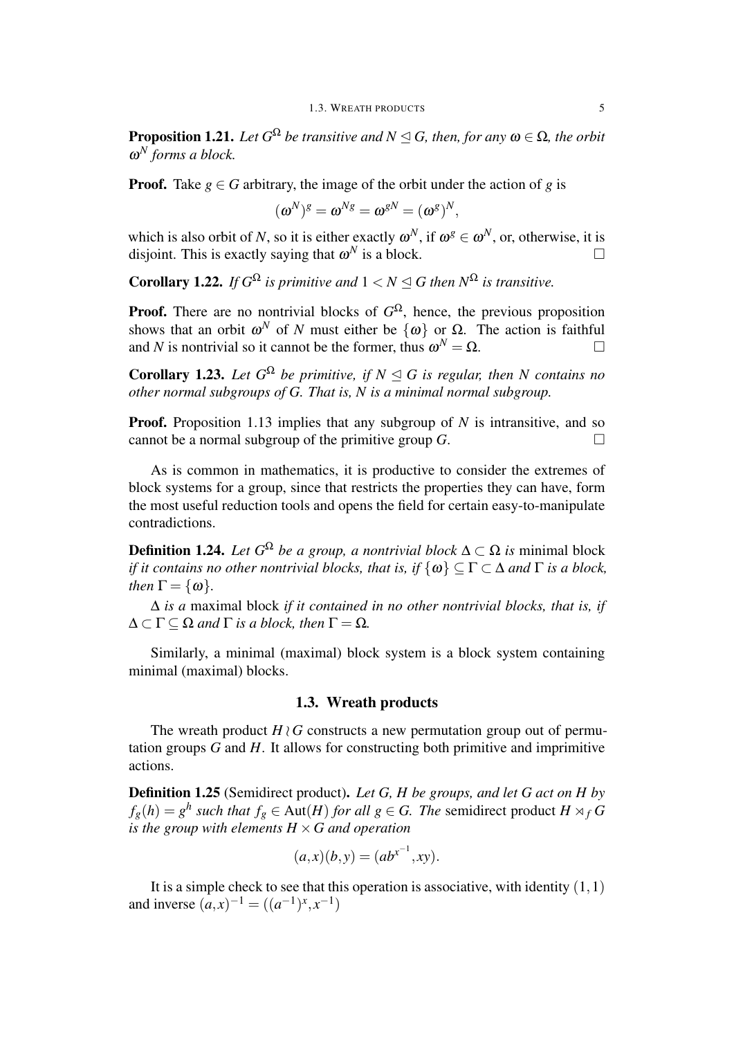**Proposition 1.21.** *Let $G^\Omega$ be transitive and $N \trianglelefteq G$, then, for any $\omega \in \Omega$, the orbit $\omega^N$ forms a block.*

**Proof.** Take $g \in G$ arbitrary, the image of the orbit under the action of $g$ is

$$(\omega^N)^g = \omega^{Ng} = \omega^{gN} = (\omega^g)^N,$$

which is also orbit of $N$, so it is either exactly $\omega^N$, if $\omega^g \in \omega^N$, or, otherwise, it is disjoint. This is exactly saying that $\omega^N$ is a block. □

**Corollary 1.22.** *If $G^\Omega$ is primitive and $1 < N \trianglelefteq G$ then $N^\Omega$ is transitive.*

**Proof.** There are no nontrivial blocks of $G^\Omega$, hence, the previous proposition shows that an orbit $\omega^N$ of $N$ must either be $\{\omega\}$ or $\Omega$. The action is faithful and $N$ is nontrivial so it cannot be the former, thus $\omega^N = \Omega$. □

**Corollary 1.23.** *Let $G^\Omega$ be primitive, if $N \trianglelefteq G$ is regular, then $N$ contains no other normal subgroups of $G$. That is, $N$ is a minimal normal subgroup.*

**Proof.** Proposition 1.13 implies that any subgroup of $N$ is intransitive, and so cannot be a normal subgroup of the primitive group $G$. □

As is common in mathematics, it is productive to consider the extremes of block systems for a group, since that restricts the properties they can have, form the most useful reduction tools and opens the field for certain easy-to-manipulate contradictions.

**Definition 1.24.** *Let $G^\Omega$ be a group, a nontrivial block $\Delta \subset \Omega$ is* minimal block *if it contains no other nontrivial blocks, that is, if $\{\omega\} \subseteq \Gamma \subset \Delta$ and $\Gamma$ is a block, then $\Gamma = \{\omega\}$.*

*$\Delta$ is a* maximal block *if it contained in no other nontrivial blocks, that is, if $\Delta \subset \Gamma \subseteq \Omega$ and $\Gamma$ is a block, then $\Gamma = \Omega$.*

Similarly, a minimal (maximal) block system is a block system containing minimal (maximal) blocks.

## 1.3. Wreath products

The wreath product $H \wr G$ constructs a new permutation group out of permutation groups $G$ and $H$. It allows for constructing both primitive and imprimitive actions.

**Definition 1.25** (Semidirect product)**.** *Let $G$, $H$ be groups, and let $G$ act on $H$ by $f_g(h) = g^h$ such that $f_g \in \mathrm{Aut}(H)$ for all $g \in G$. The* semidirect product $H \rtimes_f G$ *is the group with elements $H \times G$ and operation*

$$(a,x)(b,y) = (ab^{x^{-1}}, xy).$$

It is a simple check to see that this operation is associative, with identity $(1,1)$ and inverse $(a,x)^{-1} = ((a^{-1})^x, x^{-1})$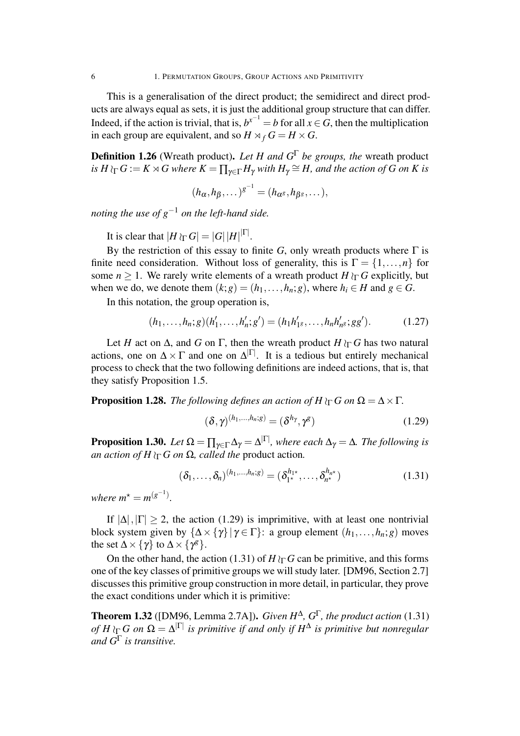This is a generalisation of the direct product; the semidirect and direct products are always equal as sets, it is just the additional group structure that can differ. Indeed, if the action is trivial, that is, $b^{x^{-1}} = b$ for all $x \in G$, then the multiplication in each group are equivalent, and so $H \rtimes_f G = H \times G$.

**Definition 1.26** (Wreath product)**.** *Let $H$ and $G^\Gamma$ be groups, the* wreath product *is $H \wr_\Gamma G := K \rtimes G$ where $K = \prod_{\gamma \in \Gamma} H_\gamma$ with $H_\gamma \cong H$, and the action of $G$ on $K$ is*

$$(h_\alpha, h_\beta, \dots)^{g^{-1}} = (h_{\alpha^g}, h_{\beta^g}, \dots),$$

*noting the use of $g^{-1}$ on the left-hand side.*

It is clear that $|H \wr_\Gamma G| = |G|\,|H|^{|\Gamma|}$.

By the restriction of this essay to finite $G$, only wreath products where $\Gamma$ is finite need consideration. Without loss of generality, this is $\Gamma = \{1, \dots, n\}$ for some $n \geq 1$. We rarely write elements of a wreath product $H \wr_\Gamma G$ explicitly, but when we do, we denote them $(k; g) = (h_1, \dots, h_n; g)$, where $h_i \in H$ and $g \in G$.

In this notation, the group operation is,

$$(h_1, \dots, h_n; g)(h'_1, \dots, h'_n; g') = (h_1 h'_{1^g}, \dots, h_n h'_{n^g}; gg'). \tag{1.27}$$

Let $H$ act on $\Delta$, and $G$ on $\Gamma$, then the wreath product $H \wr_\Gamma G$ has two natural actions, one on $\Delta \times \Gamma$ and one on $\Delta^{|\Gamma|}$. It is a tedious but entirely mechanical process to check that the two following definitions are indeed actions, that is, that they satisfy Proposition 1.5.

**Proposition 1.28.** *The following defines an action of $H \wr_\Gamma G$ on $\Omega = \Delta \times \Gamma$.*

$$(\delta, \gamma)^{(h_1, \dots, h_n; g)} = (\delta^{h_\gamma}, \gamma^g) \tag{1.29}$$

**Proposition 1.30.** *Let $\Omega = \prod_{\gamma \in \Gamma} \Delta_\gamma = \Delta^{|\Gamma|}$, where each $\Delta_\gamma = \Delta$. The following is an action of $H \wr_\Gamma G$ on $\Omega$, called the* product action.

$$(\delta_1, \dots, \delta_n)^{(h_1, \dots, h_n; g)} = (\delta_{1^\star}^{h_{1^\star}}, \dots, \delta_{n^\star}^{h_{n^\star}}) \tag{1.31}$$

*where $m^\star = m^{(g^{-1})}$.*

If $|\Delta|, |\Gamma| \geq 2$, the action (1.29) is imprimitive, with at least one nontrivial block system given by $\{\Delta \times \{\gamma\} \mid \gamma \in \Gamma\}$: a group element $(h_1, \dots, h_n; g)$ moves the set $\Delta \times \{\gamma\}$ to $\Delta \times \{\gamma^g\}$.

On the other hand, the action (1.31) of $H \wr_\Gamma G$ can be primitive, and this forms one of the key classes of primitive groups we will study later. [DM96, Section 2.7] discusses this primitive group construction in more detail, in particular, they prove the exact conditions under which it is primitive:

**Theorem 1.32** ([DM96, Lemma 2.7A])**.** *Given $H^\Delta$, $G^\Gamma$, the product action* (1.31) *of $H \wr_\Gamma G$ on $\Omega = \Delta^{|\Gamma|}$ is primitive if and only if $H^\Delta$ is primitive but nonregular and $G^\Gamma$ is transitive.*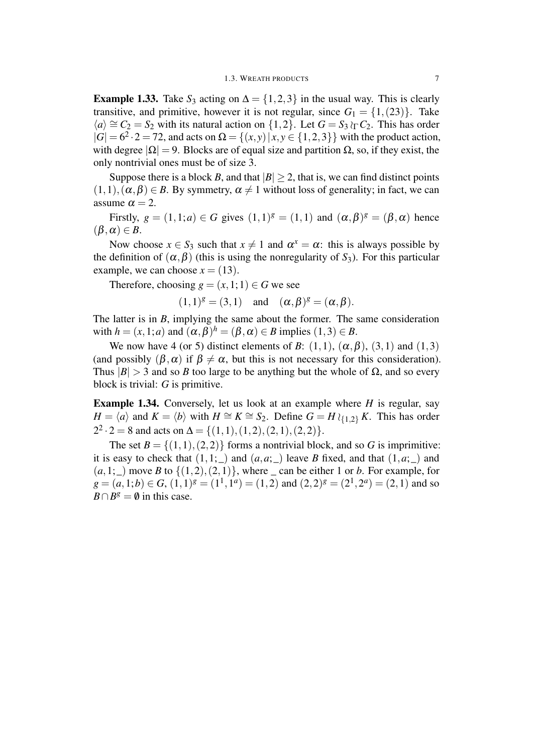**Example 1.33.** Take $S_3$ acting on $\Delta = \{1,2,3\}$ in the usual way. This is clearly transitive, and primitive, however it is not regular, since $G_1 = \{1,(23)\}$. Take $\langle a \rangle \cong C_2 = S_2$ with its natural action on $\{1,2\}$. Let $G = S_3 \wr_\Gamma C_2$. This has order $|G| = 6^2 \cdot 2 = 72$, and acts on $\Omega = \{(x,y) \,|\, x,y \in \{1,2,3\}\}$ with the product action, with degree $|\Omega| = 9$. Blocks are of equal size and partition $\Omega$, so, if they exist, the only nontrivial ones must be of size 3.

Suppose there is a block $B$, and that $|B| \geq 2$, that is, we can find distinct points $(1,1),(\alpha,\beta) \in B$. By symmetry, $\alpha \neq 1$ without loss of generality; in fact, we can assume $\alpha = 2$.

Firstly, $g = (1,1;a) \in G$ gives $(1,1)^g = (1,1)$ and $(\alpha,\beta)^g = (\beta,\alpha)$ hence $(\beta,\alpha) \in B$.

Now choose $x \in S_3$ such that $x \neq 1$ and $\alpha^x = \alpha$: this is always possible by the definition of $(\alpha,\beta)$ (this is using the nonregularity of $S_3$). For this particular example, we can choose $x = (13)$.

Therefore, choosing $g = (x,1;1) \in G$ we see

$$(1,1)^g = (3,1) \quad \text{and} \quad (\alpha,\beta)^g = (\alpha,\beta).$$

The latter is in $B$, implying the same about the former. The same consideration with $h = (x,1;a)$ and $(\alpha,\beta)^h = (\beta,\alpha) \in B$ implies $(1,3) \in B$.

We now have 4 (or 5) distinct elements of $B$: $(1,1)$, $(\alpha,\beta)$, $(3,1)$ and $(1,3)$ (and possibly $(\beta,\alpha)$ if $\beta \neq \alpha$, but this is not necessary for this consideration). Thus $|B| > 3$ and so $B$ too large to be anything but the whole of $\Omega$, and so every block is trivial: $G$ is primitive.

**Example 1.34.** Conversely, let us look at an example where $H$ is regular, say $H = \langle a \rangle$ and $K = \langle b \rangle$ with $H \cong K \cong S_2$. Define $G = H \wr_{\{1,2\}} K$. This has order $2^2 \cdot 2 = 8$ and acts on $\Delta = \{(1,1),(1,2),(2,1),(2,2)\}$.

The set $B = \{(1,1),(2,2)\}$ forms a nontrivial block, and so $G$ is imprimitive: it is easy to check that $(1,1;\_)$ and $(a,a;\_)$ leave $B$ fixed, and that $(1,a;\_)$ and $(a,1;\_)$ move $B$ to $\{(1,2),(2,1)\}$, where _ can be either 1 or $b$. For example, for $g = (a,1;b) \in G$, $(1,1)^g = (1^1,1^a) = (1,2)$ and $(2,2)^g = (2^1,2^a) = (2,1)$ and so $B \cap B^g = \emptyset$ in this case.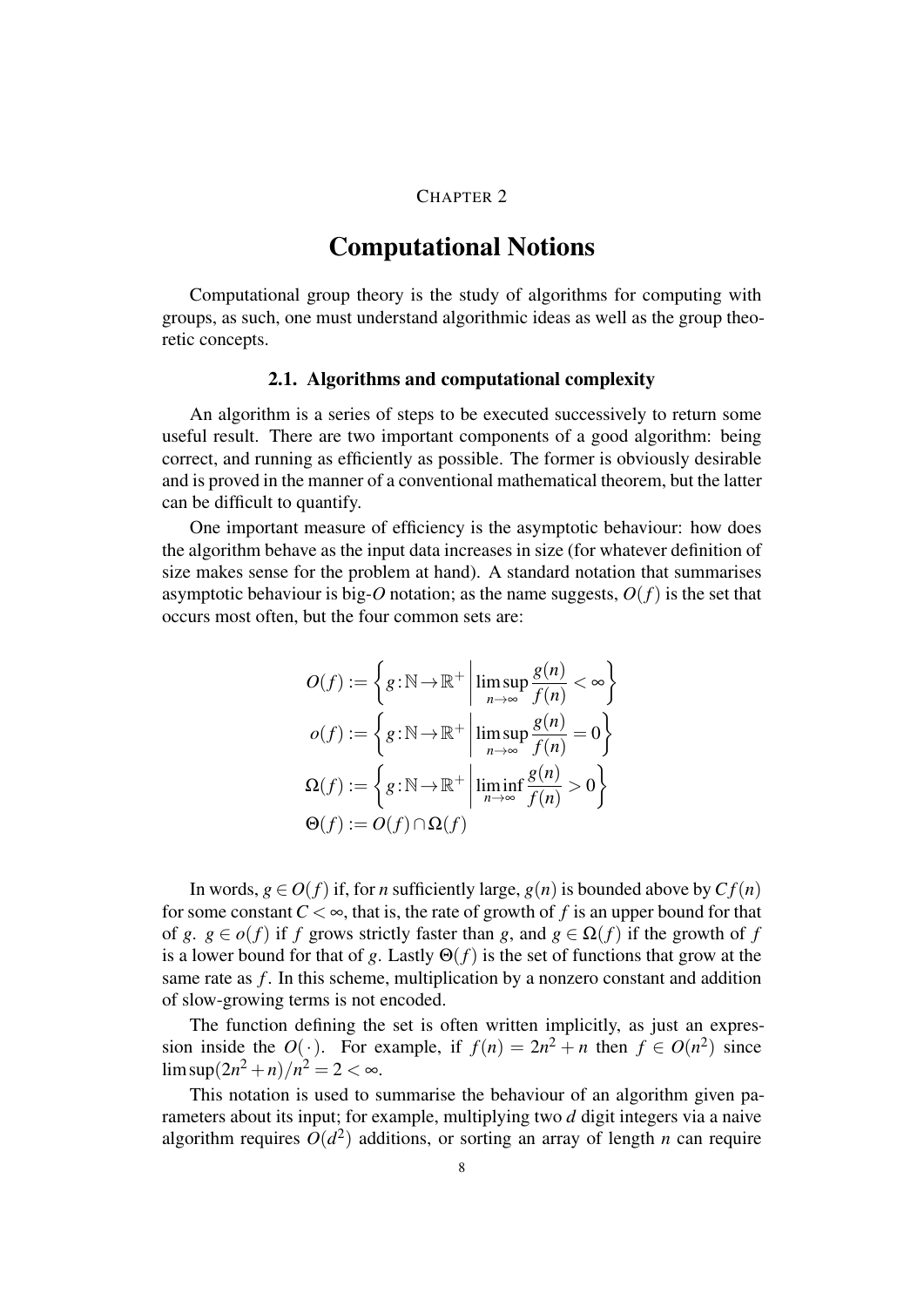CHAPTER 2

# Computational Notions

Computational group theory is the study of algorithms for computing with groups, as such, one must understand algorithmic ideas as well as the group theoretic concepts.

## 2.1. Algorithms and computational complexity

An algorithm is a series of steps to be executed successively to return some useful result. There are two important components of a good algorithm: being correct, and running as efficiently as possible. The former is obviously desirable and is proved in the manner of a conventional mathematical theorem, but the latter can be difficult to quantify.

One important measure of efficiency is the asymptotic behaviour: how does the algorithm behave as the input data increases in size (for whatever definition of size makes sense for the problem at hand). A standard notation that summarises asymptotic behaviour is big-$O$ notation; as the name suggests, $O(f)$ is the set that occurs most often, but the four common sets are:

$$
\begin{aligned}
O(f) &:= \left\{ g:\mathbb{N}\to\mathbb{R}^+ \;\middle|\; \limsup_{n\to\infty} \frac{g(n)}{f(n)} < \infty \right\} \\
o(f) &:= \left\{ g:\mathbb{N}\to\mathbb{R}^+ \;\middle|\; \limsup_{n\to\infty} \frac{g(n)}{f(n)} = 0 \right\} \\
\Omega(f) &:= \left\{ g:\mathbb{N}\to\mathbb{R}^+ \;\middle|\; \liminf_{n\to\infty} \frac{g(n)}{f(n)} > 0 \right\} \\
\Theta(f) &:= O(f) \cap \Omega(f)
\end{aligned}
$$

In words, $g \in O(f)$ if, for $n$ sufficiently large, $g(n)$ is bounded above by $Cf(n)$ for some constant $C < \infty$, that is, the rate of growth of $f$ is an upper bound for that of $g$. $g \in o(f)$ if $f$ grows strictly faster than $g$, and $g \in \Omega(f)$ if the growth of $f$ is a lower bound for that of $g$. Lastly $\Theta(f)$ is the set of functions that grow at the same rate as $f$. In this scheme, multiplication by a nonzero constant and addition of slow-growing terms is not encoded.

The function defining the set is often written implicitly, as just an expression inside the $O(\cdot)$. For example, if $f(n) = 2n^2 + n$ then $f \in O(n^2)$ since $\limsup(2n^2 + n)/n^2 = 2 < \infty$.

This notation is used to summarise the behaviour of an algorithm given parameters about its input; for example, multiplying two $d$ digit integers via a naive algorithm requires $O(d^2)$ additions, or sorting an array of length $n$ can require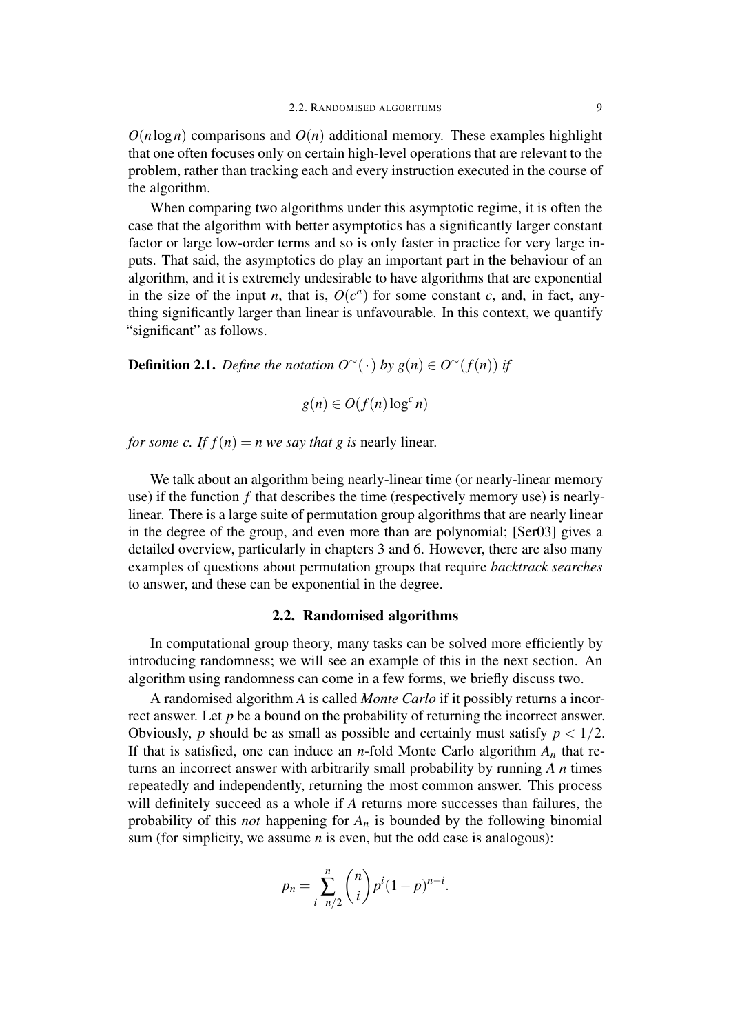$O(n \log n)$ comparisons and $O(n)$ additional memory. These examples highlight that one often focuses only on certain high-level operations that are relevant to the problem, rather than tracking each and every instruction executed in the course of the algorithm.

When comparing two algorithms under this asymptotic regime, it is often the case that the algorithm with better asymptotics has a significantly larger constant factor or large low-order terms and so is only faster in practice for very large inputs. That said, the asymptotics do play an important part in the behaviour of an algorithm, and it is extremely undesirable to have algorithms that are exponential in the size of the input $n$, that is, $O(c^n)$ for some constant $c$, and, in fact, anything significantly larger than linear is unfavourable. In this context, we quantify "significant" as follows.

**Definition 2.1.** *Define the notation $O^{\sim}(\,\cdot\,)$ by $g(n) \in O^{\sim}(f(n))$ if*

$$g(n) \in O(f(n) \log^c n)$$

*for some $c$. If $f(n) = n$ we say that $g$ is* nearly linear.

We talk about an algorithm being nearly-linear time (or nearly-linear memory use) if the function $f$ that describes the time (respectively memory use) is nearly-linear. There is a large suite of permutation group algorithms that are nearly linear in the degree of the group, and even more than are polynomial; [Ser03] gives a detailed overview, particularly in chapters 3 and 6. However, there are also many examples of questions about permutation groups that require *backtrack searches* to answer, and these can be exponential in the degree.

## 2.2. Randomised algorithms

In computational group theory, many tasks can be solved more efficiently by introducing randomness; we will see an example of this in the next section. An algorithm using randomness can come in a few forms, we briefly discuss two.

A randomised algorithm $A$ is called *Monte Carlo* if it possibly returns a incorrect answer. Let $p$ be a bound on the probability of returning the incorrect answer. Obviously, $p$ should be as small as possible and certainly must satisfy $p < 1/2$. If that is satisfied, one can induce an $n$-fold Monte Carlo algorithm $A_n$ that returns an incorrect answer with arbitrarily small probability by running $A$ $n$ times repeatedly and independently, returning the most common answer. This process will definitely succeed as a whole if $A$ returns more successes than failures, the probability of this *not* happening for $A_n$ is bounded by the following binomial sum (for simplicity, we assume $n$ is even, but the odd case is analogous):

$$p_n = \sum_{i=n/2}^{n} \binom{n}{i} p^i (1-p)^{n-i}.$$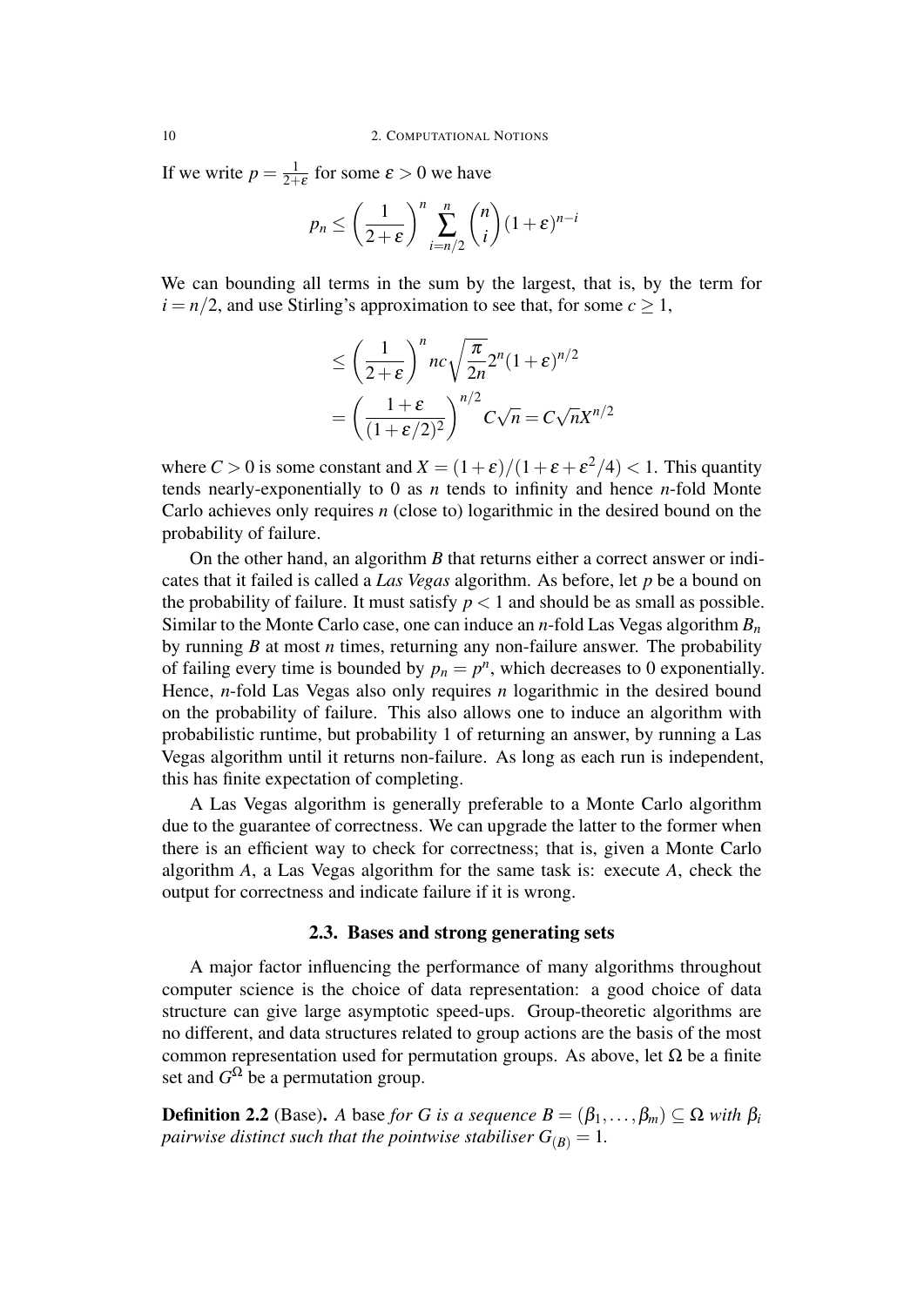If we write $p = \frac{1}{2+\varepsilon}$ for some $\varepsilon > 0$ we have

$$p_n \leq \left(\frac{1}{2+\varepsilon}\right)^n \sum_{i=n/2}^{n} \binom{n}{i} (1+\varepsilon)^{n-i}$$

We can bounding all terms in the sum by the largest, that is, by the term for $i = n/2$, and use Stirling's approximation to see that, for some $c \geq 1$,

$$\begin{aligned}
&\leq \left(\frac{1}{2+\varepsilon}\right)^n nc\sqrt{\frac{\pi}{2n}} 2^n (1+\varepsilon)^{n/2} \\
&= \left(\frac{1+\varepsilon}{(1+\varepsilon/2)^2}\right)^{n/2} C\sqrt{n} = C\sqrt{n} X^{n/2}
\end{aligned}$$

where $C > 0$ is some constant and $X = (1+\varepsilon)/(1+\varepsilon+\varepsilon^2/4) < 1$. This quantity tends nearly-exponentially to 0 as $n$ tends to infinity and hence $n$-fold Monte Carlo achieves only requires $n$ (close to) logarithmic in the desired bound on the probability of failure.

On the other hand, an algorithm $B$ that returns either a correct answer or indicates that it failed is called a *Las Vegas* algorithm. As before, let $p$ be a bound on the probability of failure. It must satisfy $p < 1$ and should be as small as possible. Similar to the Monte Carlo case, one can induce an $n$-fold Las Vegas algorithm $B_n$ by running $B$ at most $n$ times, returning any non-failure answer. The probability of failing every time is bounded by $p_n = p^n$, which decreases to 0 exponentially. Hence, $n$-fold Las Vegas also only requires $n$ logarithmic in the desired bound on the probability of failure. This also allows one to induce an algorithm with probabilistic runtime, but probability 1 of returning an answer, by running a Las Vegas algorithm until it returns non-failure. As long as each run is independent, this has finite expectation of completing.

A Las Vegas algorithm is generally preferable to a Monte Carlo algorithm due to the guarantee of correctness. We can upgrade the latter to the former when there is an efficient way to check for correctness; that is, given a Monte Carlo algorithm $A$, a Las Vegas algorithm for the same task is: execute $A$, check the output for correctness and indicate failure if it is wrong.

### 2.3. Bases and strong generating sets

A major factor influencing the performance of many algorithms throughout computer science is the choice of data representation: a good choice of data structure can give large asymptotic speed-ups. Group-theoretic algorithms are no different, and data structures related to group actions are the basis of the most common representation used for permutation groups. As above, let $\Omega$ be a finite set and $G^\Omega$ be a permutation group.

**Definition 2.2** (Base). *A* base *for $G$ is a sequence $B = (\beta_1, \ldots, \beta_m) \subseteq \Omega$ with $\beta_i$ pairwise distinct such that the pointwise stabiliser $G_{(B)} = 1$.*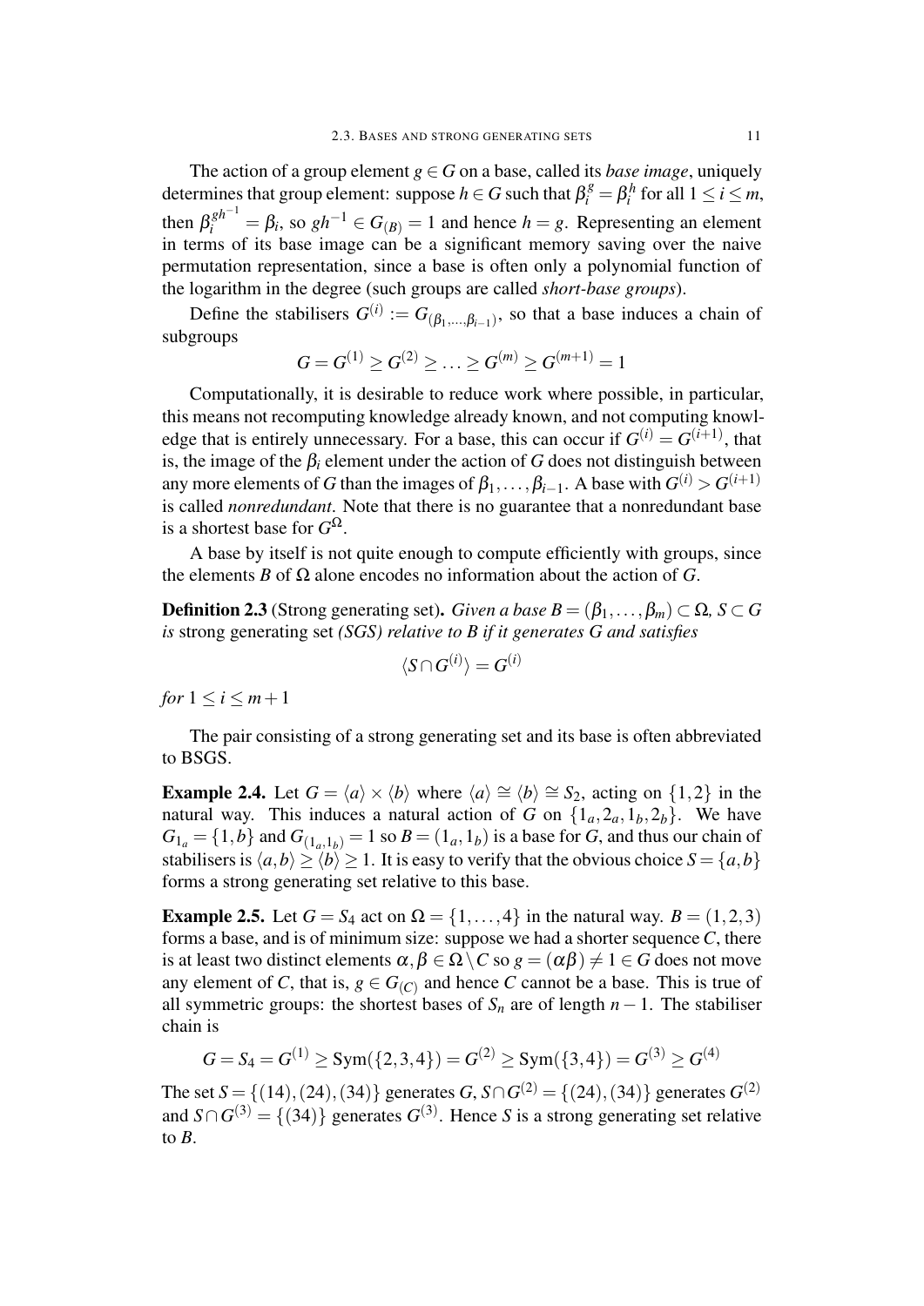The action of a group element $g \in G$ on a base, called its *base image*, uniquely determines that group element: suppose $h \in G$ such that $\beta_i^g = \beta_i^h$ for all $1 \le i \le m$, then $\beta_i^{gh^{-1}} = \beta_i$, so $gh^{-1} \in G_{(B)} = 1$ and hence $h = g$. Representing an element in terms of its base image can be a significant memory saving over the naive permutation representation, since a base is often only a polynomial function of the logarithm in the degree (such groups are called *short-base groups*).

Define the stabilisers $G^{(i)} := G_{(\beta_1,\dots,\beta_{i-1})}$, so that a base induces a chain of subgroups

$$G = G^{(1)} \ge G^{(2)} \ge \dots \ge G^{(m)} \ge G^{(m+1)} = 1$$

Computationally, it is desirable to reduce work where possible, in particular, this means not recomputing knowledge already known, and not computing knowledge that is entirely unnecessary. For a base, this can occur if $G^{(i)} = G^{(i+1)}$, that is, the image of the $\beta_i$ element under the action of $G$ does not distinguish between any more elements of $G$ than the images of $\beta_1, \dots, \beta_{i-1}$. A base with $G^{(i)} > G^{(i+1)}$ is called *nonredundant*. Note that there is no guarantee that a nonredundant base is a shortest base for $G^\Omega$.

A base by itself is not quite enough to compute efficiently with groups, since the elements $B$ of $\Omega$ alone encodes no information about the action of $G$.

**Definition 2.3** (Strong generating set)**.** *Given a base $B = (\beta_1, \dots, \beta_m) \subset \Omega$, $S \subset G$ is* strong generating set *(SGS) relative to $B$ if it generates $G$ and satisfies*

$$\langle S \cap G^{(i)} \rangle = G^{(i)}$$

*for $1 \le i \le m+1$*

The pair consisting of a strong generating set and its base is often abbreviated to BSGS.

**Example 2.4.** Let $G = \langle a \rangle \times \langle b \rangle$ where $\langle a \rangle \cong \langle b \rangle \cong S_2$, acting on $\{1,2\}$ in the natural way. This induces a natural action of $G$ on $\{1_a, 2_a, 1_b, 2_b\}$. We have $G_{1_a} = \{1, b\}$ and $G_{(1_a,1_b)} = 1$ so $B = (1_a, 1_b)$ is a base for $G$, and thus our chain of stabilisers is $\langle a, b \rangle \ge \langle b \rangle \ge 1$. It is easy to verify that the obvious choice $S = \{a, b\}$ forms a strong generating set relative to this base.

**Example 2.5.** Let $G = S_4$ act on $\Omega = \{1, \dots, 4\}$ in the natural way. $B = (1,2,3)$ forms a base, and is of minimum size: suppose we had a shorter sequence $C$, there is at least two distinct elements $\alpha, \beta \in \Omega \setminus C$ so $g = (\alpha\beta) \neq 1 \in G$ does not move any element of $C$, that is, $g \in G_{(C)}$ and hence $C$ cannot be a base. This is true of all symmetric groups: the shortest bases of $S_n$ are of length $n-1$. The stabiliser chain is

$$G = S_4 = G^{(1)} \ge \mathrm{Sym}(\{2,3,4\}) = G^{(2)} \ge \mathrm{Sym}(\{3,4\}) = G^{(3)} \ge G^{(4)}$$

The set $S = \{(14),(24),(34)\}$ generates $G$, $S \cap G^{(2)} = \{(24),(34)\}$ generates $G^{(2)}$ and $S \cap G^{(3)} = \{(34)\}$ generates $G^{(3)}$. Hence $S$ is a strong generating set relative to $B$.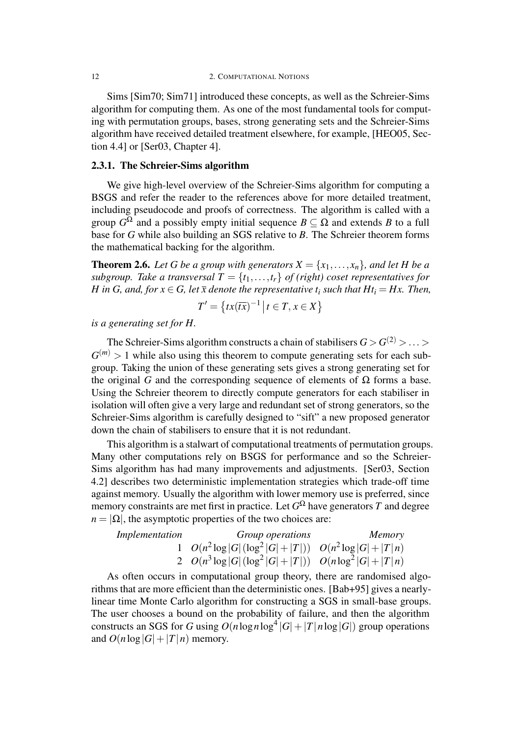Sims [Sim70; Sim71] introduced these concepts, as well as the Schreier-Sims algorithm for computing them. As one of the most fundamental tools for computing with permutation groups, bases, strong generating sets and the Schreier-Sims algorithm have received detailed treatment elsewhere, for example, [HEO05, Section 4.4] or [Ser03, Chapter 4].

### 2.3.1. The Schreier-Sims algorithm

We give high-level overview of the Schreier-Sims algorithm for computing a BSGS and refer the reader to the references above for more detailed treatment, including pseudocode and proofs of correctness. The algorithm is called with a group $G^{\Omega}$ and a possibly empty initial sequence $B \subseteq \Omega$ and extends $B$ to a full base for $G$ while also building an SGS relative to $B$. The Schreier theorem forms the mathematical backing for the algorithm.

**Theorem 2.6.** *Let $G$ be a group with generators $X = \{x_1, \ldots, x_n\}$, and let $H$ be a subgroup. Take a transversal $T = \{t_1, \ldots, t_r\}$ of (right) coset representatives for $H$ in $G$, and, for $x \in G$, let $\overline{x}$ denote the representative $t_i$ such that $Ht_i = Hx$. Then,*

$$T' = \left\{ tx(\overline{tx})^{-1} \,\middle|\, t \in T, x \in X \right\}$$

*is a generating set for $H$.*

The Schreier-Sims algorithm constructs a chain of stabilisers $G > G^{(2)} > \ldots > G^{(m)} > 1$ while also using this theorem to compute generating sets for each subgroup. Taking the union of these generating sets gives a strong generating set for the original $G$ and the corresponding sequence of elements of $\Omega$ forms a base. Using the Schreier theorem to directly compute generators for each stabiliser in isolation will often give a very large and redundant set of strong generators, so the Schreier-Sims algorithm is carefully designed to "sift" a new proposed generator down the chain of stabilisers to ensure that it is not redundant.

This algorithm is a stalwart of computational treatments of permutation groups. Many other computations rely on BSGS for performance and so the Schreier-Sims algorithm has had many improvements and adjustments. [Ser03, Section 4.2] describes two deterministic implementation strategies which trade-off time against memory. Usually the algorithm with lower memory use is preferred, since memory constraints are met first in practice. Let $G^{\Omega}$ have generators $T$ and degree $n = |\Omega|$, the asymptotic properties of the two choices are:

| *Implementation* | *Group operations* | *Memory* |
|---|---|---|
| 1 | $O(n^2 \log\lvert G\rvert (\log^2\lvert G\rvert + \lvert T\rvert))$ | $O(n^2 \log\lvert G\rvert + \lvert T\rvert n)$ |
| 2 | $O(n^3 \log\lvert G\rvert (\log^2\lvert G\rvert + \lvert T\rvert))$ | $O(n \log^2\lvert G\rvert + \lvert T\rvert n)$ |

As often occurs in computational group theory, there are randomised algorithms that are more efficient than the deterministic ones. [Bab+95] gives a nearly-linear time Monte Carlo algorithm for constructing a SGS in small-base groups. The user chooses a bound on the probability of failure, and then the algorithm constructs an SGS for $G$ using $O(n \log n \log^4 |G| + |T| n \log |G|)$ group operations and $O(n \log |G| + |T| n)$ memory.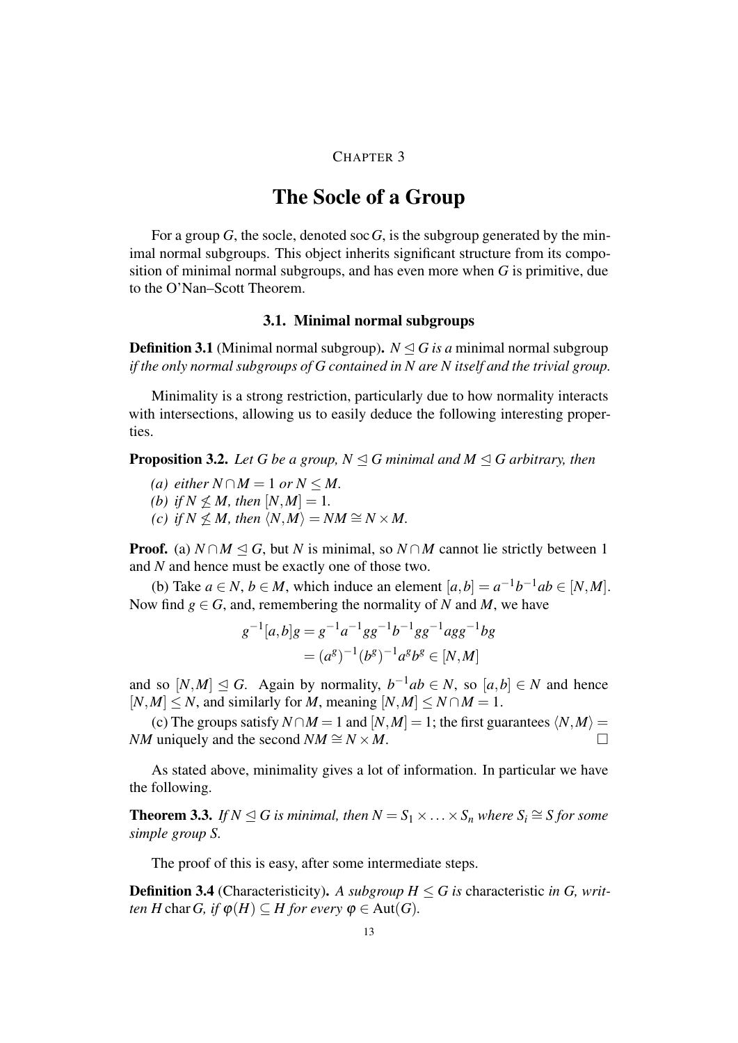# CHAPTER 3

# The Socle of a Group

For a group $G$, the socle, denoted $\operatorname{soc} G$, is the subgroup generated by the minimal normal subgroups. This object inherits significant structure from its composition of minimal normal subgroups, and has even more when $G$ is primitive, due to the O'Nan–Scott Theorem.

## 3.1. Minimal normal subgroups

**Definition 3.1** (Minimal normal subgroup). *$N \trianglelefteq G$ is a* minimal normal subgroup *if the only normal subgroups of $G$ contained in $N$ are $N$ itself and the trivial group.*

Minimality is a strong restriction, particularly due to how normality interacts with intersections, allowing us to easily deduce the following interesting properties.

**Proposition 3.2.** *Let $G$ be a group, $N \trianglelefteq G$ minimal and $M \trianglelefteq G$ arbitrary, then*

*(a) either $N \cap M = 1$ or $N \leq M$.*

*(b) if $N \not\leq M$, then $[N, M] = 1$.*

*(c) if $N \not\leq M$, then $\langle N, M \rangle = NM \cong N \times M$.*

**Proof.** (a) $N \cap M \trianglelefteq G$, but $N$ is minimal, so $N \cap M$ cannot lie strictly between 1 and $N$ and hence must be exactly one of those two.

(b) Take $a \in N$, $b \in M$, which induce an element $[a, b] = a^{-1}b^{-1}ab \in [N, M]$. Now find $g \in G$, and, remembering the normality of $N$ and $M$, we have

$$
\begin{aligned}
g^{-1}[a,b]g &= g^{-1}a^{-1}gg^{-1}b^{-1}gg^{-1}agg^{-1}bg \\
&= (a^g)^{-1}(b^g)^{-1}a^g b^g \in [N, M]
\end{aligned}
$$

and so $[N, M] \trianglelefteq G$. Again by normality, $b^{-1}ab \in N$, so $[a, b] \in N$ and hence $[N, M] \leq N$, and similarly for $M$, meaning $[N, M] \leq N \cap M = 1$.

(c) The groups satisfy $N \cap M = 1$ and $[N, M] = 1$; the first guarantees $\langle N, M \rangle = NM$ uniquely and the second $NM \cong N \times M$. □

As stated above, minimality gives a lot of information. In particular we have the following.

**Theorem 3.3.** *If $N \trianglelefteq G$ is minimal, then $N = S_1 \times \ldots \times S_n$ where $S_i \cong S$ for some simple group $S$.*

The proof of this is easy, after some intermediate steps.

**Definition 3.4** (Characteristicity). *A subgroup $H \leq G$ is* characteristic *in $G$, written $H \operatorname{char} G$, if $\varphi(H) \subseteq H$ for every $\varphi \in \operatorname{Aut}(G)$.*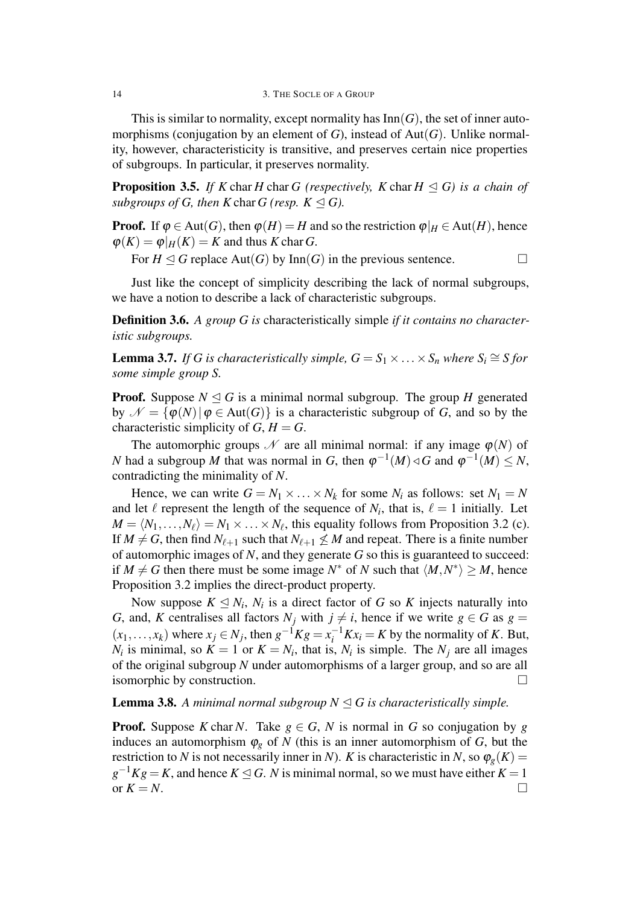This is similar to normality, except normality has $\mathrm{Inn}(G)$, the set of inner automorphisms (conjugation by an element of $G$), instead of $\mathrm{Aut}(G)$. Unlike normality, however, characteristicity is transitive, and preserves certain nice properties of subgroups. In particular, it preserves normality.

**Proposition 3.5.** *If $K$ char $H$ char $G$ (respectively, $K$ char $H \trianglelefteq G$) is a chain of subgroups of $G$, then $K$ char $G$ (resp. $K \trianglelefteq G$).*

**Proof.** If $\varphi \in \mathrm{Aut}(G)$, then $\varphi(H) = H$ and so the restriction $\varphi|_H \in \mathrm{Aut}(H)$, hence $\varphi(K) = \varphi|_H(K) = K$ and thus $K$ char $G$.

For $H \trianglelefteq G$ replace $\mathrm{Aut}(G)$ by $\mathrm{Inn}(G)$ in the previous sentence. $\square$

Just like the concept of simplicity describing the lack of normal subgroups, we have a notion to describe a lack of characteristic subgroups.

**Definition 3.6.** *A group $G$ is* characteristically simple *if it contains no characteristic subgroups.*

**Lemma 3.7.** *If $G$ is characteristically simple, $G = S_1 \times \ldots \times S_n$ where $S_i \cong S$ for some simple group $S$.*

**Proof.** Suppose $N \trianglelefteq G$ is a minimal normal subgroup. The group $H$ generated by $\mathscr{N} = \{\varphi(N) \mid \varphi \in \mathrm{Aut}(G)\}$ is a characteristic subgroup of $G$, and so by the characteristic simplicity of $G$, $H = G$.

The automorphic groups $\mathscr{N}$ are all minimal normal: if any image $\varphi(N)$ of $N$ had a subgroup $M$ that was normal in $G$, then $\varphi^{-1}(M) \triangleleft G$ and $\varphi^{-1}(M) \leq N$, contradicting the minimality of $N$.

Hence, we can write $G = N_1 \times \ldots \times N_k$ for some $N_i$ as follows: set $N_1 = N$ and let $\ell$ represent the length of the sequence of $N_i$, that is, $\ell = 1$ initially. Let $M = \langle N_1, \ldots, N_\ell \rangle = N_1 \times \ldots \times N_\ell$, this equality follows from Proposition 3.2 (c). If $M \neq G$, then find $N_{\ell+1}$ such that $N_{\ell+1} \not\leq M$ and repeat. There is a finite number of automorphic images of $N$, and they generate $G$ so this is guaranteed to succeed: if $M \neq G$ then there must be some image $N^*$ of $N$ such that $\langle M, N^* \rangle \geq M$, hence Proposition 3.2 implies the direct-product property.

Now suppose $K \trianglelefteq N_i$, $N_i$ is a direct factor of $G$ so $K$ injects naturally into $G$, and, $K$ centralises all factors $N_j$ with $j \neq i$, hence if we write $g \in G$ as $g = (x_1, \ldots, x_k)$ where $x_j \in N_j$, then $g^{-1}Kg = x_i^{-1}Kx_i = K$ by the normality of $K$. But, $N_i$ is minimal, so $K = 1$ or $K = N_i$, that is, $N_i$ is simple. The $N_j$ are all images of the original subgroup $N$ under automorphisms of a larger group, and so are all isomorphic by construction. $\square$

**Lemma 3.8.** *A minimal normal subgroup $N \trianglelefteq G$ is characteristically simple.*

**Proof.** Suppose $K$ char $N$. Take $g \in G$, $N$ is normal in $G$ so conjugation by $g$ induces an automorphism $\varphi_g$ of $N$ (this is an inner automorphism of $G$, but the restriction to $N$ is not necessarily inner in $N$). $K$ is characteristic in $N$, so $\varphi_g(K) = g^{-1}Kg = K$, and hence $K \trianglelefteq G$. $N$ is minimal normal, so we must have either $K = 1$ or $K = N$. $\square$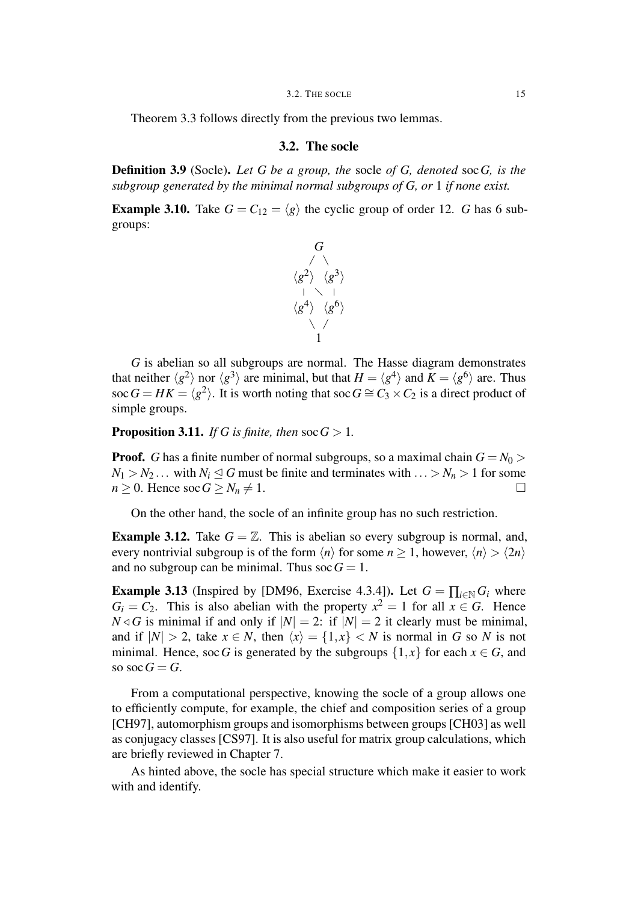Theorem 3.3 follows directly from the previous two lemmas.

## 3.2. The socle

**Definition 3.9** (Socle)**.** *Let $G$ be a group, the* socle *of $G$, denoted* $\operatorname{soc} G$*, is the subgroup generated by the minimal normal subgroups of $G$, or* $1$ *if none exist.*

**Example 3.10.** Take $G = C_{12} = \langle g \rangle$ the cyclic group of order 12. $G$ has 6 subgroups:

$$
\begin{array}{ccc}
 & G & \\
 / & & \backslash \\
\langle g^2 \rangle & & \langle g^3 \rangle \\
| & \backslash & | \\
\langle g^4 \rangle & & \langle g^6 \rangle \\
 \backslash & & / \\
 & 1 &
\end{array}
$$

$G$ is abelian so all subgroups are normal. The Hasse diagram demonstrates that neither $\langle g^2 \rangle$ nor $\langle g^3 \rangle$ are minimal, but that $H = \langle g^4 \rangle$ and $K = \langle g^6 \rangle$ are. Thus $\operatorname{soc} G = HK = \langle g^2 \rangle$. It is worth noting that $\operatorname{soc} G \cong C_3 \times C_2$ is a direct product of simple groups.

**Proposition 3.11.** *If $G$ is finite, then* $\operatorname{soc} G > 1$.

**Proof.** $G$ has a finite number of normal subgroups, so a maximal chain $G = N_0 > N_1 > N_2 \dots$ with $N_i \trianglelefteq G$ must be finite and terminates with $\dots > N_n > 1$ for some $n \geq 0$. Hence $\operatorname{soc} G \geq N_n \neq 1$. □

On the other hand, the socle of an infinite group has no such restriction.

**Example 3.12.** Take $G = \mathbb{Z}$. This is abelian so every subgroup is normal, and, every nontrivial subgroup is of the form $\langle n \rangle$ for some $n \geq 1$, however, $\langle n \rangle > \langle 2n \rangle$ and no subgroup can be minimal. Thus $\operatorname{soc} G = 1$.

**Example 3.13** (Inspired by [DM96, Exercise 4.3.4])**.** Let $G = \prod_{i \in \mathbb{N}} G_i$ where $G_i = C_2$. This is also abelian with the property $x^2 = 1$ for all $x \in G$. Hence $N \triangleleft G$ is minimal if and only if $|N| = 2$: if $|N| = 2$ it clearly must be minimal, and if $|N| > 2$, take $x \in N$, then $\langle x \rangle = \{1, x\} < N$ is normal in $G$ so $N$ is not minimal. Hence, $\operatorname{soc} G$ is generated by the subgroups $\{1, x\}$ for each $x \in G$, and so $\operatorname{soc} G = G$.

From a computational perspective, knowing the socle of a group allows one to efficiently compute, for example, the chief and composition series of a group [CH97], automorphism groups and isomorphisms between groups [CH03] as well as conjugacy classes [CS97]. It is also useful for matrix group calculations, which are briefly reviewed in Chapter 7.

As hinted above, the socle has special structure which make it easier to work with and identify.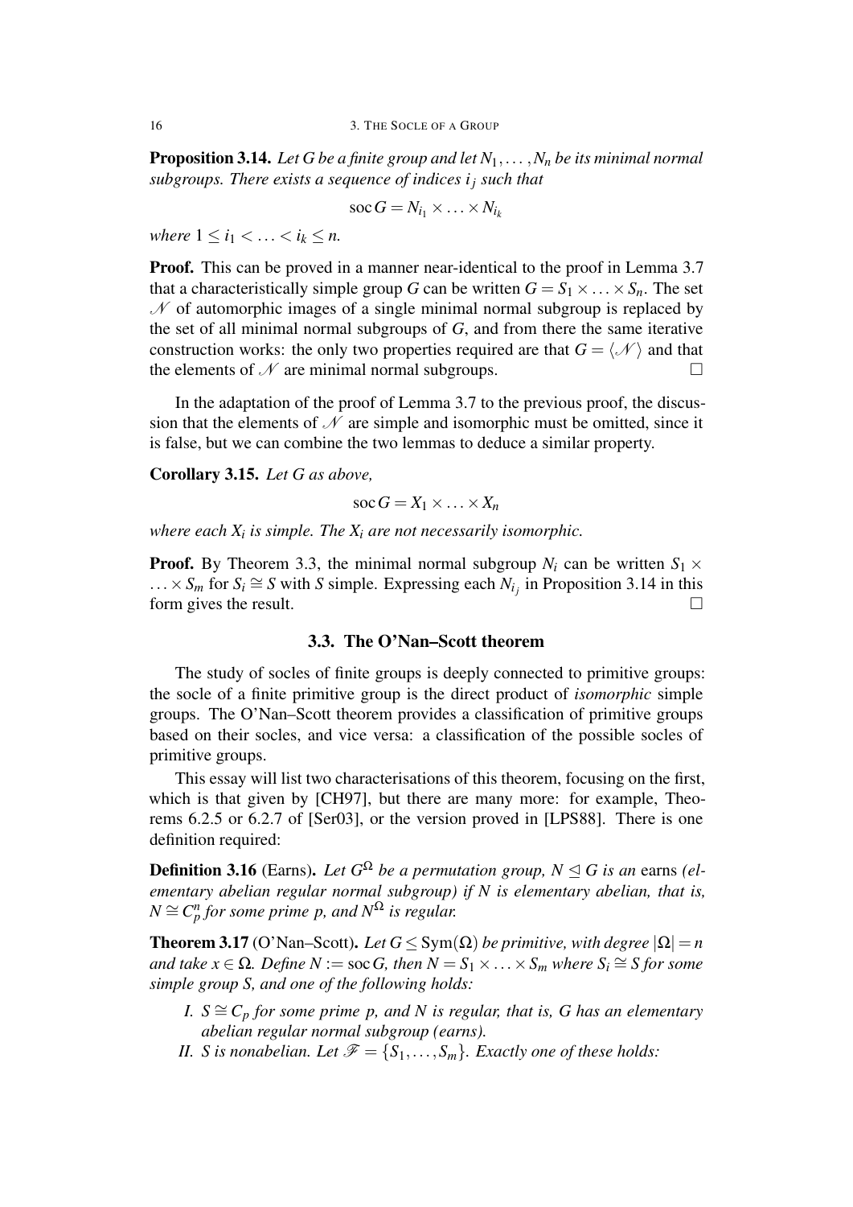**Proposition 3.14.** *Let $G$ be a finite group and let $N_1, \ldots, N_n$ be its minimal normal subgroups. There exists a sequence of indices $i_j$ such that*

$$\operatorname{soc} G = N_{i_1} \times \ldots \times N_{i_k}$$

*where $1 \leq i_1 < \ldots < i_k \leq n$.*

**Proof.** This can be proved in a manner near-identical to the proof in Lemma 3.7 that a characteristically simple group $G$ can be written $G = S_1 \times \ldots \times S_n$. The set $\mathscr{N}$ of automorphic images of a single minimal normal subgroup is replaced by the set of all minimal normal subgroups of $G$, and from there the same iterative construction works: the only two properties required are that $G = \langle \mathscr{N} \rangle$ and that the elements of $\mathscr{N}$ are minimal normal subgroups. $\square$

In the adaptation of the proof of Lemma 3.7 to the previous proof, the discussion that the elements of $\mathscr{N}$ are simple and isomorphic must be omitted, since it is false, but we can combine the two lemmas to deduce a similar property.

**Corollary 3.15.** *Let $G$ as above,*

$$\operatorname{soc} G = X_1 \times \ldots \times X_n$$

*where each $X_i$ is simple. The $X_i$ are not necessarily isomorphic.*

**Proof.** By Theorem 3.3, the minimal normal subgroup $N_i$ can be written $S_1 \times \ldots \times S_m$ for $S_i \cong S$ with $S$ simple. Expressing each $N_{i_j}$ in Proposition 3.14 in this form gives the result. $\square$

## 3.3. The O'Nan–Scott theorem

The study of socles of finite groups is deeply connected to primitive groups: the socle of a finite primitive group is the direct product of *isomorphic* simple groups. The O'Nan–Scott theorem provides a classification of primitive groups based on their socles, and vice versa: a classification of the possible socles of primitive groups.

This essay will list two characterisations of this theorem, focusing on the first, which is that given by [CH97], but there are many more: for example, Theorems 6.2.5 or 6.2.7 of [Ser03], or the version proved in [LPS88]. There is one definition required:

**Definition 3.16** (Earns). *Let $G^\Omega$ be a permutation group, $N \trianglelefteq G$ is an* earns *(elementary abelian regular normal subgroup) if $N$ is elementary abelian, that is, $N \cong C_p^n$ for some prime $p$, and $N^\Omega$ is regular.*

**Theorem 3.17** (O'Nan–Scott). *Let $G \leq \operatorname{Sym}(\Omega)$ be primitive, with degree $|\Omega| = n$ and take $x \in \Omega$. Define $N := \operatorname{soc} G$, then $N = S_1 \times \ldots \times S_m$ where $S_i \cong S$ for some simple group $S$, and one of the following holds:*

- *I. $S \cong C_p$ for some prime $p$, and $N$ is regular, that is, $G$ has an elementary abelian regular normal subgroup (earns).*
- *II. $S$ is nonabelian. Let $\mathscr{F} = \{S_1, \ldots, S_m\}$. Exactly one of these holds:*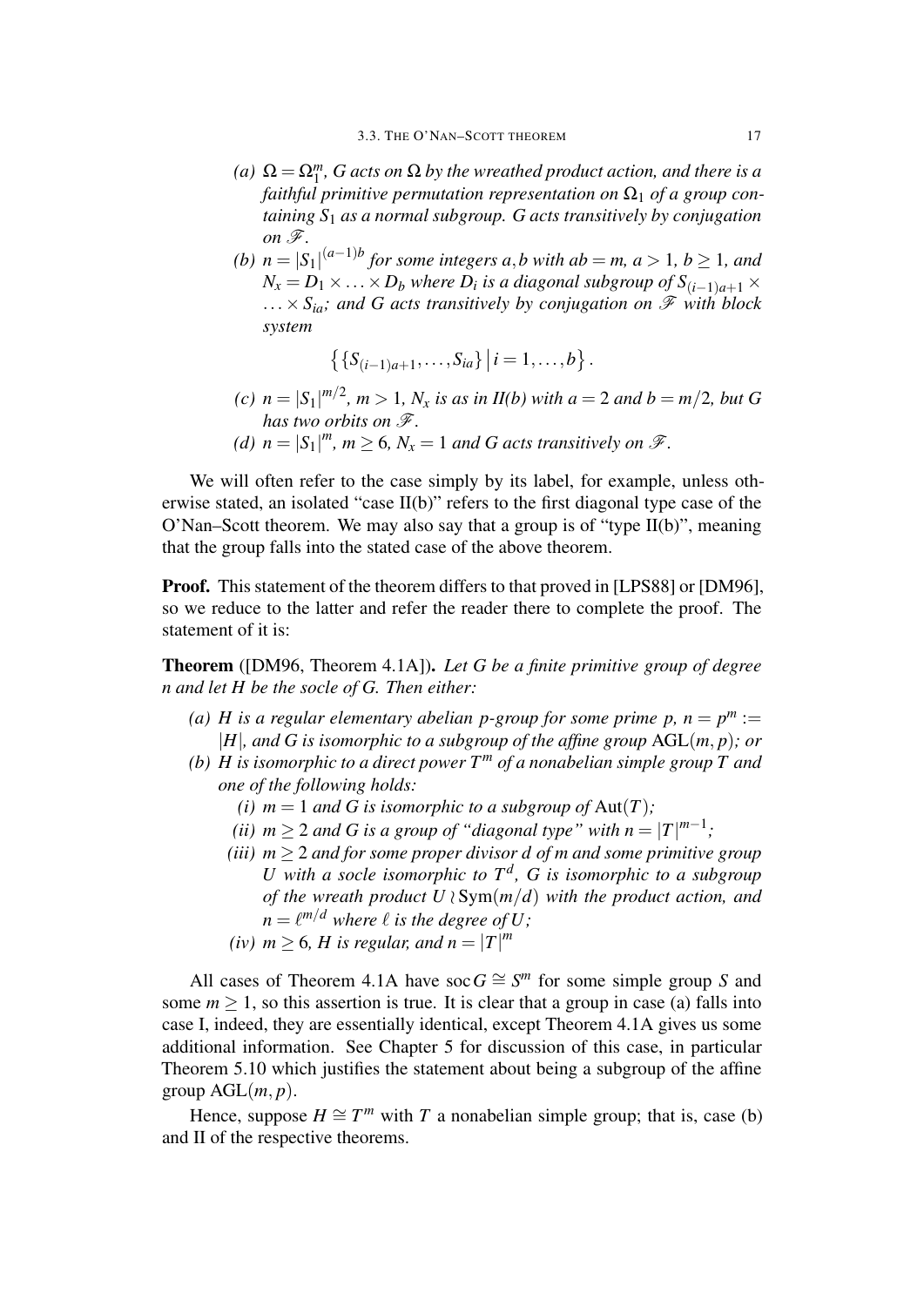(a) $\Omega = \Omega_1^m$, *$G$ acts on $\Omega$ by the wreathed product action, and there is a faithful primitive permutation representation on $\Omega_1$ of a group containing $S_1$ as a normal subgroup. $G$ acts transitively by conjugation on $\mathscr{F}$.*

(b) $n = |S_1|^{(a-1)b}$ *for some integers $a, b$ with $ab = m$, $a > 1$, $b \geq 1$, and $N_x = D_1 \times \ldots \times D_b$ where $D_i$ is a diagonal subgroup of $S_{(i-1)a+1} \times \ldots \times S_{ia}$; and $G$ acts transitively by conjugation on $\mathscr{F}$ with block system*

$$\left\{ \{S_{(i-1)a+1}, \ldots, S_{ia}\} \,\middle|\, i = 1, \ldots, b \right\}.$$

(c) $n = |S_1|^{m/2}$, *$m > 1$, $N_x$ is as in II(b) with $a = 2$ and $b = m/2$, but $G$ has two orbits on $\mathscr{F}$.*

(d) $n = |S_1|^m$, *$m \geq 6$, $N_x = 1$ and $G$ acts transitively on $\mathscr{F}$.*

We will often refer to the case simply by its label, for example, unless otherwise stated, an isolated "case II(b)" refers to the first diagonal type case of the O'Nan–Scott theorem. We may also say that a group is of "type II(b)", meaning that the group falls into the stated case of the above theorem.

**Proof.** This statement of the theorem differs to that proved in [LPS88] or [DM96], so we reduce to the latter and refer the reader there to complete the proof. The statement of it is:

**Theorem** ([DM96, Theorem 4.1A]). *Let $G$ be a finite primitive group of degree $n$ and let $H$ be the socle of $G$. Then either:*

(a) *$H$ is a regular elementary abelian $p$-group for some prime $p$, $n = p^m := |H|$, and $G$ is isomorphic to a subgroup of the affine group $\mathrm{AGL}(m, p)$; or*

(b) *$H$ is isomorphic to a direct power $T^m$ of a nonabelian simple group $T$ and one of the following holds:*
   - (i) *$m = 1$ and $G$ is isomorphic to a subgroup of $\mathrm{Aut}(T)$;*
   - (ii) *$m \geq 2$ and $G$ is a group of "diagonal type" with $n = |T|^{m-1}$;*
   - (iii) *$m \geq 2$ and for some proper divisor $d$ of $m$ and some primitive group $U$ with a socle isomorphic to $T^d$, $G$ is isomorphic to a subgroup of the wreath product $U \wr \mathrm{Sym}(m/d)$ with the product action, and $n = \ell^{m/d}$ where $\ell$ is the degree of $U$;*
   - (iv) *$m \geq 6$, $H$ is regular, and $n = |T|^m$*

All cases of Theorem 4.1A have $\mathrm{soc}\, G \cong S^m$ for some simple group $S$ and some $m \geq 1$, so this assertion is true. It is clear that a group in case (a) falls into case I, indeed, they are essentially identical, except Theorem 4.1A gives us some additional information. See Chapter 5 for discussion of this case, in particular Theorem 5.10 which justifies the statement about being a subgroup of the affine group $\mathrm{AGL}(m, p)$.

Hence, suppose $H \cong T^m$ with $T$ a nonabelian simple group; that is, case (b) and II of the respective theorems.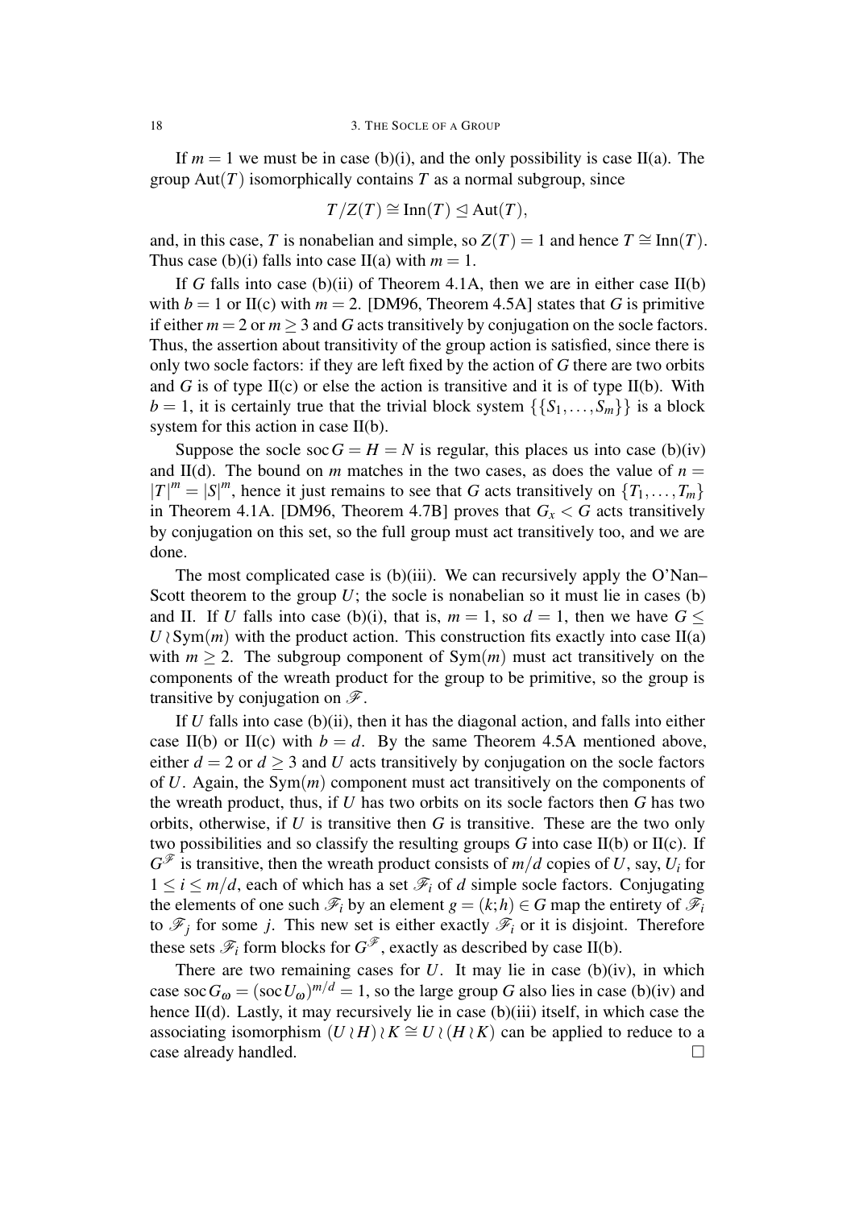If $m = 1$ we must be in case (b)(i), and the only possibility is case II(a). The group $\mathrm{Aut}(T)$ isomorphically contains $T$ as a normal subgroup, since

$$T/Z(T) \cong \mathrm{Inn}(T) \trianglelefteq \mathrm{Aut}(T),$$

and, in this case, $T$ is nonabelian and simple, so $Z(T) = 1$ and hence $T \cong \mathrm{Inn}(T)$. Thus case (b)(i) falls into case II(a) with $m = 1$.

If $G$ falls into case (b)(ii) of Theorem 4.1A, then we are in either case II(b) with $b = 1$ or II(c) with $m = 2$. [DM96, Theorem 4.5A] states that $G$ is primitive if either $m = 2$ or $m \geq 3$ and $G$ acts transitively by conjugation on the socle factors. Thus, the assertion about transitivity of the group action is satisfied, since there is only two socle factors: if they are left fixed by the action of $G$ there are two orbits and $G$ is of type II(c) or else the action is transitive and it is of type II(b). With $b = 1$, it is certainly true that the trivial block system $\{\{S_1, \ldots, S_m\}\}$ is a block system for this action in case II(b).

Suppose the socle $\mathrm{soc}\, G = H = N$ is regular, this places us into case (b)(iv) and II(d). The bound on $m$ matches in the two cases, as does the value of $n = |T|^m = |S|^m$, hence it just remains to see that $G$ acts transitively on $\{T_1, \ldots, T_m\}$ in Theorem 4.1A. [DM96, Theorem 4.7B] proves that $G_x < G$ acts transitively by conjugation on this set, so the full group must act transitively too, and we are done.

The most complicated case is (b)(iii). We can recursively apply the O'Nan–Scott theorem to the group $U$; the socle is nonabelian so it must lie in cases (b) and II. If $U$ falls into case (b)(i), that is, $m = 1$, so $d = 1$, then we have $G \leq U \wr \mathrm{Sym}(m)$ with the product action. This construction fits exactly into case II(a) with $m \geq 2$. The subgroup component of $\mathrm{Sym}(m)$ must act transitively on the components of the wreath product for the group to be primitive, so the group is transitive by conjugation on $\mathscr{F}$.

If $U$ falls into case (b)(ii), then it has the diagonal action, and falls into either case II(b) or II(c) with $b = d$. By the same Theorem 4.5A mentioned above, either $d = 2$ or $d \geq 3$ and $U$ acts transitively by conjugation on the socle factors of $U$. Again, the $\mathrm{Sym}(m)$ component must act transitively on the components of the wreath product, thus, if $U$ has two orbits on its socle factors then $G$ has two orbits, otherwise, if $U$ is transitive then $G$ is transitive. These are the two only two possibilities and so classify the resulting groups $G$ into case II(b) or II(c). If $G^{\mathscr{F}}$ is transitive, then the wreath product consists of $m/d$ copies of $U$, say, $U_i$ for $1 \leq i \leq m/d$, each of which has a set $\mathscr{F}_i$ of $d$ simple socle factors. Conjugating the elements of one such $\mathscr{F}_i$ by an element $g = (k;h) \in G$ map the entirety of $\mathscr{F}_i$ to $\mathscr{F}_j$ for some $j$. This new set is either exactly $\mathscr{F}_i$ or it is disjoint. Therefore these sets $\mathscr{F}_i$ form blocks for $G^{\mathscr{F}}$, exactly as described by case II(b).

There are two remaining cases for $U$. It may lie in case (b)(iv), in which case $\mathrm{soc}\, G_\omega = (\mathrm{soc}\, U_\omega)^{m/d} = 1$, so the large group $G$ also lies in case (b)(iv) and hence II(d). Lastly, it may recursively lie in case (b)(iii) itself, in which case the associating isomorphism $(U \wr H) \wr K \cong U \wr (H \wr K)$ can be applied to reduce to a case already handled. □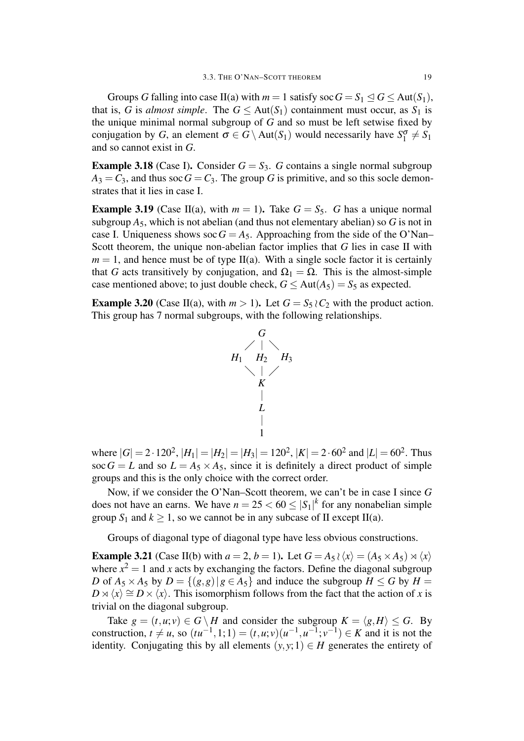Groups $G$ falling into case II(a) with $m = 1$ satisfy $\operatorname{soc} G = S_1 \trianglelefteq G \leq \operatorname{Aut}(S_1)$, that is, $G$ is *almost simple*. The $G \leq \operatorname{Aut}(S_1)$ containment must occur, as $S_1$ is the unique minimal normal subgroup of $G$ and so must be left setwise fixed by conjugation by $G$, an element $\sigma \in G \setminus \operatorname{Aut}(S_1)$ would necessarily have $S_1^\sigma \neq S_1$ and so cannot exist in $G$.

**Example 3.18** (Case I)**.** Consider $G = S_3$. $G$ contains a single normal subgroup $A_3 = C_3$, and thus $\operatorname{soc} G = C_3$. The group $G$ is primitive, and so this socle demonstrates that it lies in case I.

**Example 3.19** (Case II(a), with $m = 1$)**.** Take $G = S_5$. $G$ has a unique normal subgroup $A_5$, which is not abelian (and thus not elementary abelian) so $G$ is not in case I. Uniqueness shows $\operatorname{soc} G = A_5$. Approaching from the side of the O'Nan–Scott theorem, the unique non-abelian factor implies that $G$ lies in case II with $m = 1$, and hence must be of type II(a). With a single socle factor it is certainly that $G$ acts transitively by conjugation, and $\Omega_1 = \Omega$. This is the almost-simple case mentioned above; to just double check, $G \leq \operatorname{Aut}(A_5) = S_5$ as expected.

**Example 3.20** (Case II(a), with $m > 1$)**.** Let $G = S_5 \wr C_2$ with the product action. This group has 7 normal subgroups, with the following relationships.

```
        G
      / | \
   H1  H2  H3
      \ | /
        K
        |
        L
        |
        1
```

where $|G| = 2 \cdot 120^2$, $|H_1| = |H_2| = |H_3| = 120^2$, $|K| = 2 \cdot 60^2$ and $|L| = 60^2$. Thus $\operatorname{soc} G = L$ and so $L = A_5 \times A_5$, since it is definitely a direct product of simple groups and this is the only choice with the correct order.

Now, if we consider the O'Nan–Scott theorem, we can't be in case I since $G$ does not have an earns. We have $n = 25 < 60 \leq |S_1|^k$ for any nonabelian simple group $S_1$ and $k \geq 1$, so we cannot be in any subcase of II except II(a).

Groups of diagonal type of diagonal type have less obvious constructions.

**Example 3.21** (Case II(b) with $a = 2$, $b = 1$)**.** Let $G = A_5 \wr \langle x \rangle = (A_5 \times A_5) \rtimes \langle x \rangle$ where $x^2 = 1$ and $x$ acts by exchanging the factors. Define the diagonal subgroup $D$ of $A_5 \times A_5$ by $D = \{(g, g) \mid g \in A_5\}$ and induce the subgroup $H \leq G$ by $H = D \rtimes \langle x \rangle \cong D \times \langle x \rangle$. This isomorphism follows from the fact that the action of $x$ is trivial on the diagonal subgroup.

Take $g = (t, u; v) \in G \setminus H$ and consider the subgroup $K = \langle g, H \rangle \leq G$. By construction, $t \neq u$, so $(tu^{-1}, 1; 1) = (t, u; v)(u^{-1}, u^{-1}; v^{-1}) \in K$ and it is not the identity. Conjugating this by all elements $(y, y; 1) \in H$ generates the entirety of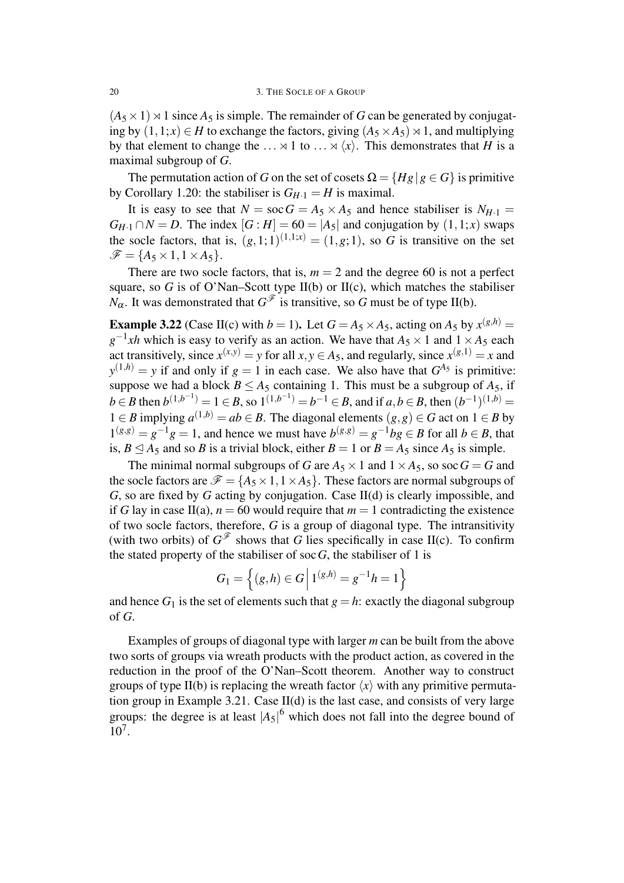$(A_5 \times 1) \rtimes 1$ since $A_5$ is simple. The remainder of $G$ can be generated by conjugating by $(1,1;x) \in H$ to exchange the factors, giving $(A_5 \times A_5) \rtimes 1$, and multiplying by that element to change the $\ldots \rtimes 1$ to $\ldots \rtimes \langle x \rangle$. This demonstrates that $H$ is a maximal subgroup of $G$.

The permutation action of $G$ on the set of cosets $\Omega = \{Hg \mid g \in G\}$ is primitive by Corollary 1.20: the stabiliser is $G_{H \cdot 1} = H$ is maximal.

It is easy to see that $N = \operatorname{soc} G = A_5 \times A_5$ and hence stabiliser is $N_{H \cdot 1} = G_{H \cdot 1} \cap N = D$. The index $[G : H] = 60 = |A_5|$ and conjugation by $(1,1;x)$ swaps the socle factors, that is, $(g,1;1)^{(1,1;x)} = (1,g;1)$, so $G$ is transitive on the set $\mathscr{F} = \{A_5 \times 1, 1 \times A_5\}$.

There are two socle factors, that is, $m = 2$ and the degree 60 is not a perfect square, so $G$ is of O'Nan–Scott type II(b) or II(c), which matches the stabiliser $N_\alpha$. It was demonstrated that $G^{\mathscr{F}}$ is transitive, so $G$ must be of type II(b).

**Example 3.22** **(Case II(c) with $b = 1$).** Let $G = A_5 \times A_5$, acting on $A_5$ by $x^{(g,h)} = g^{-1}xh$ which is easy to verify as an action. We have that $A_5 \times 1$ and $1 \times A_5$ each act transitively, since $x^{(x,y)} = y$ for all $x, y \in A_5$, and regularly, since $x^{(g,1)} = x$ and $y^{(1,h)} = y$ if and only if $g = 1$ in each case. We also have that $G^{A_5}$ is primitive: suppose we had a block $B \leq A_5$ containing 1. This must be a subgroup of $A_5$, if $b \in B$ then $b^{(1,b^{-1})} = 1 \in B$, so $1^{(1,b^{-1})} = b^{-1} \in B$, and if $a, b \in B$, then $(b^{-1})^{(1,b)} = 1 \in B$ implying $a^{(1,b)} = ab \in B$. The diagonal elements $(g,g) \in G$ act on $1 \in B$ by $1^{(g,g)} = g^{-1}g = 1$, and hence we must have $b^{(g,g)} = g^{-1}bg \in B$ for all $b \in B$, that is, $B \trianglelefteq A_5$ and so $B$ is a trivial block, either $B = 1$ or $B = A_5$ since $A_5$ is simple.

The minimal normal subgroups of $G$ are $A_5 \times 1$ and $1 \times A_5$, so $\operatorname{soc} G = G$ and the socle factors are $\mathscr{F} = \{A_5 \times 1, 1 \times A_5\}$. These factors are normal subgroups of $G$, so are fixed by $G$ acting by conjugation. Case II(d) is clearly impossible, and if $G$ lay in case II(a), $n = 60$ would require that $m = 1$ contradicting the existence of two socle factors, therefore, $G$ is a group of diagonal type. The intransitivity (with two orbits) of $G^{\mathscr{F}}$ shows that $G$ lies specifically in case II(c). To confirm the stated property of the stabiliser of $\operatorname{soc} G$, the stabiliser of 1 is

$$G_1 = \left\{ (g,h) \in G \,\middle|\, 1^{(g,h)} = g^{-1}h = 1 \right\}$$

and hence $G_1$ is the set of elements such that $g = h$: exactly the diagonal subgroup of $G$.

Examples of groups of diagonal type with larger $m$ can be built from the above two sorts of groups via wreath products with the product action, as covered in the reduction in the proof of the O'Nan–Scott theorem. Another way to construct groups of type II(b) is replacing the wreath factor $\langle x \rangle$ with any primitive permutation group in Example 3.21. Case II(d) is the last case, and consists of very large groups: the degree is at least $|A_5|^6$ which does not fall into the degree bound of $10^7$.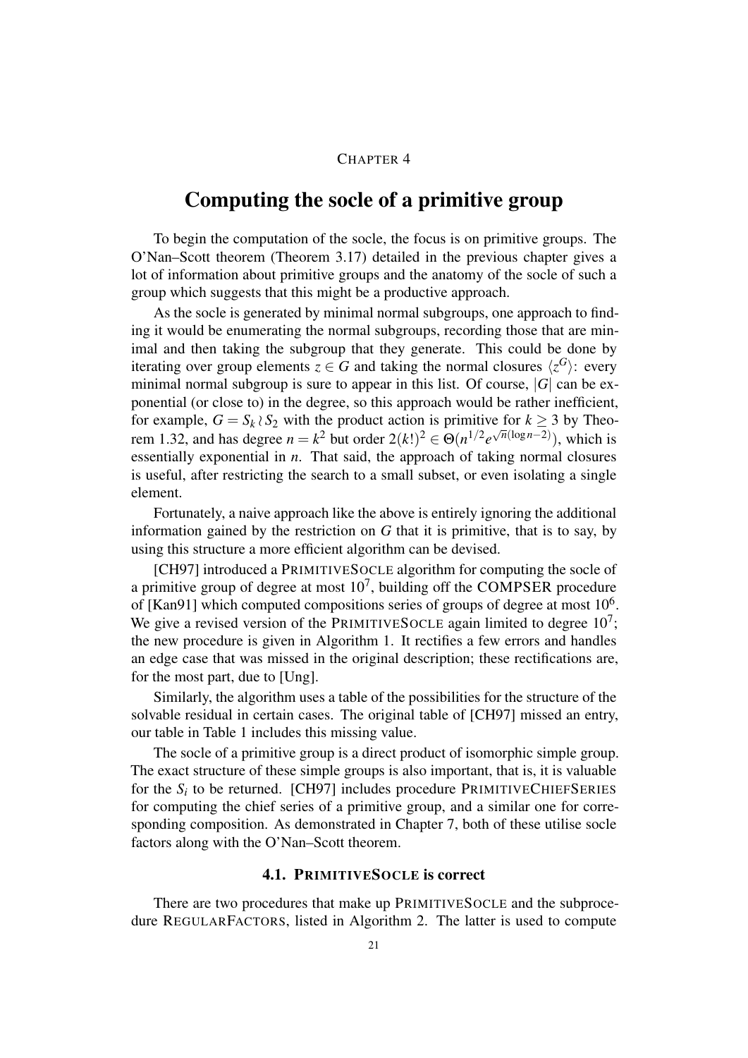CHAPTER 4

# Computing the socle of a primitive group

To begin the computation of the socle, the focus is on primitive groups. The O'Nan–Scott theorem (Theorem 3.17) detailed in the previous chapter gives a lot of information about primitive groups and the anatomy of the socle of such a group which suggests that this might be a productive approach.

As the socle is generated by minimal normal subgroups, one approach to finding it would be enumerating the normal subgroups, recording those that are minimal and then taking the subgroup that they generate. This could be done by iterating over group elements $z \in G$ and taking the normal closures $\langle z^G \rangle$: every minimal normal subgroup is sure to appear in this list. Of course, $|G|$ can be exponential (or close to) in the degree, so this approach would be rather inefficient, for example, $G = S_k \wr S_2$ with the product action is primitive for $k \geq 3$ by Theorem 1.32, and has degree $n = k^2$ but order $2(k!)^2 \in \Theta(n^{1/2} e^{\sqrt{n}(\log n - 2)})$, which is essentially exponential in $n$. That said, the approach of taking normal closures is useful, after restricting the search to a small subset, or even isolating a single element.

Fortunately, a naive approach like the above is entirely ignoring the additional information gained by the restriction on $G$ that it is primitive, that is to say, by using this structure a more efficient algorithm can be devised.

[CH97] introduced a PRIMITIVESOCLE algorithm for computing the socle of a primitive group of degree at most $10^7$, building off the COMPSER procedure of [Kan91] which computed compositions series of groups of degree at most $10^6$. We give a revised version of the PRIMITIVESOCLE again limited to degree $10^7$; the new procedure is given in Algorithm 1. It rectifies a few errors and handles an edge case that was missed in the original description; these rectifications are, for the most part, due to [Ung].

Similarly, the algorithm uses a table of the possibilities for the structure of the solvable residual in certain cases. The original table of [CH97] missed an entry, our table in Table 1 includes this missing value.

The socle of a primitive group is a direct product of isomorphic simple group. The exact structure of these simple groups is also important, that is, it is valuable for the $S_i$ to be returned. [CH97] includes procedure PRIMITIVECHIEFSERIES for computing the chief series of a primitive group, and a similar one for corresponding composition. As demonstrated in Chapter 7, both of these utilise socle factors along with the O'Nan–Scott theorem.

## 4.1. PRIMITIVESOCLE is correct

There are two procedures that make up PRIMITIVESOCLE and the subprocedure REGULARFACTORS, listed in Algorithm 2. The latter is used to compute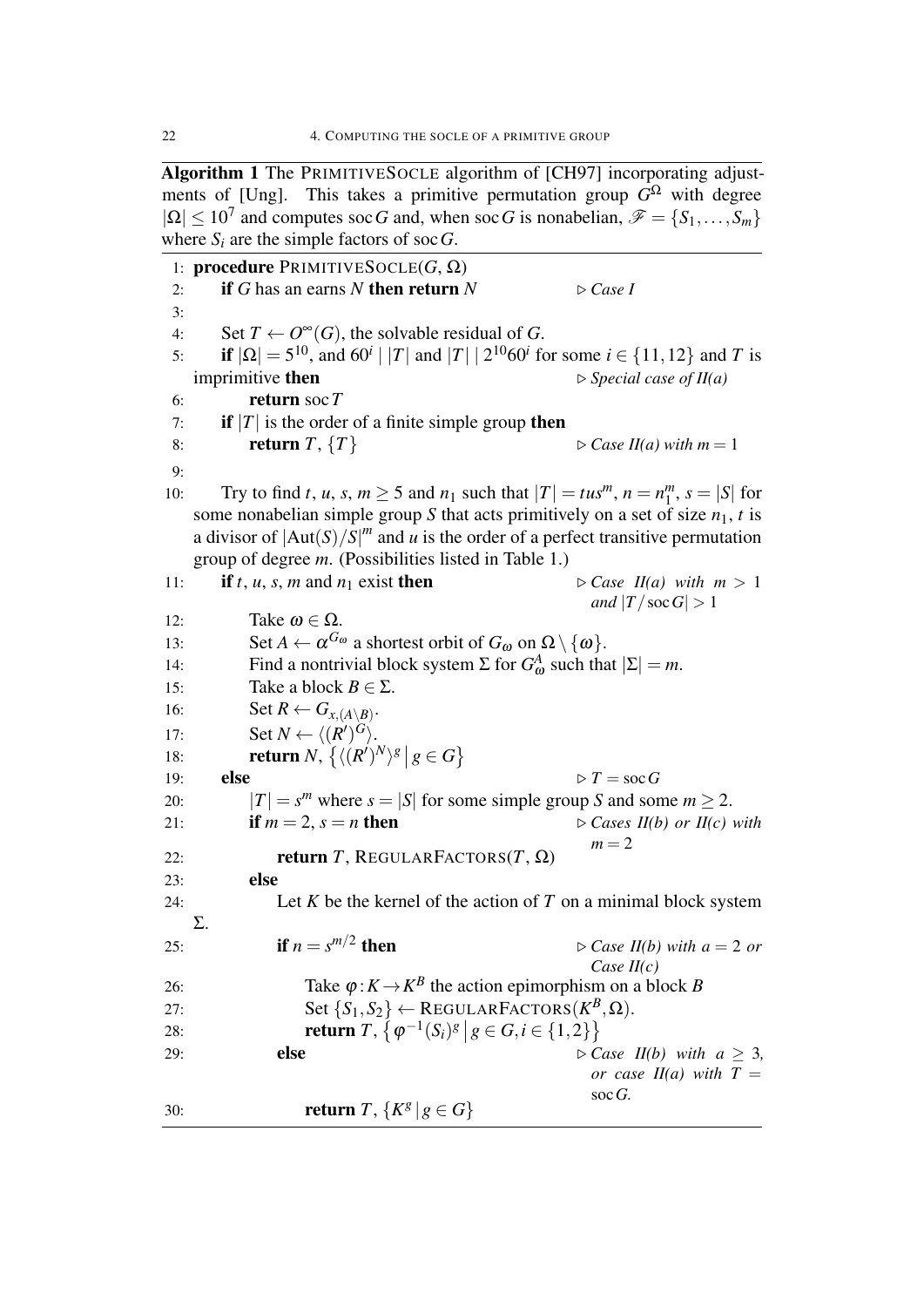**Algorithm 1** The PRIMITIVESOCLE algorithm of [CH97] incorporating adjustments of [Ung]. This takes a primitive permutation group $G^{\Omega}$ with degree $|\Omega| \leq 10^7$ and computes $\operatorname{soc} G$ and, when $\operatorname{soc} G$ is nonabelian, $\mathscr{F} = \{S_1, \ldots, S_m\}$ where $S_i$ are the simple factors of $\operatorname{soc} G$.

```
 1: procedure PRIMITIVESOCLE(G, Ω)
 2:     if G has an earns N then return N                          ▷ Case I
 3:
 4:     Set T ← O^∞(G), the solvable residual of G.
 5:     if |Ω| = 5^10, and 60^i | |T| and |T| | 2^10 60^i for some i ∈ {11,12} and T is
        imprimitive then                                          ▷ Special case of II(a)
 6:         return soc T
 7:     if |T| is the order of a finite simple group then
 8:         return T, {T}                                         ▷ Case II(a) with m = 1
 9:
10:     Try to find t, u, s, m ≥ 5 and n_1 such that |T| = tus^m, n = n_1^m, s = |S| for
        some nonabelian simple group S that acts primitively on a set of size n_1, t is
        a divisor of |Aut(S)/S|^m and u is the order of a perfect transitive permutation
        group of degree m. (Possibilities listed in Table 1.)
11:     if t, u, s, m and n_1 exist then                          ▷ Case II(a) with m > 1
                                                                    and |T/soc G| > 1
12:         Take ω ∈ Ω.
13:         Set A ← α^{G_ω} a shortest orbit of G_ω on Ω \ {ω}.
14:         Find a nontrivial block system Σ for G_ω^A such that |Σ| = m.
15:         Take a block B ∈ Σ.
16:         Set R ← G_{x,(A\B)}.
17:         Set N ← ⟨(R')^G⟩.
18:         return N, {⟨(R')^N⟩^g | g ∈ G}
19:     else                                                      ▷ T = soc G
20:         |T| = s^m where s = |S| for some simple group S and some m ≥ 2.
21:         if m = 2, s = n then                                  ▷ Cases II(b) or II(c) with
                                                                    m = 2
22:             return T, REGULARFACTORS(T, Ω)
23:         else
24:             Let K be the kernel of the action of T on a minimal block system
        Σ.
25:             if n = s^{m/2} then                               ▷ Case II(b) with a = 2 or
                                                                    Case II(c)
26:                 Take φ: K → K^B the action epimorphism on a block B
27:                 Set {S_1, S_2} ← REGULARFACTORS(K^B, Ω).
28:                 return T, {φ^{-1}(S_i)^g | g ∈ G, i ∈ {1,2}}
29:             else                                              ▷ Case II(b) with a ≥ 3,
                                                                    or case II(a) with T =
                                                                    soc G.
30:                 return T, {K^g | g ∈ G}
```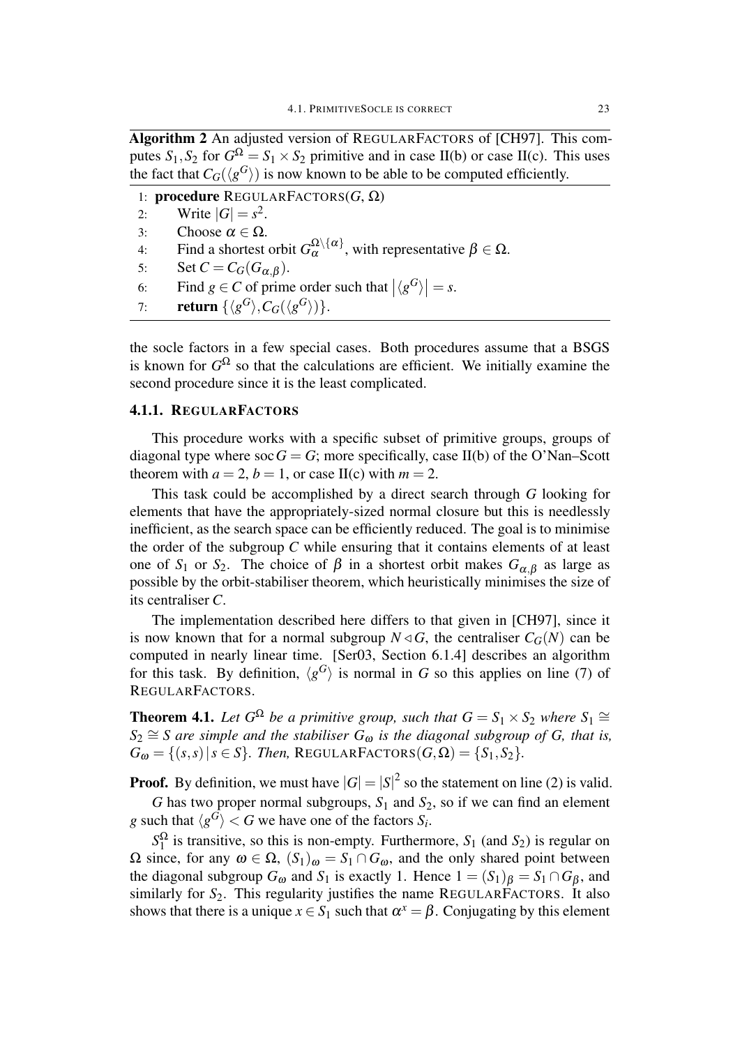**Algorithm 2** An adjusted version of REGULARFACTORS of [CH97]. This computes $S_1, S_2$ for $G^\Omega = S_1 \times S_2$ primitive and in case II(b) or case II(c). This uses the fact that $C_G(\langle g^G \rangle)$ is now known to be able to be computed efficiently.

```
1: procedure REGULARFACTORS(G, Ω)
2:     Write |G| = s^2.
3:     Choose α ∈ Ω.
4:     Find a shortest orbit G_α^{Ω\{α}}, with representative β ∈ Ω.
5:     Set C = C_G(G_{α,β}).
6:     Find g ∈ C of prime order such that |⟨g^G⟩| = s.
7:     return {⟨g^G⟩, C_G(⟨g^G⟩)}.
```

the socle factors in a few special cases. Both procedures assume that a BSGS is known for $G^\Omega$ so that the calculations are efficient. We initially examine the second procedure since it is the least complicated.

### 4.1.1. REGULARFACTORS

This procedure works with a specific subset of primitive groups, groups of diagonal type where $\operatorname{soc} G = G$; more specifically, case II(b) of the O'Nan–Scott theorem with $a = 2$, $b = 1$, or case II(c) with $m = 2$.

This task could be accomplished by a direct search through $G$ looking for elements that have the appropriately-sized normal closure but this is needlessly inefficient, as the search space can be efficiently reduced. The goal is to minimise the order of the subgroup $C$ while ensuring that it contains elements of at least one of $S_1$ or $S_2$. The choice of $\beta$ in a shortest orbit makes $G_{\alpha,\beta}$ as large as possible by the orbit-stabiliser theorem, which heuristically minimises the size of its centraliser $C$.

The implementation described here differs to that given in [CH97], since it is now known that for a normal subgroup $N \lhd G$, the centraliser $C_G(N)$ can be computed in nearly linear time. [Ser03, Section 6.1.4] describes an algorithm for this task. By definition, $\langle g^G \rangle$ is normal in $G$ so this applies on line (7) of REGULARFACTORS.

**Theorem 4.1.** *Let $G^\Omega$ be a primitive group, such that $G = S_1 \times S_2$ where $S_1 \cong S_2 \cong S$ are simple and the stabiliser $G_\omega$ is the diagonal subgroup of $G$, that is, $G_\omega = \{(s,s) \mid s \in S\}$. Then,* REGULARFACTORS$(G, \Omega) = \{S_1, S_2\}$.

**Proof.** By definition, we must have $|G| = |S|^2$ so the statement on line (2) is valid.

$G$ has two proper normal subgroups, $S_1$ and $S_2$, so if we can find an element $g$ such that $\langle g^G \rangle < G$ we have one of the factors $S_i$.

$S_1^\Omega$ is transitive, so this is non-empty. Furthermore, $S_1$ (and $S_2$) is regular on $\Omega$ since, for any $\omega \in \Omega$, $(S_1)_\omega = S_1 \cap G_\omega$, and the only shared point between the diagonal subgroup $G_\omega$ and $S_1$ is exactly 1. Hence $1 = (S_1)_\beta = S_1 \cap G_\beta$, and similarly for $S_2$. This regularity justifies the name REGULARFACTORS. It also shows that there is a unique $x \in S_1$ such that $\alpha^x = \beta$. Conjugating by this element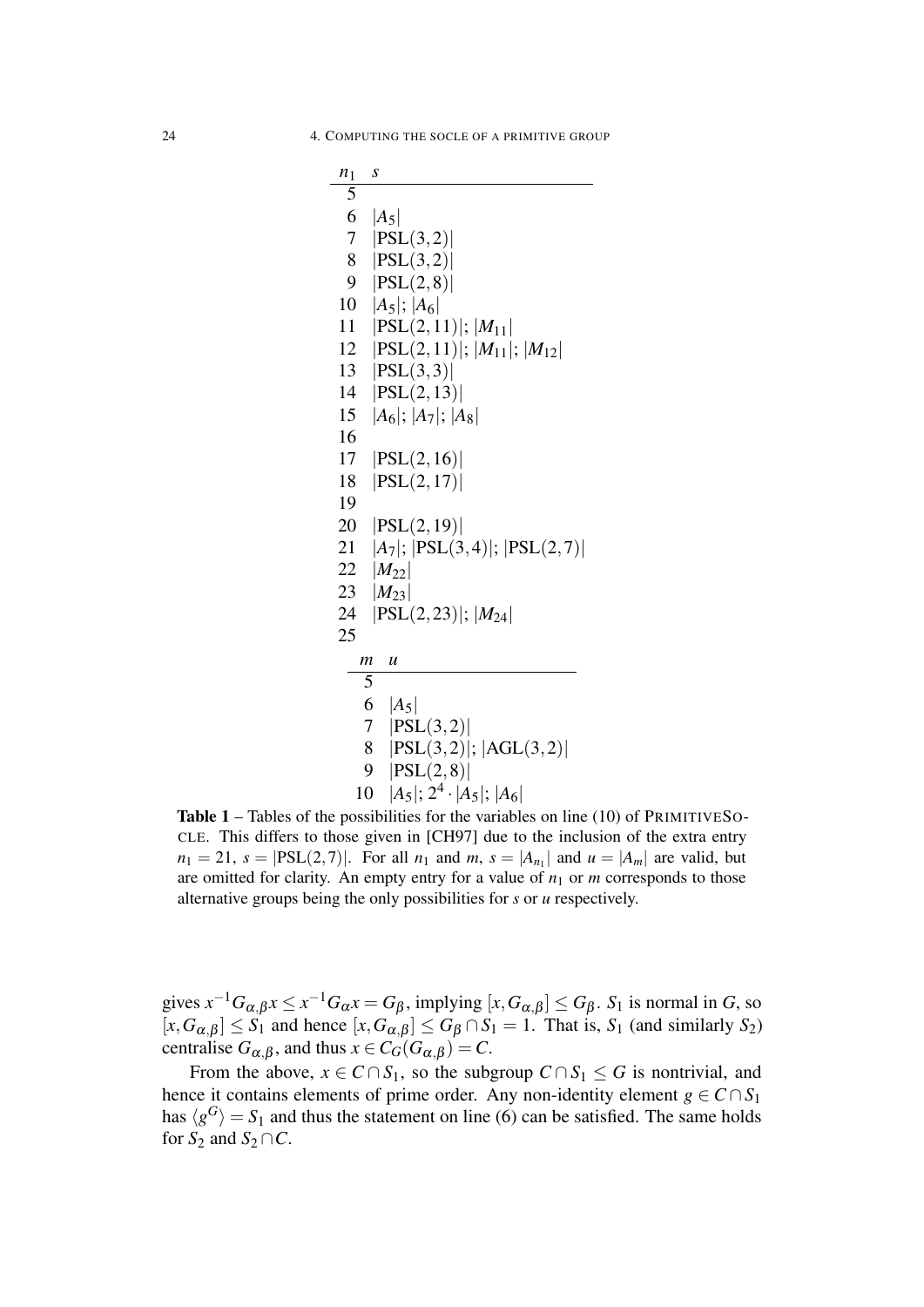| $n_1$ | $s$ |
|---|---|
| 5 | |
| 6 | $\|A_5\|$ |
| 7 | $\|\mathrm{PSL}(3,2)\|$ |
| 8 | $\|\mathrm{PSL}(3,2)\|$ |
| 9 | $\|\mathrm{PSL}(2,8)\|$ |
| 10 | $\|A_5\|$; $\|A_6\|$ |
| 11 | $\|\mathrm{PSL}(2,11)\|$; $\|M_{11}\|$ |
| 12 | $\|\mathrm{PSL}(2,11)\|$; $\|M_{11}\|$; $\|M_{12}\|$ |
| 13 | $\|\mathrm{PSL}(3,3)\|$ |
| 14 | $\|\mathrm{PSL}(2,13)\|$ |
| 15 | $\|A_6\|$; $\|A_7\|$; $\|A_8\|$ |
| 16 | |
| 17 | $\|\mathrm{PSL}(2,16)\|$ |
| 18 | $\|\mathrm{PSL}(2,17)\|$ |
| 19 | |
| 20 | $\|\mathrm{PSL}(2,19)\|$ |
| 21 | $\|A_7\|$; $\|\mathrm{PSL}(3,4)\|$; $\|\mathrm{PSL}(2,7)\|$ |
| 22 | $\|M_{22}\|$ |
| 23 | $\|M_{23}\|$ |
| 24 | $\|\mathrm{PSL}(2,23)\|$; $\|M_{24}\|$ |
| 25 | |

| $m$ | $u$ |
|---|---|
| 5 | |
| 6 | $\|A_5\|$ |
| 7 | $\|\mathrm{PSL}(3,2)\|$ |
| 8 | $\|\mathrm{PSL}(3,2)\|$; $\|\mathrm{AGL}(3,2)\|$ |
| 9 | $\|\mathrm{PSL}(2,8)\|$ |
| 10 | $\|A_5\|$; $2^4 \cdot \|A_5\|$; $\|A_6\|$ |

**Table 1** – Tables of the possibilities for the variables on line (10) of PRIMITIVESOCLE. This differs to those given in [CH97] due to the inclusion of the extra entry $n_1 = 21$, $s = |\mathrm{PSL}(2,7)|$. For all $n_1$ and $m$, $s = |A_{n_1}|$ and $u = |A_m|$ are valid, but are omitted for clarity. An empty entry for a value of $n_1$ or $m$ corresponds to those alternative groups being the only possibilities for $s$ or $u$ respectively.

gives $x^{-1}G_{\alpha,\beta}x \leq x^{-1}G_\alpha x = G_\beta$, implying $[x, G_{\alpha,\beta}] \leq G_\beta$. $S_1$ is normal in $G$, so $[x, G_{\alpha,\beta}] \leq S_1$ and hence $[x, G_{\alpha,\beta}] \leq G_\beta \cap S_1 = 1$. That is, $S_1$ (and similarly $S_2$) centralise $G_{\alpha,\beta}$, and thus $x \in C_G(G_{\alpha,\beta}) = C$.

From the above, $x \in C \cap S_1$, so the subgroup $C \cap S_1 \leq G$ is nontrivial, and hence it contains elements of prime order. Any non-identity element $g \in C \cap S_1$ has $\langle g^G \rangle = S_1$ and thus the statement on line (6) can be satisfied. The same holds for $S_2$ and $S_2 \cap C$.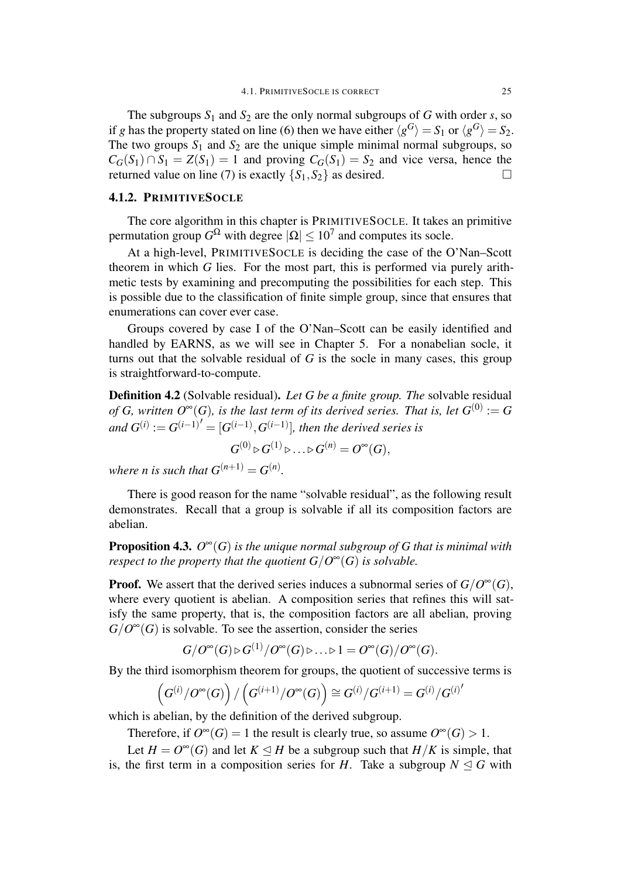The subgroups $S_1$ and $S_2$ are the only normal subgroups of $G$ with order $s$, so if $g$ has the property stated on line (6) then we have either $\langle g^G \rangle = S_1$ or $\langle g^G \rangle = S_2$. The two groups $S_1$ and $S_2$ are the unique simple minimal normal subgroups, so $C_G(S_1) \cap S_1 = Z(S_1) = 1$ and proving $C_G(S_1) = S_2$ and vice versa, hence the returned value on line (7) is exactly $\{S_1, S_2\}$ as desired. □

### 4.1.2. PRIMITIVESOCLE

The core algorithm in this chapter is PRIMITIVESOCLE. It takes an primitive permutation group $G^\Omega$ with degree $|\Omega| \leq 10^7$ and computes its socle.

At a high-level, PRIMITIVESOCLE is deciding the case of the O'Nan–Scott theorem in which $G$ lies. For the most part, this is performed via purely arithmetic tests by examining and precomputing the possibilities for each step. This is possible due to the classification of finite simple group, since that ensures that enumerations can cover ever case.

Groups covered by case I of the O'Nan–Scott can be easily identified and handled by EARNS, as we will see in Chapter 5. For a nonabelian socle, it turns out that the solvable residual of $G$ is the socle in many cases, this group is straightforward-to-compute.

**Definition 4.2** (Solvable residual)**.** *Let $G$ be a finite group. The* solvable residual *of $G$, written $O^\infty(G)$, is the last term of its derived series. That is, let $G^{(0)} := G$ and $G^{(i)} := {G^{(i-1)}}' = [G^{(i-1)}, G^{(i-1)}]$, then the derived series is*

$$G^{(0)} \triangleright G^{(1)} \triangleright \ldots \triangleright G^{(n)} = O^\infty(G),$$

*where $n$ is such that $G^{(n+1)} = G^{(n)}$.*

There is good reason for the name "solvable residual", as the following result demonstrates. Recall that a group is solvable if all its composition factors are abelian.

**Proposition 4.3.** *$O^\infty(G)$ is the unique normal subgroup of $G$ that is minimal with respect to the property that the quotient $G/O^\infty(G)$ is solvable.*

**Proof.** We assert that the derived series induces a subnormal series of $G/O^\infty(G)$, where every quotient is abelian. A composition series that refines this will satisfy the same property, that is, the composition factors are all abelian, proving $G/O^\infty(G)$ is solvable. To see the assertion, consider the series

$$G/O^\infty(G) \triangleright G^{(1)}/O^\infty(G) \triangleright \ldots \triangleright 1 = O^\infty(G)/O^\infty(G).$$

By the third isomorphism theorem for groups, the quotient of successive terms is

$$\left(G^{(i)}/O^\infty(G)\right) / \left(G^{(i+1)}/O^\infty(G)\right) \cong G^{(i)}/G^{(i+1)} = G^{(i)}/{G^{(i)}}'$$

which is abelian, by the definition of the derived subgroup.

Therefore, if $O^\infty(G) = 1$ the result is clearly true, so assume $O^\infty(G) > 1$.

Let $H = O^\infty(G)$ and let $K \trianglelefteq H$ be a subgroup such that $H/K$ is simple, that is, the first term in a composition series for $H$. Take a subgroup $N \trianglelefteq G$ with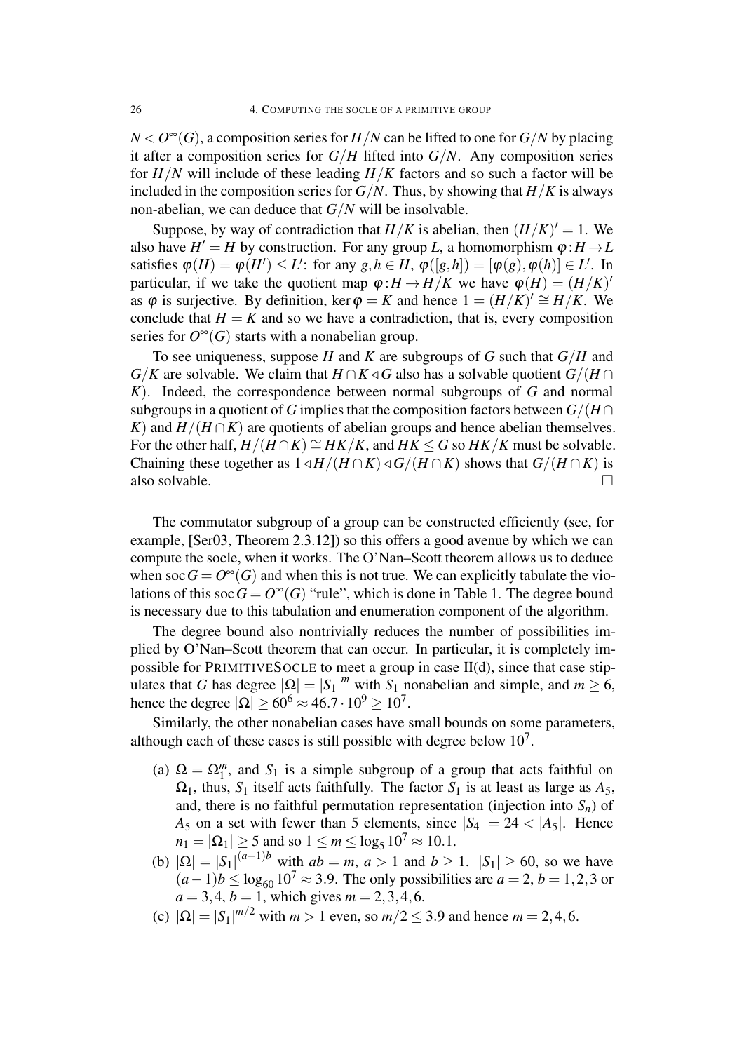$N < O^\infty(G)$, a composition series for $H/N$ can be lifted to one for $G/N$ by placing it after a composition series for $G/H$ lifted into $G/N$. Any composition series for $H/N$ will include of these leading $H/K$ factors and so such a factor will be included in the composition series for $G/N$. Thus, by showing that $H/K$ is always non-abelian, we can deduce that $G/N$ will be insolvable.

Suppose, by way of contradiction that $H/K$ is abelian, then $(H/K)' = 1$. We also have $H' = H$ by construction. For any group $L$, a homomorphism $\varphi : H \to L$ satisfies $\varphi(H) = \varphi(H') \leq L'$: for any $g, h \in H$, $\varphi([g,h]) = [\varphi(g), \varphi(h)] \in L'$. In particular, if we take the quotient map $\varphi : H \to H/K$ we have $\varphi(H) = (H/K)'$ as $\varphi$ is surjective. By definition, $\ker \varphi = K$ and hence $1 = (H/K)' \cong H/K$. We conclude that $H = K$ and so we have a contradiction, that is, every composition series for $O^\infty(G)$ starts with a nonabelian group.

To see uniqueness, suppose $H$ and $K$ are subgroups of $G$ such that $G/H$ and $G/K$ are solvable. We claim that $H \cap K \lhd G$ also has a solvable quotient $G/(H \cap K)$. Indeed, the correspondence between normal subgroups of $G$ and normal subgroups in a quotient of $G$ implies that the composition factors between $G/(H \cap K)$ and $H/(H \cap K)$ are quotients of abelian groups and hence abelian themselves. For the other half, $H/(H \cap K) \cong HK/K$, and $HK \leq G$ so $HK/K$ must be solvable. Chaining these together as $1 \lhd H/(H \cap K) \lhd G/(H \cap K)$ shows that $G/(H \cap K)$ is also solvable. $\square$

The commutator subgroup of a group can be constructed efficiently (see, for example, [Ser03, Theorem 2.3.12]) so this offers a good avenue by which we can compute the socle, when it works. The O'Nan–Scott theorem allows us to deduce when $\operatorname{soc} G = O^\infty(G)$ and when this is not true. We can explicitly tabulate the violations of this $\operatorname{soc} G = O^\infty(G)$ "rule", which is done in Table 1. The degree bound is necessary due to this tabulation and enumeration component of the algorithm.

The degree bound also nontrivially reduces the number of possibilities implied by O'Nan–Scott theorem that can occur. In particular, it is completely impossible for PRIMITIVESOCLE to meet a group in case II(d), since that case stipulates that $G$ has degree $|\Omega| = |S_1|^m$ with $S_1$ nonabelian and simple, and $m \geq 6$, hence the degree $|\Omega| \geq 60^6 \approx 46.7 \cdot 10^9 \geq 10^7$.

Similarly, the other nonabelian cases have small bounds on some parameters, although each of these cases is still possible with degree below $10^7$.

(a) $\Omega = \Omega_1^m$, and $S_1$ is a simple subgroup of a group that acts faithful on $\Omega_1$, thus, $S_1$ itself acts faithfully. The factor $S_1$ is at least as large as $A_5$, and, there is no faithful permutation representation (injection into $S_n$) of $A_5$ on a set with fewer than 5 elements, since $|S_4| = 24 < |A_5|$. Hence $n_1 = |\Omega_1| \geq 5$ and so $1 \leq m \leq \log_5 10^7 \approx 10.1$.

(b) $|\Omega| = |S_1|^{(a-1)b}$ with $ab = m$, $a > 1$ and $b \geq 1$. $|S_1| \geq 60$, so we have $(a-1)b \leq \log_{60} 10^7 \approx 3.9$. The only possibilities are $a = 2$, $b = 1, 2, 3$ or $a = 3, 4$, $b = 1$, which gives $m = 2, 3, 4, 6$.

(c) $|\Omega| = |S_1|^{m/2}$ with $m > 1$ even, so $m/2 \leq 3.9$ and hence $m = 2, 4, 6$.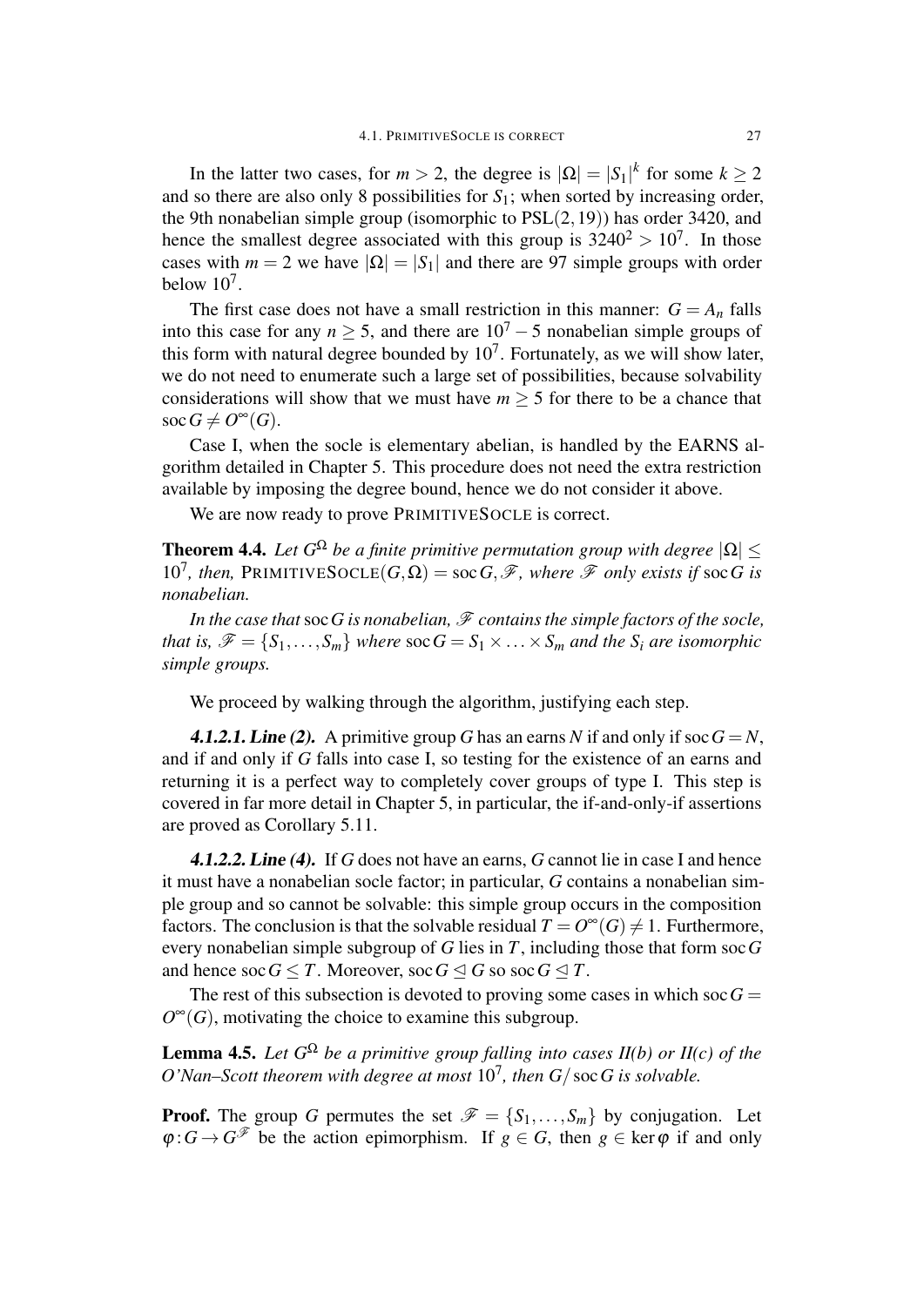In the latter two cases, for $m > 2$, the degree is $|\Omega| = |S_1|^k$ for some $k \geq 2$ and so there are also only 8 possibilities for $S_1$; when sorted by increasing order, the 9th nonabelian simple group (isomorphic to $\mathrm{PSL}(2,19)$) has order 3420, and hence the smallest degree associated with this group is $3240^2 > 10^7$. In those cases with $m = 2$ we have $|\Omega| = |S_1|$ and there are 97 simple groups with order below $10^7$.

The first case does not have a small restriction in this manner: $G = A_n$ falls into this case for any $n \geq 5$, and there are $10^7 - 5$ nonabelian simple groups of this form with natural degree bounded by $10^7$. Fortunately, as we will show later, we do not need to enumerate such a large set of possibilities, because solvability considerations will show that we must have $m \geq 5$ for there to be a chance that $\operatorname{soc} G \neq O^\infty(G)$.

Case I, when the socle is elementary abelian, is handled by the EARNS algorithm detailed in Chapter 5. This procedure does not need the extra restriction available by imposing the degree bound, hence we do not consider it above.

We are now ready to prove PRIMITIVESOCLE is correct.

**Theorem 4.4.** *Let $G^\Omega$ be a finite primitive permutation group with degree $|\Omega| \leq 10^7$, then,* PRIMITIVESOCLE$(G,\Omega) = \operatorname{soc} G, \mathscr{F}$*, where $\mathscr{F}$ only exists if $\operatorname{soc} G$ is nonabelian.*

*In the case that $\operatorname{soc} G$ is nonabelian, $\mathscr{F}$ contains the simple factors of the socle, that is, $\mathscr{F} = \{S_1, \ldots, S_m\}$ where $\operatorname{soc} G = S_1 \times \ldots \times S_m$ and the $S_i$ are isomorphic simple groups.*

We proceed by walking through the algorithm, justifying each step.

***4.1.2.1. Line (2).*** A primitive group $G$ has an earns $N$ if and only if $\operatorname{soc} G = N$, and if and only if $G$ falls into case I, so testing for the existence of an earns and returning it is a perfect way to completely cover groups of type I. This step is covered in far more detail in Chapter 5, in particular, the if-and-only-if assertions are proved as Corollary 5.11.

***4.1.2.2. Line (4).*** If $G$ does not have an earns, $G$ cannot lie in case I and hence it must have a nonabelian socle factor; in particular, $G$ contains a nonabelian simple group and so cannot be solvable: this simple group occurs in the composition factors. The conclusion is that the solvable residual $T = O^\infty(G) \neq 1$. Furthermore, every nonabelian simple subgroup of $G$ lies in $T$, including those that form $\operatorname{soc} G$ and hence $\operatorname{soc} G \leq T$. Moreover, $\operatorname{soc} G \trianglelefteq G$ so $\operatorname{soc} G \trianglelefteq T$.

The rest of this subsection is devoted to proving some cases in which $\operatorname{soc} G = O^\infty(G)$, motivating the choice to examine this subgroup.

**Lemma 4.5.** *Let $G^\Omega$ be a primitive group falling into cases II(b) or II(c) of the O'Nan–Scott theorem with degree at most $10^7$, then $G/\operatorname{soc} G$ is solvable.*

**Proof.** The group $G$ permutes the set $\mathscr{F} = \{S_1, \ldots, S_m\}$ by conjugation. Let $\varphi\colon G \to G^{\mathscr{F}}$ be the action epimorphism. If $g \in G$, then $g \in \ker \varphi$ if and only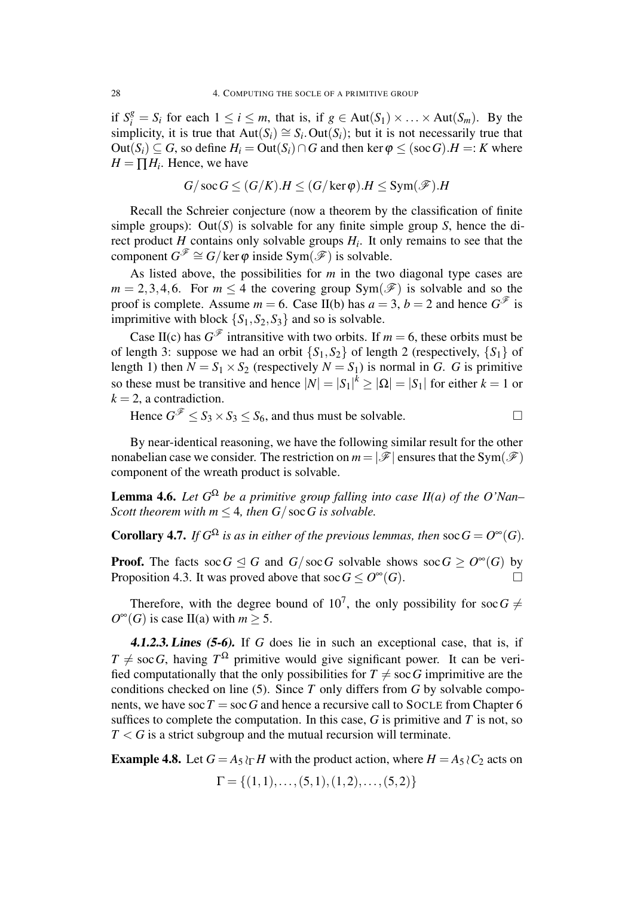if $S_i^g = S_i$ for each $1 \leq i \leq m$, that is, if $g \in \mathrm{Aut}(S_1) \times \ldots \times \mathrm{Aut}(S_m)$. By the simplicity, it is true that $\mathrm{Aut}(S_i) \cong S_i.\mathrm{Out}(S_i)$; but it is not necessarily true that $\mathrm{Out}(S_i) \subseteq G$, so define $H_i = \mathrm{Out}(S_i) \cap G$ and then $\ker \varphi \leq (\mathrm{soc}\, G).H =: K$ where $H = \prod H_i$. Hence, we have

$$G/\mathrm{soc}\, G \leq (G/K).H \leq (G/\ker \varphi).H \leq \mathrm{Sym}(\mathscr{F}).H$$

Recall the Schreier conjecture (now a theorem by the classification of finite simple groups): $\mathrm{Out}(S)$ is solvable for any finite simple group $S$, hence the direct product $H$ contains only solvable groups $H_i$. It only remains to see that the component $G^{\mathscr{F}} \cong G/\ker \varphi$ inside $\mathrm{Sym}(\mathscr{F})$ is solvable.

As listed above, the possibilities for $m$ in the two diagonal type cases are $m = 2, 3, 4, 6$. For $m \leq 4$ the covering group $\mathrm{Sym}(\mathscr{F})$ is solvable and so the proof is complete. Assume $m = 6$. Case II(b) has $a = 3$, $b = 2$ and hence $G^{\mathscr{F}}$ is imprimitive with block $\{S_1, S_2, S_3\}$ and so is solvable.

Case II(c) has $G^{\mathscr{F}}$ intransitive with two orbits. If $m = 6$, these orbits must be of length 3: suppose we had an orbit $\{S_1, S_2\}$ of length 2 (respectively, $\{S_1\}$ of length 1) then $N = S_1 \times S_2$ (respectively $N = S_1$) is normal in $G$. $G$ is primitive so these must be transitive and hence $|N| = |S_1|^k \geq |\Omega| = |S_1|$ for either $k = 1$ or $k = 2$, a contradiction.

Hence $G^{\mathscr{F}} \leq S_3 \times S_3 \leq S_6$, and thus must be solvable. □

By near-identical reasoning, we have the following similar result for the other nonabelian case we consider. The restriction on $m = |\mathscr{F}|$ ensures that the $\mathrm{Sym}(\mathscr{F})$ component of the wreath product is solvable.

**Lemma 4.6.** *Let $G^{\Omega}$ be a primitive group falling into case II(a) of the O'Nan–Scott theorem with $m \leq 4$, then $G/\mathrm{soc}\, G$ is solvable.*

**Corollary 4.7.** *If $G^{\Omega}$ is as in either of the previous lemmas, then $\mathrm{soc}\, G = O^{\infty}(G)$.*

**Proof.** The facts $\mathrm{soc}\, G \trianglelefteq G$ and $G/\mathrm{soc}\, G$ solvable shows $\mathrm{soc}\, G \geq O^{\infty}(G)$ by Proposition 4.3. It was proved above that $\mathrm{soc}\, G \leq O^{\infty}(G)$. □

Therefore, with the degree bound of $10^7$, the only possibility for $\mathrm{soc}\, G \neq O^{\infty}(G)$ is case II(a) with $m \geq 5$.

***4.1.2.3. Lines (5-6).*** If $G$ does lie in such an exceptional case, that is, if $T \neq \mathrm{soc}\, G$, having $T^{\Omega}$ primitive would give significant power. It can be verified computationally that the only possibilities for $T \neq \mathrm{soc}\, G$ imprimitive are the conditions checked on line (5). Since $T$ only differs from $G$ by solvable components, we have $\mathrm{soc}\, T = \mathrm{soc}\, G$ and hence a recursive call to SOCLE from Chapter 6 suffices to complete the computation. In this case, $G$ is primitive and $T$ is not, so $T < G$ is a strict subgroup and the mutual recursion will terminate.

**Example 4.8.** Let $G = A_5 \wr_{\Gamma} H$ with the product action, where $H = A_5 \wr C_2$ acts on

$$\Gamma = \{(1,1), \ldots, (5,1), (1,2), \ldots, (5,2)\}$$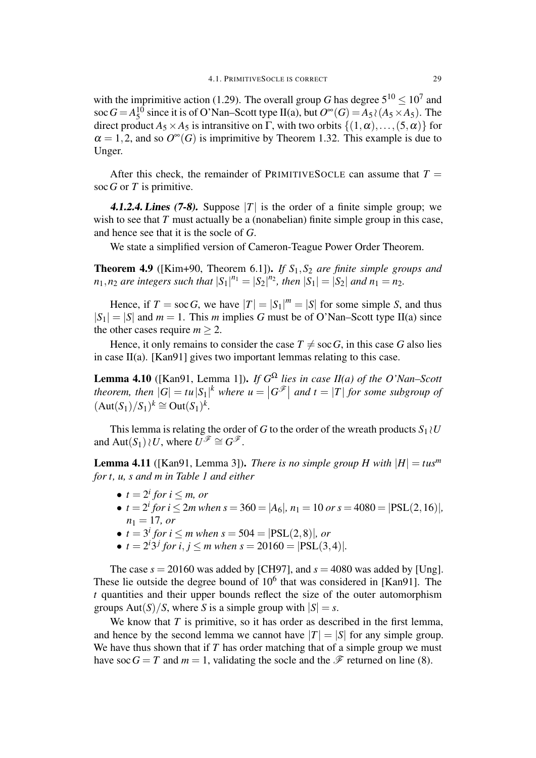with the imprimitive action (1.29). The overall group $G$ has degree $5^{10} \leq 10^7$ and $\operatorname{soc} G = A_5^{10}$ since it is of O'Nan–Scott type II(a), but $O^\infty(G) = A_5 \wr (A_5 \times A_5)$. The direct product $A_5 \times A_5$ is intransitive on $\Gamma$, with two orbits $\{(1,\alpha),\ldots,(5,\alpha)\}$ for $\alpha = 1,2$, and so $O^\infty(G)$ is imprimitive by Theorem 1.32. This example is due to Unger.

After this check, the remainder of PRIMITIVESOCLE can assume that $T = \operatorname{soc} G$ or $T$ is primitive.

***4.1.2.4. Lines (7-8).*** Suppose $|T|$ is the order of a finite simple group; we wish to see that $T$ must actually be a (nonabelian) finite simple group in this case, and hence see that it is the socle of $G$.

We state a simplified version of Cameron-Teague Power Order Theorem.

**Theorem 4.9** ([Kim+90, Theorem 6.1]). *If $S_1, S_2$ are finite simple groups and $n_1, n_2$ are integers such that $|S_1|^{n_1} = |S_2|^{n_2}$, then $|S_1| = |S_2|$ and $n_1 = n_2$.*

Hence, if $T = \operatorname{soc} G$, we have $|T| = |S_1|^m = |S|$ for some simple $S$, and thus $|S_1| = |S|$ and $m = 1$. This $m$ implies $G$ must be of O'Nan–Scott type II(a) since the other cases require $m \geq 2$.

Hence, it only remains to consider the case $T \neq \operatorname{soc} G$, in this case $G$ also lies in case II(a). [Kan91] gives two important lemmas relating to this case.

**Lemma 4.10** ([Kan91, Lemma 1]). *If $G^\Omega$ lies in case II(a) of the O'Nan–Scott theorem, then $|G| = tu|S_1|^k$ where $u = \left|G^{\mathscr{F}}\right|$ and $t = |T|$ for some subgroup of $(\operatorname{Aut}(S_1)/S_1)^k \cong \operatorname{Out}(S_1)^k$.*

This lemma is relating the order of $G$ to the order of the wreath products $S_1 \wr U$ and $\operatorname{Aut}(S_1) \wr U$, where $U^{\mathscr{F}} \cong G^{\mathscr{F}}$.

**Lemma 4.11** ([Kan91, Lemma 3]). *There is no simple group $H$ with $|H| = tus^m$ for $t$, $u$, $s$ and $m$ in Table 1 and either*

- *$t = 2^i$ for $i \leq m$, or*
- *$t = 2^i$ for $i \leq 2m$ when $s = 360 = |A_6|$, $n_1 = 10$ or $s = 4080 = |\mathrm{PSL}(2,16)|$, $n_1 = 17$, or*
- *$t = 3^i$ for $i \leq m$ when $s = 504 = |\mathrm{PSL}(2,8)|$, or*
- *$t = 2^i 3^j$ for $i, j \leq m$ when $s = 20160 = |\mathrm{PSL}(3,4)|$.*

The case $s = 20160$ was added by [CH97], and $s = 4080$ was added by [Ung]. These lie outside the degree bound of $10^6$ that was considered in [Kan91]. The $t$ quantities and their upper bounds reflect the size of the outer automorphism groups $\operatorname{Aut}(S)/S$, where $S$ is a simple group with $|S| = s$.

We know that $T$ is primitive, so it has order as described in the first lemma, and hence by the second lemma we cannot have $|T| = |S|$ for any simple group. We have thus shown that if $T$ has order matching that of a simple group we must have $\operatorname{soc} G = T$ and $m = 1$, validating the socle and the $\mathscr{F}$ returned on line (8).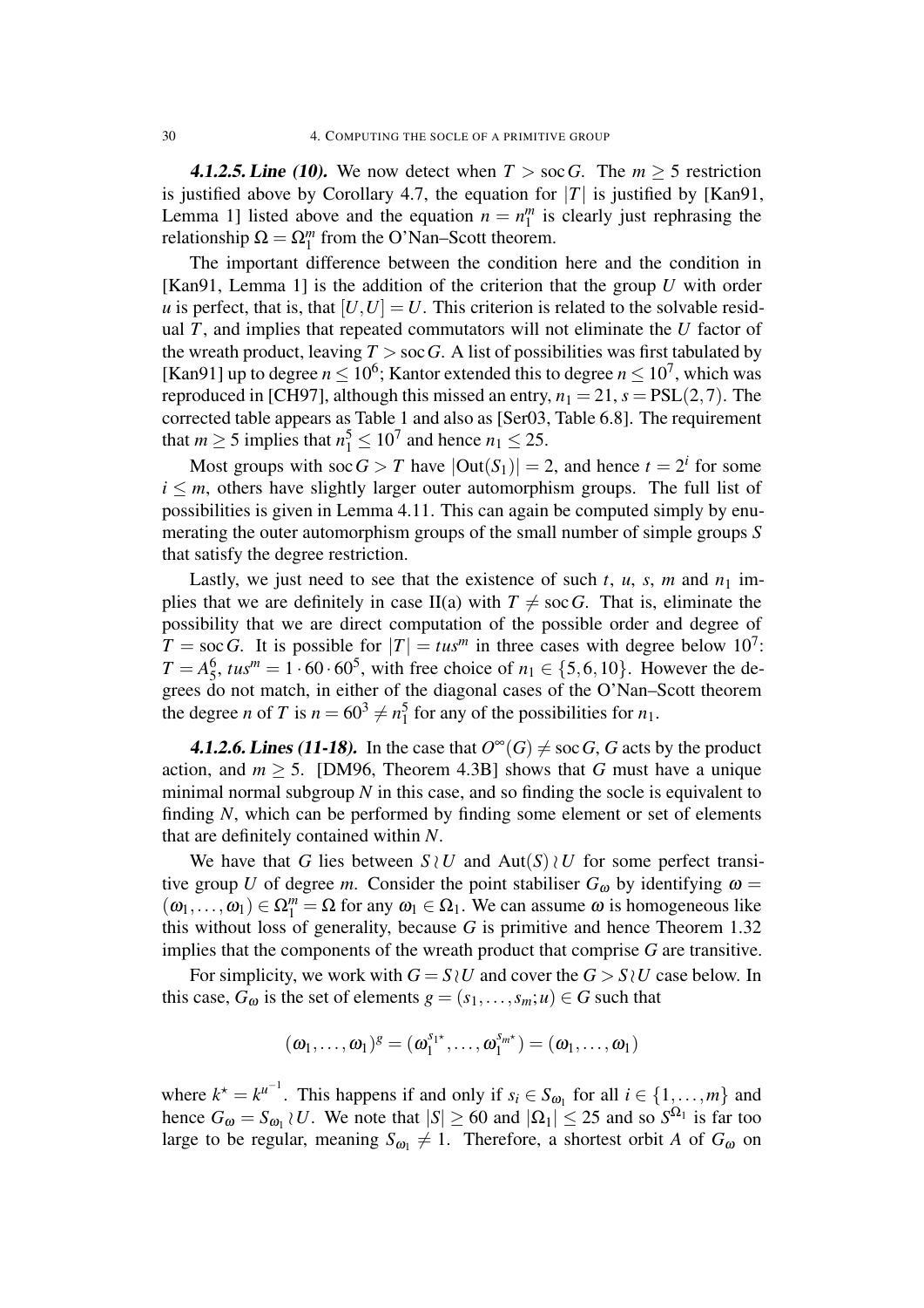**4.1.2.5. Line (10).** We now detect when $T > \operatorname{soc} G$. The $m \geq 5$ restriction is justified above by Corollary 4.7, the equation for $|T|$ is justified by [Kan91, Lemma 1] listed above and the equation $n = n_1^m$ is clearly just rephrasing the relationship $\Omega = \Omega_1^m$ from the O'Nan–Scott theorem.

The important difference between the condition here and the condition in [Kan91, Lemma 1] is the addition of the criterion that the group $U$ with order $u$ is perfect, that is, that $[U,U] = U$. This criterion is related to the solvable residual $T$, and implies that repeated commutators will not eliminate the $U$ factor of the wreath product, leaving $T > \operatorname{soc} G$. A list of possibilities was first tabulated by [Kan91] up to degree $n \leq 10^6$; Kantor extended this to degree $n \leq 10^7$, which was reproduced in [CH97], although this missed an entry, $n_1 = 21$, $s = \mathrm{PSL}(2,7)$. The corrected table appears as Table 1 and also as [Ser03, Table 6.8]. The requirement that $m \geq 5$ implies that $n_1^5 \leq 10^7$ and hence $n_1 \leq 25$.

Most groups with $\operatorname{soc} G > T$ have $|\mathrm{Out}(S_1)| = 2$, and hence $t = 2^i$ for some $i \leq m$, others have slightly larger outer automorphism groups. The full list of possibilities is given in Lemma 4.11. This can again be computed simply by enumerating the outer automorphism groups of the small number of simple groups $S$ that satisfy the degree restriction.

Lastly, we just need to see that the existence of such $t$, $u$, $s$, $m$ and $n_1$ implies that we are definitely in case II(a) with $T \neq \operatorname{soc} G$. That is, eliminate the possibility that we are direct computation of the possible order and degree of $T = \operatorname{soc} G$. It is possible for $|T| = tus^m$ in three cases with degree below $10^7$: $T = A_5^6$, $tus^m = 1 \cdot 60 \cdot 60^5$, with free choice of $n_1 \in \{5, 6, 10\}$. However the degrees do not match, in either of the diagonal cases of the O'Nan–Scott theorem the degree $n$ of $T$ is $n = 60^3 \neq n_1^5$ for any of the possibilities for $n_1$.

**4.1.2.6. Lines (11-18).** In the case that $O^\infty(G) \neq \operatorname{soc} G$, $G$ acts by the product action, and $m \geq 5$. [DM96, Theorem 4.3B] shows that $G$ must have a unique minimal normal subgroup $N$ in this case, and so finding the socle is equivalent to finding $N$, which can be performed by finding some element or set of elements that are definitely contained within $N$.

We have that $G$ lies between $S \wr U$ and $\mathrm{Aut}(S) \wr U$ for some perfect transitive group $U$ of degree $m$. Consider the point stabiliser $G_\omega$ by identifying $\omega = (\omega_1, \ldots, \omega_1) \in \Omega_1^m = \Omega$ for any $\omega_1 \in \Omega_1$. We can assume $\omega$ is homogeneous like this without loss of generality, because $G$ is primitive and hence Theorem 1.32 implies that the components of the wreath product that comprise $G$ are transitive.

For simplicity, we work with $G = S \wr U$ and cover the $G > S \wr U$ case below. In this case, $G_\omega$ is the set of elements $g = (s_1, \ldots, s_m; u) \in G$ such that

$$(\omega_1, \ldots, \omega_1)^g = (\omega_1^{s_{1^\star}}, \ldots, \omega_1^{s_{m^\star}}) = (\omega_1, \ldots, \omega_1)$$

where $k^\star = k^{u^{-1}}$. This happens if and only if $s_i \in S_{\omega_1}$ for all $i \in \{1, \ldots, m\}$ and hence $G_\omega = S_{\omega_1} \wr U$. We note that $|S| \geq 60$ and $|\Omega_1| \leq 25$ and so $S^{\Omega_1}$ is far too large to be regular, meaning $S_{\omega_1} \neq 1$. Therefore, a shortest orbit $A$ of $G_\omega$ on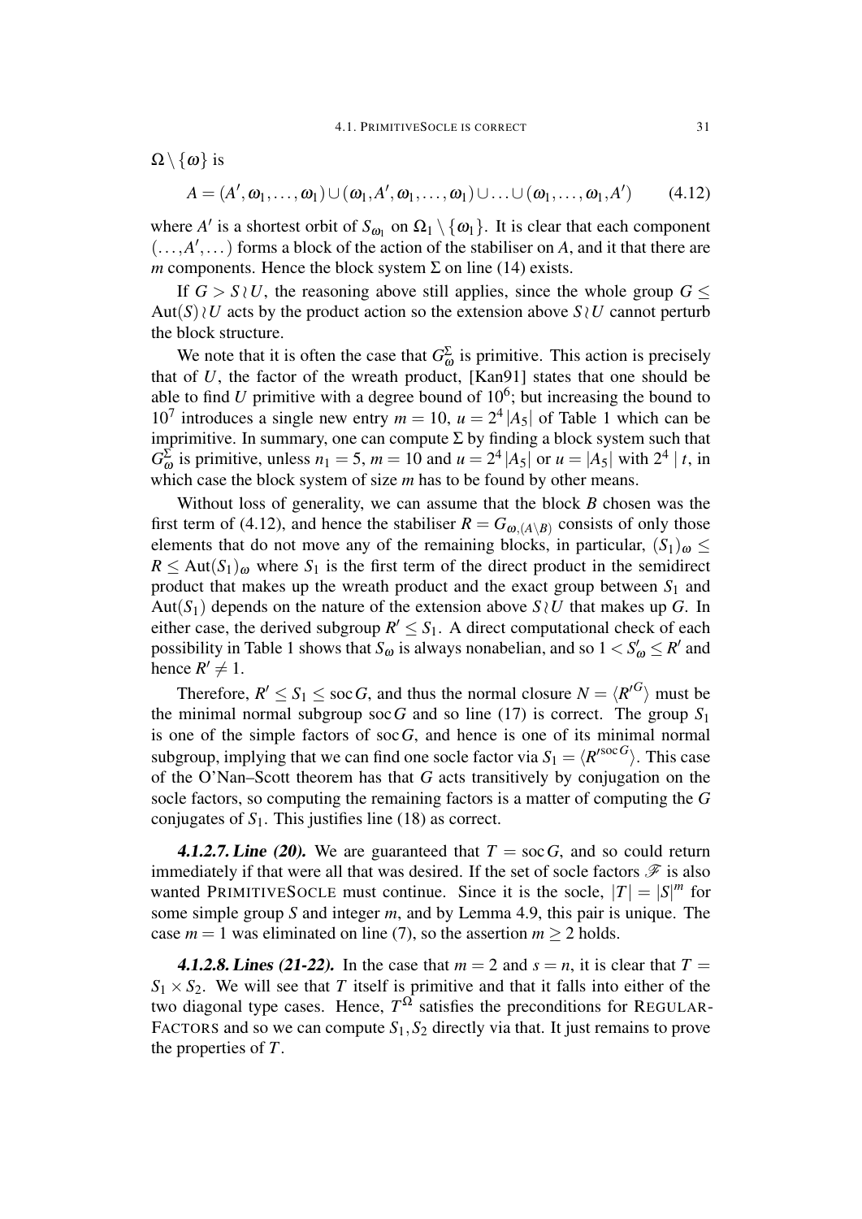$\Omega \setminus \{\omega\}$ is

$$A = (A', \omega_1, \ldots, \omega_1) \cup (\omega_1, A', \omega_1, \ldots, \omega_1) \cup \ldots \cup (\omega_1, \ldots, \omega_1, A') \qquad (4.12)$$

where $A'$ is a shortest orbit of $S_{\omega_1}$ on $\Omega_1 \setminus \{\omega_1\}$. It is clear that each component $(\ldots, A', \ldots)$ forms a block of the action of the stabiliser on $A$, and it that there are $m$ components. Hence the block system $\Sigma$ on line (14) exists.

If $G > S \wr U$, the reasoning above still applies, since the whole group $G \leq \mathrm{Aut}(S) \wr U$ acts by the product action so the extension above $S \wr U$ cannot perturb the block structure.

We note that it is often the case that $G_\omega^\Sigma$ is primitive. This action is precisely that of $U$, the factor of the wreath product, [Kan91] states that one should be able to find $U$ primitive with a degree bound of $10^6$; but increasing the bound to $10^7$ introduces a single new entry $m = 10$, $u = 2^4 |A_5|$ of Table 1 which can be imprimitive. In summary, one can compute $\Sigma$ by finding a block system such that $G_\omega^\Sigma$ is primitive, unless $n_1 = 5$, $m = 10$ and $u = 2^4 |A_5|$ or $u = |A_5|$ with $2^4 \mid t$, in which case the block system of size $m$ has to be found by other means.

Without loss of generality, we can assume that the block $B$ chosen was the first term of (4.12), and hence the stabiliser $R = G_{\omega,(A\setminus B)}$ consists of only those elements that do not move any of the remaining blocks, in particular, $(S_1)_\omega \leq R \leq \mathrm{Aut}(S_1)_\omega$ where $S_1$ is the first term of the direct product in the semidirect product that makes up the wreath product and the exact group between $S_1$ and $\mathrm{Aut}(S_1)$ depends on the nature of the extension above $S \wr U$ that makes up $G$. In either case, the derived subgroup $R' \leq S_1$. A direct computational check of each possibility in Table 1 shows that $S_\omega$ is always nonabelian, and so $1 < S'_\omega \leq R'$ and hence $R' \neq 1$.

Therefore, $R' \leq S_1 \leq \mathrm{soc}\, G$, and thus the normal closure $N = \langle R'^G \rangle$ must be the minimal normal subgroup $\mathrm{soc}\, G$ and so line (17) is correct. The group $S_1$ is one of the simple factors of $\mathrm{soc}\, G$, and hence is one of its minimal normal subgroup, implying that we can find one socle factor via $S_1 = \langle R'^{\mathrm{soc}\, G} \rangle$. This case of the O'Nan–Scott theorem has that $G$ acts transitively by conjugation on the socle factors, so computing the remaining factors is a matter of computing the $G$ conjugates of $S_1$. This justifies line (18) as correct.

***4.1.2.7. Line (20).*** We are guaranteed that $T = \mathrm{soc}\, G$, and so could return immediately if that were all that was desired. If the set of socle factors $\mathscr{F}$ is also wanted PRIMITIVESOCLE must continue. Since it is the socle, $|T| = |S|^m$ for some simple group $S$ and integer $m$, and by Lemma 4.9, this pair is unique. The case $m = 1$ was eliminated on line (7), so the assertion $m \geq 2$ holds.

***4.1.2.8. Lines (21-22).*** In the case that $m = 2$ and $s = n$, it is clear that $T = S_1 \times S_2$. We will see that $T$ itself is primitive and that it falls into either of the two diagonal type cases. Hence, $T^\Omega$ satisfies the preconditions for REGULARFACTORS and so we can compute $S_1, S_2$ directly via that. It just remains to prove the properties of $T$.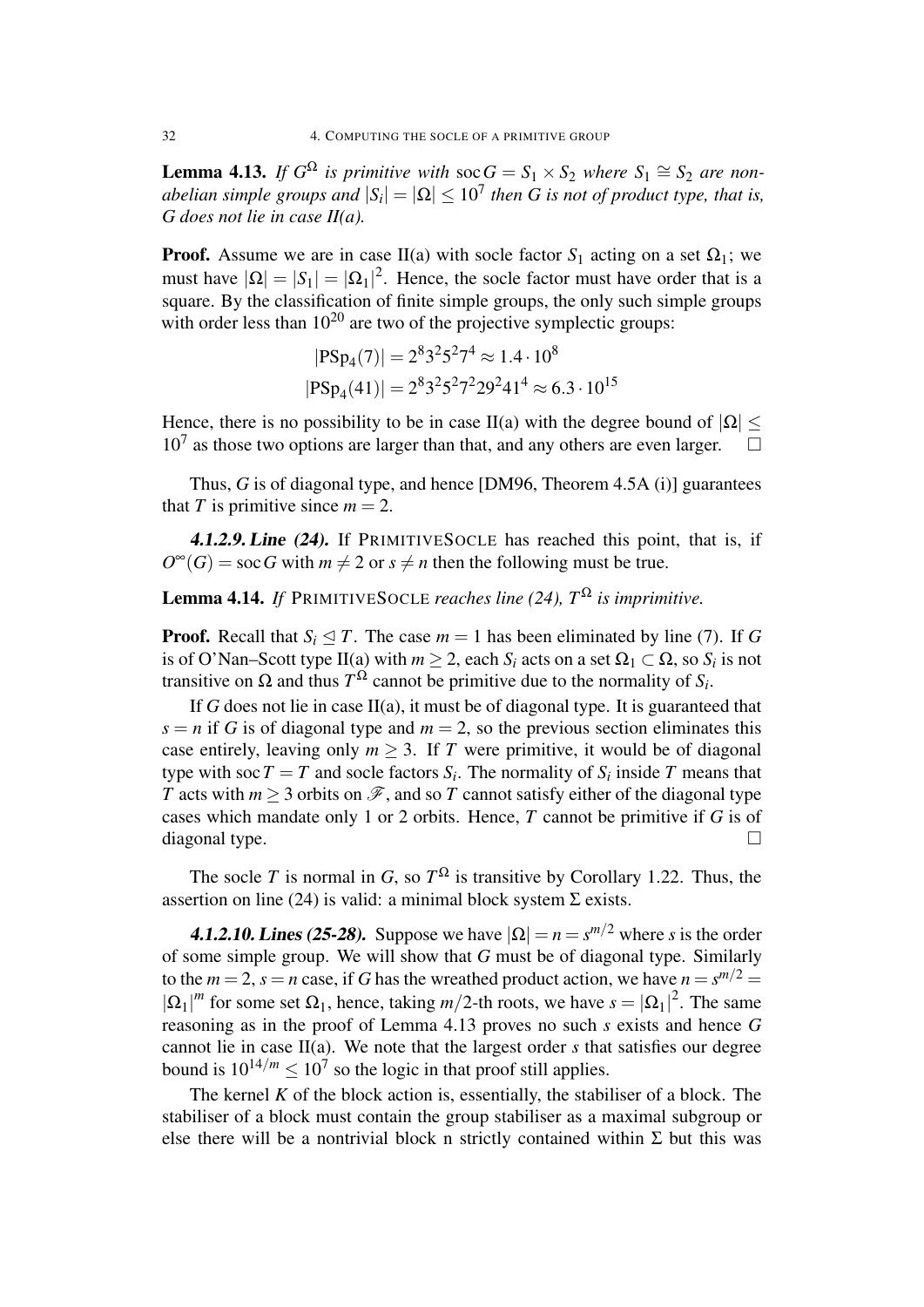**Lemma 4.13.** *If $G^\Omega$ is primitive with $\operatorname{soc} G = S_1 \times S_2$ where $S_1 \cong S_2$ are non-abelian simple groups and $|S_i| = |\Omega| \leq 10^7$ then $G$ is not of product type, that is, $G$ does not lie in case II(a).*

**Proof.** Assume we are in case II(a) with socle factor $S_1$ acting on a set $\Omega_1$; we must have $|\Omega| = |S_1| = |\Omega_1|^2$. Hence, the socle factor must have order that is a square. By the classification of finite simple groups, the only such simple groups with order less than $10^{20}$ are two of the projective symplectic groups:

$$|\mathrm{PSp}_4(7)| = 2^8 3^2 5^2 7^4 \approx 1.4 \cdot 10^8$$
$$|\mathrm{PSp}_4(41)| = 2^8 3^2 5^2 7^2 29^2 41^4 \approx 6.3 \cdot 10^{15}$$

Hence, there is no possibility to be in case II(a) with the degree bound of $|\Omega| \leq 10^7$ as those two options are larger than that, and any others are even larger. □

Thus, $G$ is of diagonal type, and hence [DM96, Theorem 4.5A (i)] guarantees that $T$ is primitive since $m = 2$.

***4.1.2.9. Line (24).*** If PRIMITIVESOCLE has reached this point, that is, if $O^\infty(G) = \operatorname{soc} G$ with $m \neq 2$ or $s \neq n$ then the following must be true.

**Lemma 4.14.** *If* PRIMITIVESOCLE *reaches line (24), $T^\Omega$ is imprimitive.*

**Proof.** Recall that $S_i \trianglelefteq T$. The case $m = 1$ has been eliminated by line (7). If $G$ is of O'Nan–Scott type II(a) with $m \geq 2$, each $S_i$ acts on a set $\Omega_1 \subset \Omega$, so $S_i$ is not transitive on $\Omega$ and thus $T^\Omega$ cannot be primitive due to the normality of $S_i$.

If $G$ does not lie in case II(a), it must be of diagonal type. It is guaranteed that $s = n$ if $G$ is of diagonal type and $m = 2$, so the previous section eliminates this case entirely, leaving only $m \geq 3$. If $T$ were primitive, it would be of diagonal type with $\operatorname{soc} T = T$ and socle factors $S_i$. The normality of $S_i$ inside $T$ means that $T$ acts with $m \geq 3$ orbits on $\mathscr{F}$, and so $T$ cannot satisfy either of the diagonal type cases which mandate only 1 or 2 orbits. Hence, $T$ cannot be primitive if $G$ is of diagonal type. □

The socle $T$ is normal in $G$, so $T^\Omega$ is transitive by Corollary 1.22. Thus, the assertion on line (24) is valid: a minimal block system $\Sigma$ exists.

***4.1.2.10. Lines (25-28).*** Suppose we have $|\Omega| = n = s^{m/2}$ where $s$ is the order of some simple group. We will show that $G$ must be of diagonal type. Similarly to the $m = 2$, $s = n$ case, if $G$ has the wreathed product action, we have $n = s^{m/2} = |\Omega_1|^m$ for some set $\Omega_1$, hence, taking $m/2$-th roots, we have $s = |\Omega_1|^2$. The same reasoning as in the proof of Lemma 4.13 proves no such $s$ exists and hence $G$ cannot lie in case II(a). We note that the largest order $s$ that satisfies our degree bound is $10^{14/m} \leq 10^7$ so the logic in that proof still applies.

The kernel $K$ of the block action is, essentially, the stabiliser of a block. The stabiliser of a block must contain the group stabiliser as a maximal subgroup or else there will be a nontrivial block n strictly contained within $\Sigma$ but this was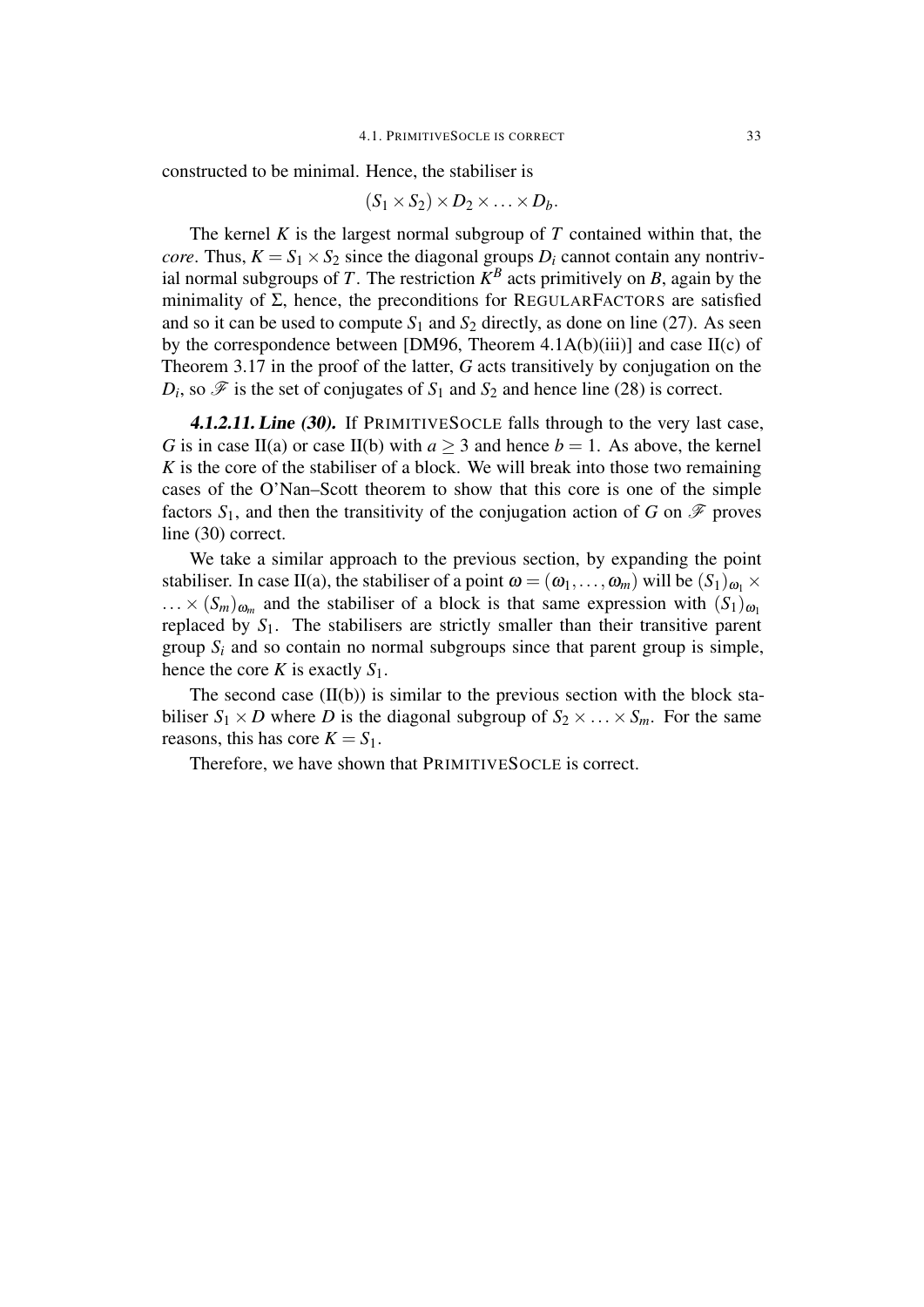constructed to be minimal. Hence, the stabiliser is

$$(S_1 \times S_2) \times D_2 \times \ldots \times D_b.$$

The kernel $K$ is the largest normal subgroup of $T$ contained within that, the *core*. Thus, $K = S_1 \times S_2$ since the diagonal groups $D_i$ cannot contain any nontrivial normal subgroups of $T$. The restriction $K^B$ acts primitively on $B$, again by the minimality of $\Sigma$, hence, the preconditions for REGULARFACTORS are satisfied and so it can be used to compute $S_1$ and $S_2$ directly, as done on line (27). As seen by the correspondence between [DM96, Theorem 4.1A(b)(iii)] and case II(c) of Theorem 3.17 in the proof of the latter, $G$ acts transitively by conjugation on the $D_i$, so $\mathscr{F}$ is the set of conjugates of $S_1$ and $S_2$ and hence line (28) is correct.

***4.1.2.11. Line (30).*** If PRIMITIVESOCLE falls through to the very last case, $G$ is in case II(a) or case II(b) with $a \geq 3$ and hence $b = 1$. As above, the kernel $K$ is the core of the stabiliser of a block. We will break into those two remaining cases of the O'Nan–Scott theorem to show that this core is one of the simple factors $S_1$, and then the transitivity of the conjugation action of $G$ on $\mathscr{F}$ proves line (30) correct.

We take a similar approach to the previous section, by expanding the point stabiliser. In case II(a), the stabiliser of a point $\omega = (\omega_1, \ldots, \omega_m)$ will be $(S_1)_{\omega_1} \times \ldots \times (S_m)_{\omega_m}$ and the stabiliser of a block is that same expression with $(S_1)_{\omega_1}$ replaced by $S_1$. The stabilisers are strictly smaller than their transitive parent group $S_i$ and so contain no normal subgroups since that parent group is simple, hence the core $K$ is exactly $S_1$.

The second case (II(b)) is similar to the previous section with the block stabiliser $S_1 \times D$ where $D$ is the diagonal subgroup of $S_2 \times \ldots \times S_m$. For the same reasons, this has core $K = S_1$.

Therefore, we have shown that PRIMITIVESOCLE is correct.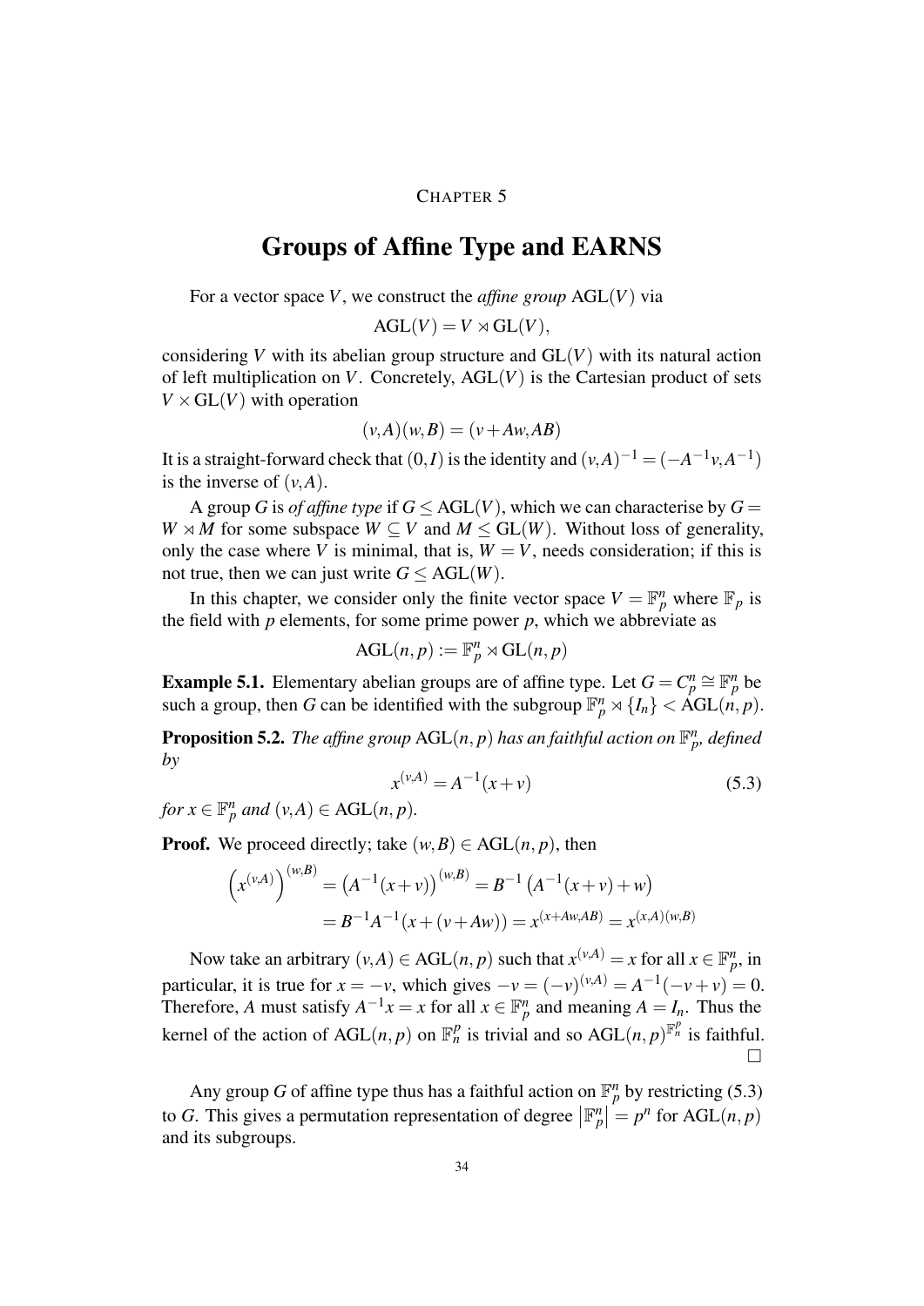CHAPTER 5

# Groups of Affine Type and EARNS

For a vector space $V$, we construct the *affine group* $\mathrm{AGL}(V)$ via

$$\mathrm{AGL}(V) = V \rtimes \mathrm{GL}(V),$$

considering $V$ with its abelian group structure and $\mathrm{GL}(V)$ with its natural action of left multiplication on $V$. Concretely, $\mathrm{AGL}(V)$ is the Cartesian product of sets $V \times \mathrm{GL}(V)$ with operation

$$(v,A)(w,B) = (v + Aw, AB)$$

It is a straight-forward check that $(0,I)$ is the identity and $(v,A)^{-1} = (-A^{-1}v, A^{-1})$ is the inverse of $(v,A)$.

A group $G$ is *of affine type* if $G \leq \mathrm{AGL}(V)$, which we can characterise by $G = W \rtimes M$ for some subspace $W \subseteq V$ and $M \leq \mathrm{GL}(W)$. Without loss of generality, only the case where $V$ is minimal, that is, $W = V$, needs consideration; if this is not true, then we can just write $G \leq \mathrm{AGL}(W)$.

In this chapter, we consider only the finite vector space $V = \mathbb{F}_p^n$ where $\mathbb{F}_p$ is the field with $p$ elements, for some prime power $p$, which we abbreviate as

$$\mathrm{AGL}(n,p) := \mathbb{F}_p^n \rtimes \mathrm{GL}(n,p)$$

**Example 5.1.** Elementary abelian groups are of affine type. Let $G = C_p^n \cong \mathbb{F}_p^n$ be such a group, then $G$ can be identified with the subgroup $\mathbb{F}_p^n \rtimes \{I_n\} < \mathrm{AGL}(n,p)$.

**Proposition 5.2.** *The affine group* $\mathrm{AGL}(n,p)$ *has an faithful action on* $\mathbb{F}_p^n$*, defined by*

$$x^{(v,A)} = A^{-1}(x+v) \tag{5.3}$$

*for* $x \in \mathbb{F}_p^n$ *and* $(v,A) \in \mathrm{AGL}(n,p)$.

**Proof.** We proceed directly; take $(w,B) \in \mathrm{AGL}(n,p)$, then

$$\begin{aligned}
\left(x^{(v,A)}\right)^{(w,B)} &= \left(A^{-1}(x+v)\right)^{(w,B)} = B^{-1}\left(A^{-1}(x+v) + w\right) \\
&= B^{-1}A^{-1}(x + (v + Aw)) = x^{(x+Aw,AB)} = x^{(x,A)(w,B)}
\end{aligned}$$

Now take an arbitrary $(v,A) \in \mathrm{AGL}(n,p)$ such that $x^{(v,A)} = x$ for all $x \in \mathbb{F}_p^n$, in particular, it is true for $x = -v$, which gives $-v = (-v)^{(v,A)} = A^{-1}(-v+v) = 0$. Therefore, $A$ must satisfy $A^{-1}x = x$ for all $x \in \mathbb{F}_p^n$ and meaning $A = I_n$. Thus the kernel of the action of $\mathrm{AGL}(n,p)$ on $\mathbb{F}_n^p$ is trivial and so $\mathrm{AGL}(n,p)^{\mathbb{F}_n^p}$ is faithful. $\square$

Any group $G$ of affine type thus has a faithful action on $\mathbb{F}_p^n$ by restricting (5.3) to $G$. This gives a permutation representation of degree $\left|\mathbb{F}_p^n\right| = p^n$ for $\mathrm{AGL}(n,p)$ and its subgroups.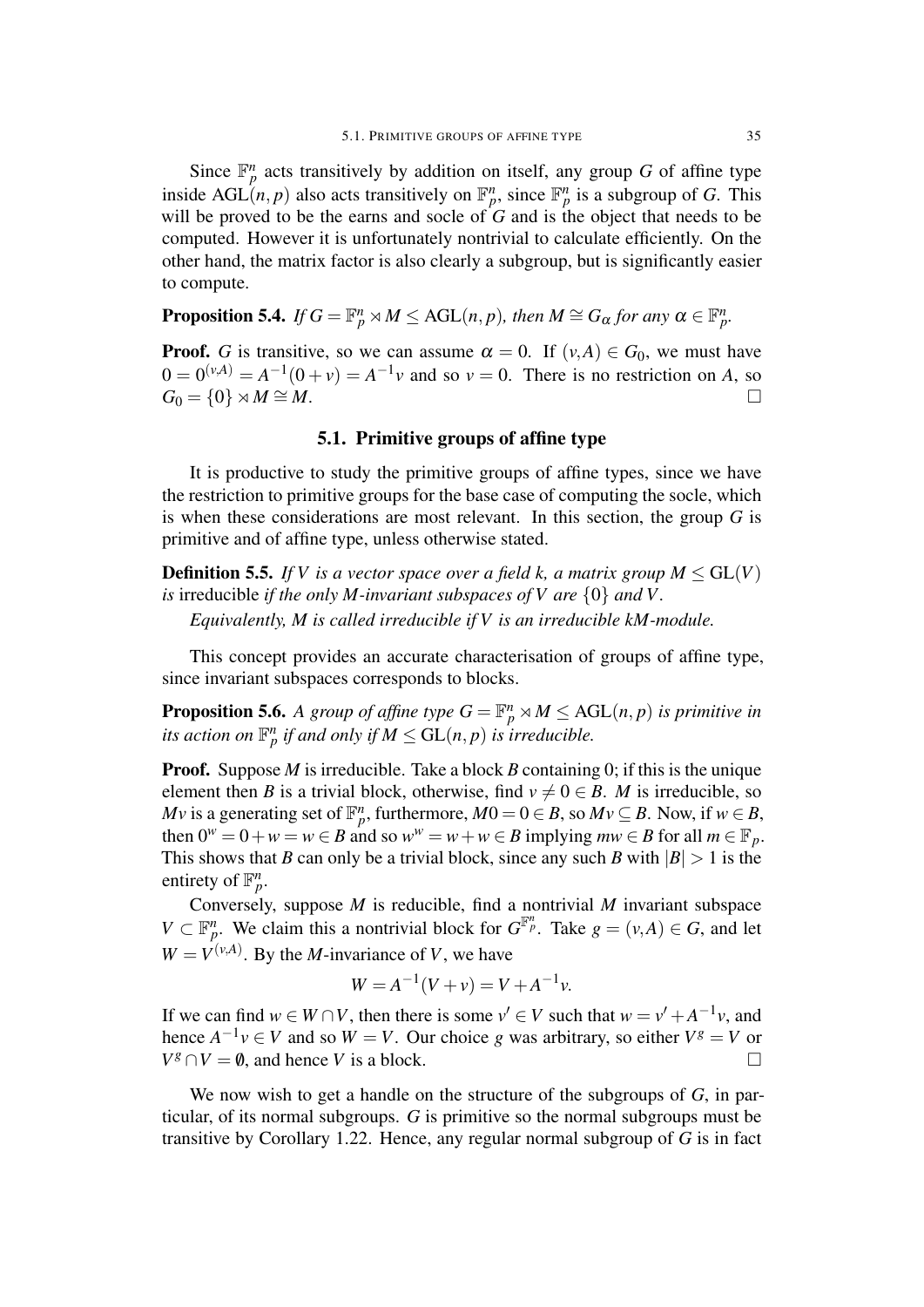Since $\mathbb{F}_p^n$ acts transitively by addition on itself, any group $G$ of affine type inside $\mathrm{AGL}(n,p)$ also acts transitively on $\mathbb{F}_p^n$, since $\mathbb{F}_p^n$ is a subgroup of $G$. This will be proved to be the earns and socle of $G$ and is the object that needs to be computed. However it is unfortunately nontrivial to calculate efficiently. On the other hand, the matrix factor is also clearly a subgroup, but is significantly easier to compute.

**Proposition 5.4.** *If $G = \mathbb{F}_p^n \rtimes M \leq \mathrm{AGL}(n,p)$, then $M \cong G_\alpha$ for any $\alpha \in \mathbb{F}_p^n$.*

**Proof.** $G$ is transitive, so we can assume $\alpha = 0$. If $(v,A) \in G_0$, we must have $0 = 0^{(v,A)} = A^{-1}(0+v) = A^{-1}v$ and so $v = 0$. There is no restriction on $A$, so $G_0 = \{0\} \rtimes M \cong M$. □

## 5.1. Primitive groups of affine type

It is productive to study the primitive groups of affine types, since we have the restriction to primitive groups for the base case of computing the socle, which is when these considerations are most relevant. In this section, the group $G$ is primitive and of affine type, unless otherwise stated.

**Definition 5.5.** *If $V$ is a vector space over a field $k$, a matrix group $M \leq \mathrm{GL}(V)$ is* irreducible *if the only $M$-invariant subspaces of $V$ are $\{0\}$ and $V$.*

*Equivalently, $M$ is called irreducible if $V$ is an irreducible $kM$-module.*

This concept provides an accurate characterisation of groups of affine type, since invariant subspaces corresponds to blocks.

**Proposition 5.6.** *A group of affine type $G = \mathbb{F}_p^n \rtimes M \leq \mathrm{AGL}(n,p)$ is primitive in its action on $\mathbb{F}_p^n$ if and only if $M \leq \mathrm{GL}(n,p)$ is irreducible.*

**Proof.** Suppose $M$ is irreducible. Take a block $B$ containing 0; if this is the unique element then $B$ is a trivial block, otherwise, find $v \neq 0 \in B$. $M$ is irreducible, so $Mv$ is a generating set of $\mathbb{F}_p^n$, furthermore, $M0 = 0 \in B$, so $Mv \subseteq B$. Now, if $w \in B$, then $0^w = 0 + w = w \in B$ and so $w^w = w + w \in B$ implying $mw \in B$ for all $m \in \mathbb{F}_p$. This shows that $B$ can only be a trivial block, since any such $B$ with $|B| > 1$ is the entirety of $\mathbb{F}_p^n$.

Conversely, suppose $M$ is reducible, find a nontrivial $M$ invariant subspace $V \subset \mathbb{F}_p^n$. We claim this a nontrivial block for $G^{\mathbb{F}_p^n}$. Take $g = (v,A) \in G$, and let $W = V^{(v,A)}$. By the $M$-invariance of $V$, we have

$$W = A^{-1}(V+v) = V + A^{-1}v.$$

If we can find $w \in W \cap V$, then there is some $v' \in V$ such that $w = v' + A^{-1}v$, and hence $A^{-1}v \in V$ and so $W = V$. Our choice $g$ was arbitrary, so either $V^g = V$ or $V^g \cap V = \emptyset$, and hence $V$ is a block. □

We now wish to get a handle on the structure of the subgroups of $G$, in particular, of its normal subgroups. $G$ is primitive so the normal subgroups must be transitive by Corollary 1.22. Hence, any regular normal subgroup of $G$ is in fact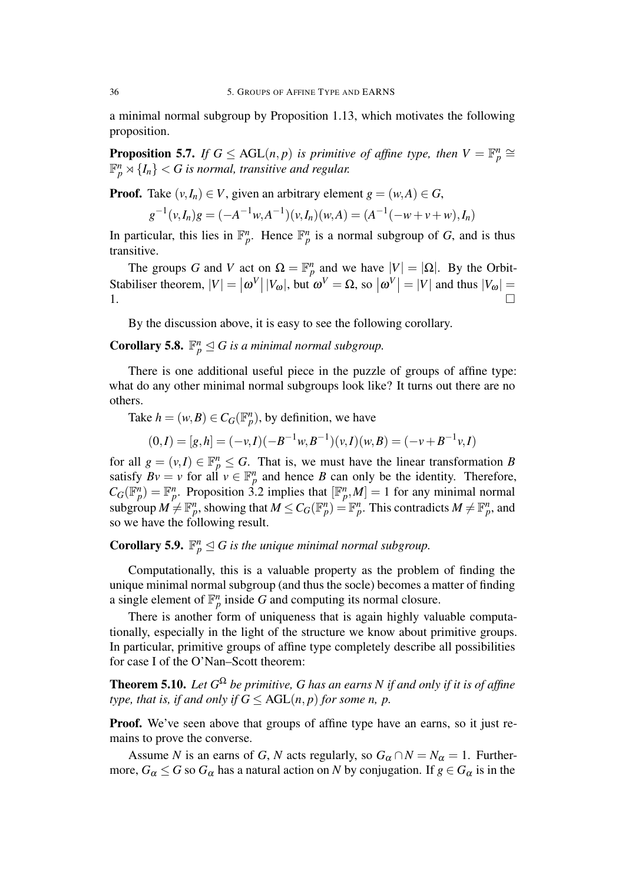a minimal normal subgroup by Proposition 1.13, which motivates the following proposition.

**Proposition 5.7.** *If $G \leq \mathrm{AGL}(n,p)$ is primitive of affine type, then $V = \mathbb{F}_p^n \cong \mathbb{F}_p^n \rtimes \{I_n\} < G$ is normal, transitive and regular.*

**Proof.** Take $(v, I_n) \in V$, given an arbitrary element $g = (w, A) \in G$,

$$g^{-1}(v, I_n)g = (-A^{-1}w, A^{-1})(v, I_n)(w, A) = (A^{-1}(-w + v + w), I_n)$$

In particular, this lies in $\mathbb{F}_p^n$. Hence $\mathbb{F}_p^n$ is a normal subgroup of $G$, and is thus transitive.

The groups $G$ and $V$ act on $\Omega = \mathbb{F}_p^n$ and we have $|V| = |\Omega|$. By the Orbit-Stabiliser theorem, $|V| = \left|\omega^V\right| |V_\omega|$, but $\omega^V = \Omega$, so $\left|\omega^V\right| = |V|$ and thus $|V_\omega| = 1$. □

By the discussion above, it is easy to see the following corollary.

**Corollary 5.8.** *$\mathbb{F}_p^n \trianglelefteq G$ is a minimal normal subgroup.*

There is one additional useful piece in the puzzle of groups of affine type: what do any other minimal normal subgroups look like? It turns out there are no others.

Take $h = (w, B) \in C_G(\mathbb{F}_p^n)$, by definition, we have

$$(0, I) = [g, h] = (-v, I)(-B^{-1}w, B^{-1})(v, I)(w, B) = (-v + B^{-1}v, I)$$

for all $g = (v, I) \in \mathbb{F}_p^n \leq G$. That is, we must have the linear transformation $B$ satisfy $Bv = v$ for all $v \in \mathbb{F}_p^n$ and hence $B$ can only be the identity. Therefore, $C_G(\mathbb{F}_p^n) = \mathbb{F}_p^n$. Proposition 3.2 implies that $[\mathbb{F}_p^n, M] = 1$ for any minimal normal subgroup $M \neq \mathbb{F}_p^n$, showing that $M \leq C_G(\mathbb{F}_p^n) = \mathbb{F}_p^n$. This contradicts $M \neq \mathbb{F}_p^n$, and so we have the following result.

**Corollary 5.9.** *$\mathbb{F}_p^n \trianglelefteq G$ is the unique minimal normal subgroup.*

Computationally, this is a valuable property as the problem of finding the unique minimal normal subgroup (and thus the socle) becomes a matter of finding a single element of $\mathbb{F}_p^n$ inside $G$ and computing its normal closure.

There is another form of uniqueness that is again highly valuable computationally, especially in the light of the structure we know about primitive groups. In particular, primitive groups of affine type completely describe all possibilities for case I of the O'Nan–Scott theorem:

**Theorem 5.10.** *Let $G^\Omega$ be primitive, $G$ has an earns $N$ if and only if it is of affine type, that is, if and only if $G \leq \mathrm{AGL}(n,p)$ for some $n$, $p$.*

**Proof.** We've seen above that groups of affine type have an earns, so it just remains to prove the converse.

Assume $N$ is an earns of $G$, $N$ acts regularly, so $G_\alpha \cap N = N_\alpha = 1$. Furthermore, $G_\alpha \leq G$ so $G_\alpha$ has a natural action on $N$ by conjugation. If $g \in G_\alpha$ is in the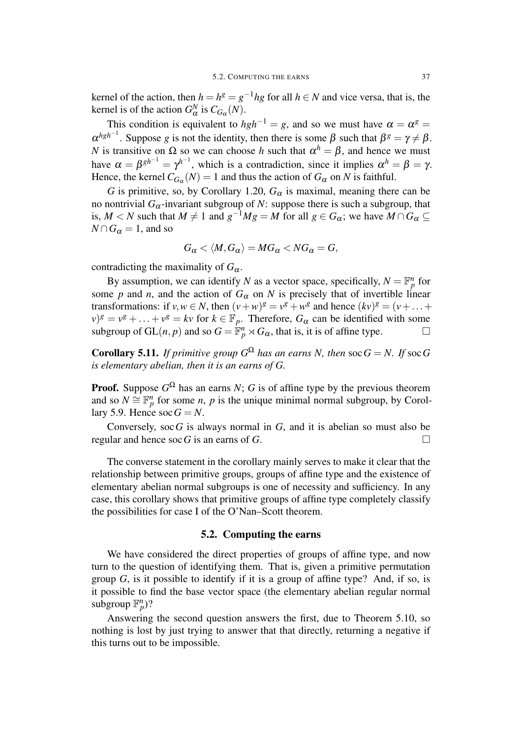kernel of the action, then $h = h^g = g^{-1}hg$ for all $h \in N$ and vice versa, that is, the kernel is of the action $G_\alpha^N$ is $C_{G_\alpha}(N)$.

This condition is equivalent to $hgh^{-1} = g$, and so we must have $\alpha = \alpha^g = \alpha^{hgh^{-1}}$. Suppose $g$ is not the identity, then there is some $\beta$ such that $\beta^g = \gamma \neq \beta$. $N$ is transitive on $\Omega$ so we can choose $h$ such that $\alpha^h = \beta$, and hence we must have $\alpha = \beta^{gh^{-1}} = \gamma^{h^{-1}}$, which is a contradiction, since it implies $\alpha^h = \beta = \gamma$. Hence, the kernel $C_{G_\alpha}(N) = 1$ and thus the action of $G_\alpha$ on $N$ is faithful.

$G$ is primitive, so, by Corollary 1.20, $G_\alpha$ is maximal, meaning there can be no nontrivial $G_\alpha$-invariant subgroup of $N$: suppose there is such a subgroup, that is, $M < N$ such that $M \neq 1$ and $g^{-1}Mg = M$ for all $g \in G_\alpha$; we have $M \cap G_\alpha \subseteq N \cap G_\alpha = 1$, and so

$$G_\alpha < \langle M, G_\alpha \rangle = MG_\alpha < NG_\alpha = G,$$

contradicting the maximality of $G_\alpha$.

By assumption, we can identify $N$ as a vector space, specifically, $N = \mathbb{F}_p^n$ for some $p$ and $n$, and the action of $G_\alpha$ on $N$ is precisely that of invertible linear transformations: if $v, w \in N$, then $(v+w)^g = v^g + w^g$ and hence $(kv)^g = (v + \ldots + v)^g = v^g + \ldots + v^g = kv$ for $k \in \mathbb{F}_p$. Therefore, $G_\alpha$ can be identified with some subgroup of $\mathrm{GL}(n, p)$ and so $G = \mathbb{F}_p^n \rtimes G_\alpha$, that is, it is of affine type. □

**Corollary 5.11.** *If primitive group $G^\Omega$ has an earns $N$, then $\operatorname{soc} G = N$. If $\operatorname{soc} G$ is elementary abelian, then it is an earns of $G$.*

**Proof.** Suppose $G^\Omega$ has an earns $N$; $G$ is of affine type by the previous theorem and so $N \cong \mathbb{F}_p^n$ for some $n$, $p$ is the unique minimal normal subgroup, by Corollary 5.9. Hence $\operatorname{soc} G = N$.

Conversely, $\operatorname{soc} G$ is always normal in $G$, and it is abelian so must also be regular and hence $\operatorname{soc} G$ is an earns of $G$. □

The converse statement in the corollary mainly serves to make it clear that the relationship between primitive groups, groups of affine type and the existence of elementary abelian normal subgroups is one of necessity and sufficiency. In any case, this corollary shows that primitive groups of affine type completely classify the possibilities for case I of the O'Nan–Scott theorem.

## 5.2. Computing the earns

We have considered the direct properties of groups of affine type, and now turn to the question of identifying them. That is, given a primitive permutation group $G$, is it possible to identify if it is a group of affine type? And, if so, is it possible to find the base vector space (the elementary abelian regular normal subgroup $\mathbb{F}_p^n$)?

Answering the second question answers the first, due to Theorem 5.10, so nothing is lost by just trying to answer that that directly, returning a negative if this turns out to be impossible.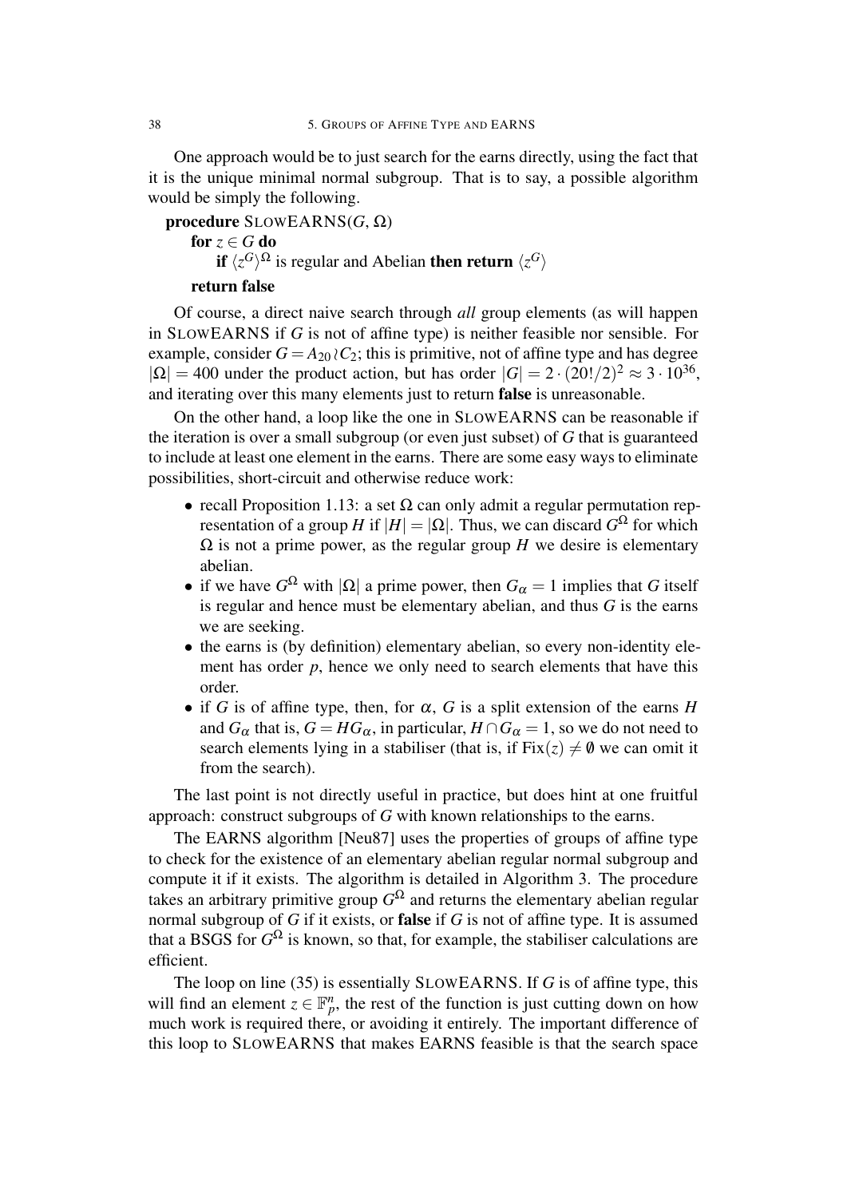One approach would be to just search for the earns directly, using the fact that it is the unique minimal normal subgroup. That is to say, a possible algorithm would be simply the following.

**procedure** SLOWEARNS($G$, $\Omega$)

  **for** $z \in G$ **do**

    **if** $\langle z^G \rangle^\Omega$ is regular and Abelian **then return** $\langle z^G \rangle$

  **return false**

Of course, a direct naive search through *all* group elements (as will happen in SLOWEARNS if $G$ is not of affine type) is neither feasible nor sensible. For example, consider $G = A_{20} \wr C_2$; this is primitive, not of affine type and has degree $|\Omega| = 400$ under the product action, but has order $|G| = 2 \cdot (20!/2)^2 \approx 3 \cdot 10^{36}$, and iterating over this many elements just to return **false** is unreasonable.

On the other hand, a loop like the one in SLOWEARNS can be reasonable if the iteration is over a small subgroup (or even just subset) of $G$ that is guaranteed to include at least one element in the earns. There are some easy ways to eliminate possibilities, short-circuit and otherwise reduce work:

- recall Proposition 1.13: a set $\Omega$ can only admit a regular permutation representation of a group $H$ if $|H| = |\Omega|$. Thus, we can discard $G^\Omega$ for which $\Omega$ is not a prime power, as the regular group $H$ we desire is elementary abelian.
- if we have $G^\Omega$ with $|\Omega|$ a prime power, then $G_\alpha = 1$ implies that $G$ itself is regular and hence must be elementary abelian, and thus $G$ is the earns we are seeking.
- the earns is (by definition) elementary abelian, so every non-identity element has order $p$, hence we only need to search elements that have this order.
- if $G$ is of affine type, then, for $\alpha$, $G$ is a split extension of the earns $H$ and $G_\alpha$ that is, $G = HG_\alpha$, in particular, $H \cap G_\alpha = 1$, so we do not need to search elements lying in a stabiliser (that is, if $\mathrm{Fix}(z) \neq \emptyset$ we can omit it from the search).

The last point is not directly useful in practice, but does hint at one fruitful approach: construct subgroups of $G$ with known relationships to the earns.

The EARNS algorithm [Neu87] uses the properties of groups of affine type to check for the existence of an elementary abelian regular normal subgroup and compute it if it exists. The algorithm is detailed in Algorithm 3. The procedure takes an arbitrary primitive group $G^\Omega$ and returns the elementary abelian regular normal subgroup of $G$ if it exists, or **false** if $G$ is not of affine type. It is assumed that a BSGS for $G^\Omega$ is known, so that, for example, the stabiliser calculations are efficient.

The loop on line (35) is essentially SLOWEARNS. If $G$ is of affine type, this will find an element $z \in \mathbb{F}_p^n$, the rest of the function is just cutting down on how much work is required there, or avoiding it entirely. The important difference of this loop to SLOWEARNS that makes EARNS feasible is that the search space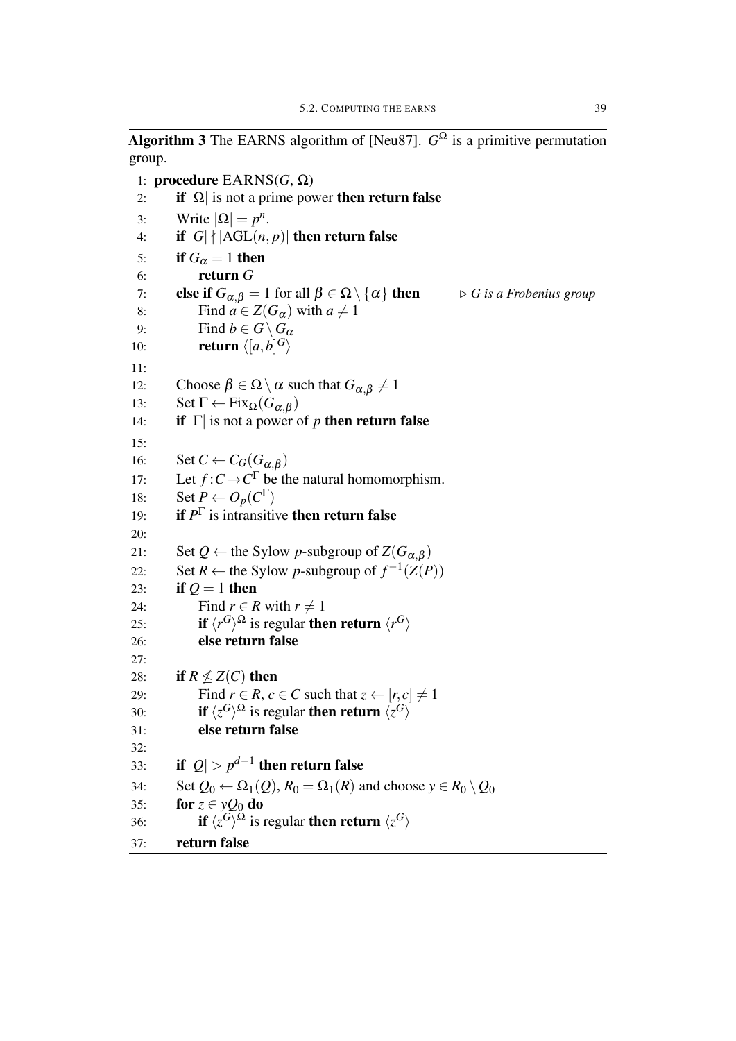**Algorithm 3** The EARNS algorithm of [Neu87]. $G^\Omega$ is a primitive permutation group.

```
 1: procedure EARNS(G, Ω)
 2:     if |Ω| is not a prime power then return false
 3:     Write |Ω| = p^n.
 4:     if |G| ∤ |AGL(n, p)| then return false
 5:     if G_α = 1 then
 6:         return G
 7:     else if G_{α,β} = 1 for all β ∈ Ω \ {α} then        ▷ G is a Frobenius group
 8:         Find a ∈ Z(G_α) with a ≠ 1
 9:         Find b ∈ G \ G_α
10:         return ⟨[a,b]^G⟩
11:
12:     Choose β ∈ Ω \ α such that G_{α,β} ≠ 1
13:     Set Γ ← Fix_Ω(G_{α,β})
14:     if |Γ| is not a power of p then return false
15:
16:     Set C ← C_G(G_{α,β})
17:     Let f : C → C^Γ be the natural homomorphism.
18:     Set P ← O_p(C^Γ)
19:     if P^Γ is intransitive then return false
20:
21:     Set Q ← the Sylow p-subgroup of Z(G_{α,β})
22:     Set R ← the Sylow p-subgroup of f^{-1}(Z(P))
23:     if Q = 1 then
24:         Find r ∈ R with r ≠ 1
25:         if ⟨r^G⟩^Ω is regular then return ⟨r^G⟩
26:         else return false
27:
28:     if R ≰ Z(C) then
29:         Find r ∈ R, c ∈ C such that z ← [r,c] ≠ 1
30:         if ⟨z^G⟩^Ω is regular then return ⟨z^G⟩
31:         else return false
32:
33:     if |Q| > p^{d-1} then return false
34:     Set Q_0 ← Ω_1(Q), R_0 = Ω_1(R) and choose y ∈ R_0 \ Q_0
35:     for z ∈ yQ_0 do
36:         if ⟨z^G⟩^Ω is regular then return ⟨z^G⟩
37:     return false
```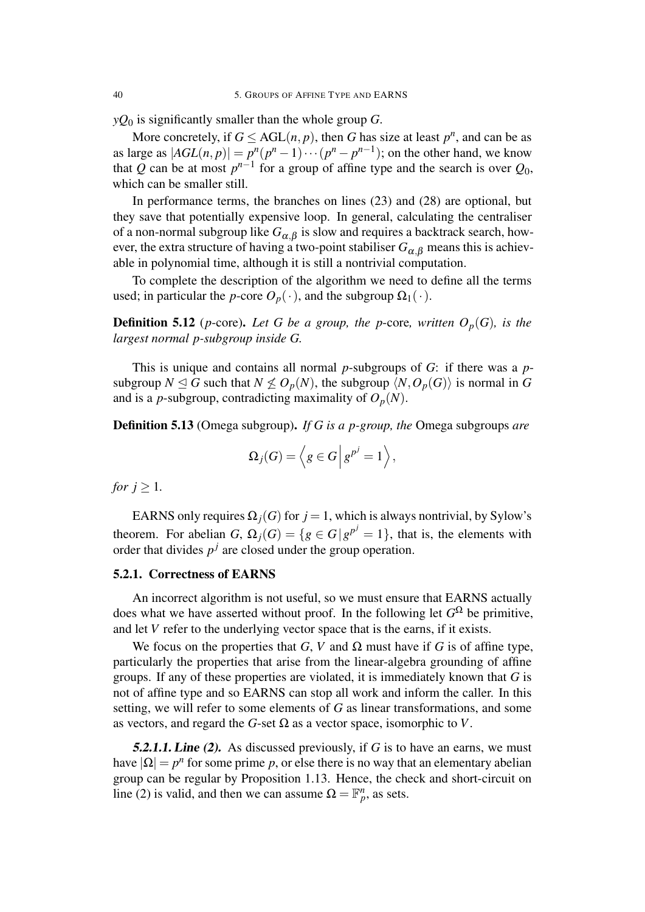$yQ_0$ is significantly smaller than the whole group $G$.

More concretely, if $G \leq \mathrm{AGL}(n, p)$, then $G$ has size at least $p^n$, and can be as as large as $|AGL(n, p)| = p^n(p^n - 1)\cdots(p^n - p^{n-1})$; on the other hand, we know that $Q$ can be at most $p^{n-1}$ for a group of affine type and the search is over $Q_0$, which can be smaller still.

In performance terms, the branches on lines (23) and (28) are optional, but they save that potentially expensive loop. In general, calculating the centraliser of a non-normal subgroup like $G_{\alpha,\beta}$ is slow and requires a backtrack search, however, the extra structure of having a two-point stabiliser $G_{\alpha,\beta}$ means this is achievable in polynomial time, although it is still a nontrivial computation.

To complete the description of the algorithm we need to define all the terms used; in particular the $p$-core $O_p(\cdot)$, and the subgroup $\Omega_1(\cdot)$.

**Definition 5.12** ($p$-core)**.** *Let $G$ be a group, the* $p$-core*, written $O_p(G)$, is the largest normal $p$-subgroup inside $G$.*

This is unique and contains all normal $p$-subgroups of $G$: if there was a $p$-subgroup $N \trianglelefteq G$ such that $N \not\leq O_p(N)$, the subgroup $\langle N, O_p(G)\rangle$ is normal in $G$ and is a $p$-subgroup, contradicting maximality of $O_p(N)$.

**Definition 5.13** (Omega subgroup)**.** *If $G$ is a $p$-group, the* Omega subgroups *are*

$$\Omega_j(G) = \left\langle g \in G \,\middle|\, g^{p^j} = 1 \right\rangle,$$

*for $j \geq 1$.*

EARNS only requires $\Omega_j(G)$ for $j = 1$, which is always nontrivial, by Sylow's theorem. For abelian $G$, $\Omega_j(G) = \{g \in G \,|\, g^{p^j} = 1\}$, that is, the elements with order that divides $p^j$ are closed under the group operation.

### 5.2.1. Correctness of EARNS

An incorrect algorithm is not useful, so we must ensure that EARNS actually does what we have asserted without proof. In the following let $G^\Omega$ be primitive, and let $V$ refer to the underlying vector space that is the earns, if it exists.

We focus on the properties that $G$, $V$ and $\Omega$ must have if $G$ is of affine type, particularly the properties that arise from the linear-algebra grounding of affine groups. If any of these properties are violated, it is immediately known that $G$ is not of affine type and so EARNS can stop all work and inform the caller. In this setting, we will refer to some elements of $G$ as linear transformations, and some as vectors, and regard the $G$-set $\Omega$ as a vector space, isomorphic to $V$.

***5.2.1.1. Line (2).*** As discussed previously, if $G$ is to have an earns, we must have $|\Omega| = p^n$ for some prime $p$, or else there is no way that an elementary abelian group can be regular by Proposition 1.13. Hence, the check and short-circuit on line (2) is valid, and then we can assume $\Omega = \mathbb{F}_p^n$, as sets.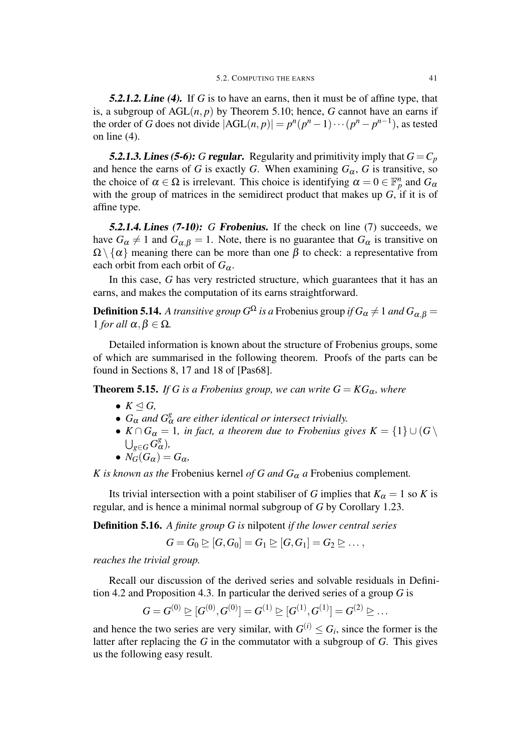**5.2.1.2. *Line (4).*** If $G$ is to have an earns, then it must be of affine type, that is, a subgroup of $\mathrm{AGL}(n,p)$ by Theorem 5.10; hence, $G$ cannot have an earns if the order of $G$ does not divide $|\mathrm{AGL}(n,p)| = p^n(p^n-1)\cdots(p^n-p^{n-1})$, as tested on line (4).

**5.2.1.3. *Lines (5-6): G regular.*** Regularity and primitivity imply that $G = C_p$ and hence the earns of $G$ is exactly $G$. When examining $G_\alpha$, $G$ is transitive, so the choice of $\alpha \in \Omega$ is irrelevant. This choice is identifying $\alpha = 0 \in \mathbb{F}_p^n$ and $G_\alpha$ with the group of matrices in the semidirect product that makes up $G$, if it is of affine type.

**5.2.1.4. *Lines (7-10): G Frobenius.*** If the check on line (7) succeeds, we have $G_\alpha \neq 1$ and $G_{\alpha,\beta} = 1$. Note, there is no guarantee that $G_\alpha$ is transitive on $\Omega \setminus \{\alpha\}$ meaning there can be more than one $\beta$ to check: a representative from each orbit from each orbit of $G_\alpha$.

In this case, $G$ has very restricted structure, which guarantees that it has an earns, and makes the computation of its earns straightforward.

**Definition 5.14.** *A transitive group $G^\Omega$ is a* Frobenius group *if $G_\alpha \neq 1$ and $G_{\alpha,\beta} = 1$ for all $\alpha, \beta \in \Omega$.*

Detailed information is known about the structure of Frobenius groups, some of which are summarised in the following theorem. Proofs of the parts can be found in Sections 8, 17 and 18 of [Pas68].

**Theorem 5.15.** *If $G$ is a Frobenius group, we can write $G = KG_\alpha$, where*

- *$K \trianglelefteq G$,*
- *$G_\alpha$ and $G_\alpha^g$ are either identical or intersect trivially.*
- *$K \cap G_\alpha = 1$, in fact, a theorem due to Frobenius gives $K = \{1\} \cup (G \setminus \bigcup_{g \in G} G_\alpha^g)$,*
- *$N_G(G_\alpha) = G_\alpha$,*

*$K$ is known as the* Frobenius kernel *of $G$ and $G_\alpha$ a* Frobenius complement*.*

Its trivial intersection with a point stabiliser of $G$ implies that $K_\alpha = 1$ so $K$ is regular, and is hence a minimal normal subgroup of $G$ by Corollary 1.23.

**Definition 5.16.** *A finite group $G$ is* nilpotent *if the lower central series*

$$G = G_0 \trianglerighteq [G, G_0] = G_1 \trianglerighteq [G, G_1] = G_2 \trianglerighteq \dots,$$

*reaches the trivial group.*

Recall our discussion of the derived series and solvable residuals in Definition 4.2 and Proposition 4.3. In particular the derived series of a group $G$ is

$$G = G^{(0)} \trianglerighteq [G^{(0)}, G^{(0)}] = G^{(1)} \trianglerighteq [G^{(1)}, G^{(1)}] = G^{(2)} \trianglerighteq \dots$$

and hence the two series are very similar, with $G^{(i)} \leq G_i$, since the former is the latter after replacing the $G$ in the commutator with a subgroup of $G$. This gives us the following easy result.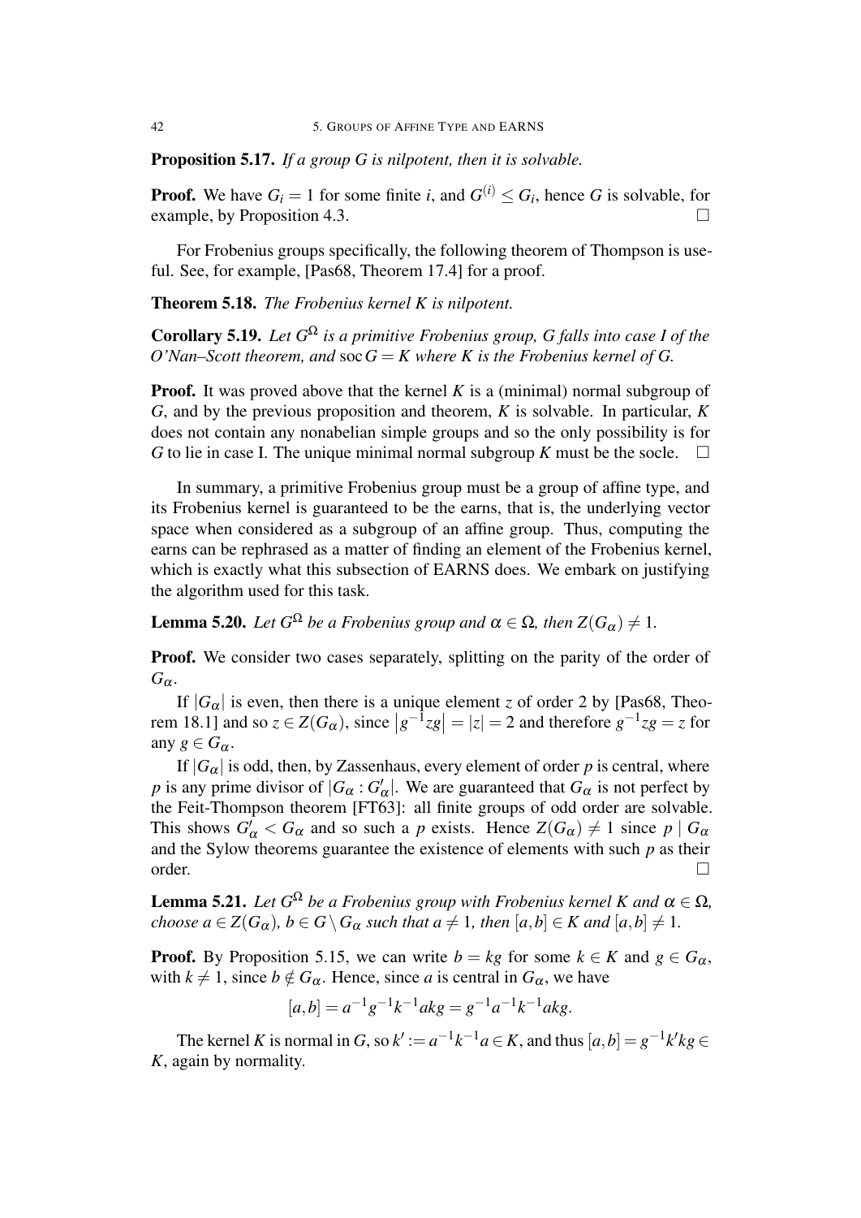**Proposition 5.17.** *If a group $G$ is nilpotent, then it is solvable.*

**Proof.** We have $G_i = 1$ for some finite $i$, and $G^{(i)} \leq G_i$, hence $G$ is solvable, for example, by Proposition 4.3. $\square$

For Frobenius groups specifically, the following theorem of Thompson is useful. See, for example, [Pas68, Theorem 17.4] for a proof.

**Theorem 5.18.** *The Frobenius kernel $K$ is nilpotent.*

**Corollary 5.19.** *Let $G^\Omega$ is a primitive Frobenius group, $G$ falls into case I of the O'Nan–Scott theorem, and $\operatorname{soc} G = K$ where $K$ is the Frobenius kernel of $G$.*

**Proof.** It was proved above that the kernel $K$ is a (minimal) normal subgroup of $G$, and by the previous proposition and theorem, $K$ is solvable. In particular, $K$ does not contain any nonabelian simple groups and so the only possibility is for $G$ to lie in case I. The unique minimal normal subgroup $K$ must be the socle. $\square$

In summary, a primitive Frobenius group must be a group of affine type, and its Frobenius kernel is guaranteed to be the earns, that is, the underlying vector space when considered as a subgroup of an affine group. Thus, computing the earns can be rephrased as a matter of finding an element of the Frobenius kernel, which is exactly what this subsection of EARNS does. We embark on justifying the algorithm used for this task.

**Lemma 5.20.** *Let $G^\Omega$ be a Frobenius group and $\alpha \in \Omega$, then $Z(G_\alpha) \neq 1$.*

**Proof.** We consider two cases separately, splitting on the parity of the order of $G_\alpha$.

If $|G_\alpha|$ is even, then there is a unique element $z$ of order 2 by [Pas68, Theorem 18.1] and so $z \in Z(G_\alpha)$, since $\left|g^{-1}zg\right| = |z| = 2$ and therefore $g^{-1}zg = z$ for any $g \in G_\alpha$.

If $|G_\alpha|$ is odd, then, by Zassenhaus, every element of order $p$ is central, where $p$ is any prime divisor of $|G_\alpha : G'_\alpha|$. We are guaranteed that $G_\alpha$ is not perfect by the Feit-Thompson theorem [FT63]: all finite groups of odd order are solvable. This shows $G'_\alpha < G_\alpha$ and so such a $p$ exists. Hence $Z(G_\alpha) \neq 1$ since $p \mid G_\alpha$ and the Sylow theorems guarantee the existence of elements with such $p$ as their order. $\square$

**Lemma 5.21.** *Let $G^\Omega$ be a Frobenius group with Frobenius kernel $K$ and $\alpha \in \Omega$, choose $a \in Z(G_\alpha)$, $b \in G \setminus G_\alpha$ such that $a \neq 1$, then $[a,b] \in K$ and $[a,b] \neq 1$.*

**Proof.** By Proposition 5.15, we can write $b = kg$ for some $k \in K$ and $g \in G_\alpha$, with $k \neq 1$, since $b \notin G_\alpha$. Hence, since $a$ is central in $G_\alpha$, we have

$$[a,b] = a^{-1}g^{-1}k^{-1}akg = g^{-1}a^{-1}k^{-1}akg.$$

The kernel $K$ is normal in $G$, so $k' := a^{-1}k^{-1}a \in K$, and thus $[a,b] = g^{-1}k'kg \in K$, again by normality.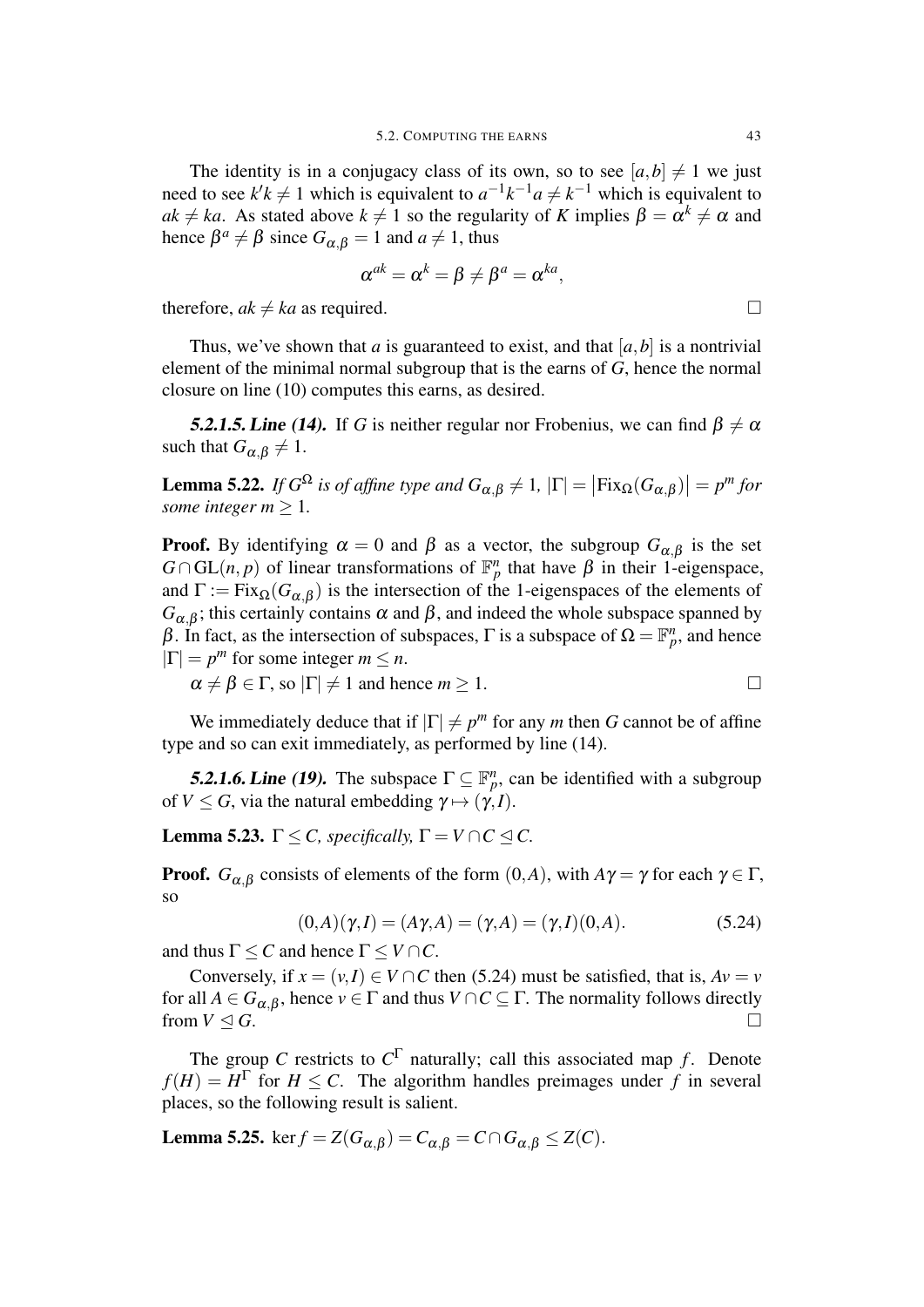The identity is in a conjugacy class of its own, so to see $[a,b] \neq 1$ we just need to see $k'k \neq 1$ which is equivalent to $a^{-1}k^{-1}a \neq k^{-1}$ which is equivalent to $ak \neq ka$. As stated above $k \neq 1$ so the regularity of $K$ implies $\beta = \alpha^k \neq \alpha$ and hence $\beta^a \neq \beta$ since $G_{\alpha,\beta} = 1$ and $a \neq 1$, thus

$$\alpha^{ak} = \alpha^k = \beta \neq \beta^a = \alpha^{ka},$$

therefore, $ak \neq ka$ as required. □

Thus, we've shown that $a$ is guaranteed to exist, and that $[a,b]$ is a nontrivial element of the minimal normal subgroup that is the earns of $G$, hence the normal closure on line (10) computes this earns, as desired.

***5.2.1.5. Line (14).*** If $G$ is neither regular nor Frobenius, we can find $\beta \neq \alpha$ such that $G_{\alpha,\beta} \neq 1$.

**Lemma 5.22.** *If $G^\Omega$ is of affine type and $G_{\alpha,\beta} \neq 1$, $|\Gamma| = |\mathrm{Fix}_\Omega(G_{\alpha,\beta})| = p^m$ for some integer $m \geq 1$.*

**Proof.** By identifying $\alpha = 0$ and $\beta$ as a vector, the subgroup $G_{\alpha,\beta}$ is the set $G \cap \mathrm{GL}(n,p)$ of linear transformations of $\mathbb{F}_p^n$ that have $\beta$ in their 1-eigenspace, and $\Gamma := \mathrm{Fix}_\Omega(G_{\alpha,\beta})$ is the intersection of the 1-eigenspaces of the elements of $G_{\alpha,\beta}$; this certainly contains $\alpha$ and $\beta$, and indeed the whole subspace spanned by $\beta$. In fact, as the intersection of subspaces, $\Gamma$ is a subspace of $\Omega = \mathbb{F}_p^n$, and hence $|\Gamma| = p^m$ for some integer $m \leq n$.

$\alpha \neq \beta \in \Gamma$, so $|\Gamma| \neq 1$ and hence $m \geq 1$. □

We immediately deduce that if $|\Gamma| \neq p^m$ for any $m$ then $G$ cannot be of affine type and so can exit immediately, as performed by line (14).

***5.2.1.6. Line (19).*** The subspace $\Gamma \subseteq \mathbb{F}_p^n$, can be identified with a subgroup of $V \leq G$, via the natural embedding $\gamma \mapsto (\gamma, I)$.

**Lemma 5.23.** *$\Gamma \leq C$, specifically, $\Gamma = V \cap C \trianglelefteq C$.*

**Proof.** $G_{\alpha,\beta}$ consists of elements of the form $(0,A)$, with $A\gamma = \gamma$ for each $\gamma \in \Gamma$, so

$$(0,A)(\gamma,I) = (A\gamma,A) = (\gamma,A) = (\gamma,I)(0,A). \tag{5.24}$$

and thus $\Gamma \leq C$ and hence $\Gamma \leq V \cap C$.

Conversely, if $x = (v,I) \in V \cap C$ then (5.24) must be satisfied, that is, $Av = v$ for all $A \in G_{\alpha,\beta}$, hence $v \in \Gamma$ and thus $V \cap C \subseteq \Gamma$. The normality follows directly from $V \trianglelefteq G$. □

The group $C$ restricts to $C^\Gamma$ naturally; call this associated map $f$. Denote $f(H) = H^\Gamma$ for $H \leq C$. The algorithm handles preimages under $f$ in several places, so the following result is salient.

**Lemma 5.25.** $\ker f = Z(G_{\alpha,\beta}) = C_{\alpha,\beta} = C \cap G_{\alpha,\beta} \leq Z(C)$.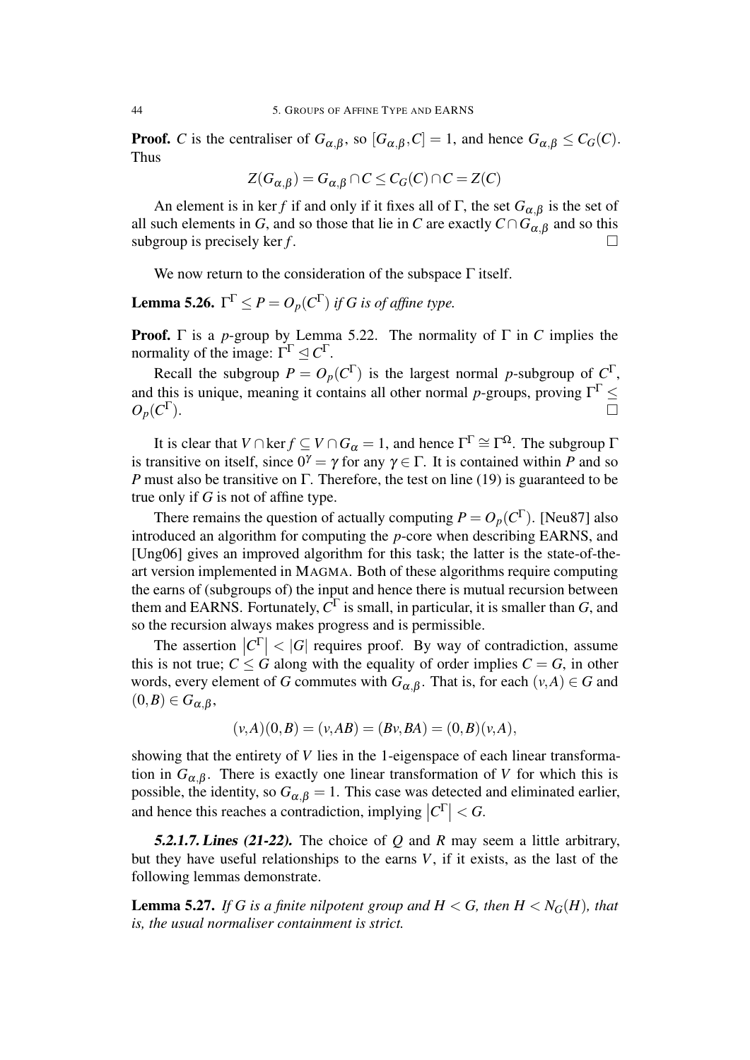**Proof.** $C$ is the centraliser of $G_{\alpha,\beta}$, so $[G_{\alpha,\beta}, C] = 1$, and hence $G_{\alpha,\beta} \leq C_G(C)$. Thus

$$Z(G_{\alpha,\beta}) = G_{\alpha,\beta} \cap C \leq C_G(C) \cap C = Z(C)$$

An element is in $\ker f$ if and only if it fixes all of $\Gamma$, the set $G_{\alpha,\beta}$ is the set of all such elements in $G$, and so those that lie in $C$ are exactly $C \cap G_{\alpha,\beta}$ and so this subgroup is precisely $\ker f$. □

We now return to the consideration of the subspace $\Gamma$ itself.

**Lemma 5.26.** *$\Gamma^\Gamma \leq P = O_p(C^\Gamma)$ if $G$ is of affine type.*

**Proof.** $\Gamma$ is a $p$-group by Lemma 5.22. The normality of $\Gamma$ in $C$ implies the normality of the image: $\Gamma^\Gamma \trianglelefteq C^\Gamma$.

Recall the subgroup $P = O_p(C^\Gamma)$ is the largest normal $p$-subgroup of $C^\Gamma$, and this is unique, meaning it contains all other normal $p$-groups, proving $\Gamma^\Gamma \leq O_p(C^\Gamma)$. □

It is clear that $V \cap \ker f \subseteq V \cap G_\alpha = 1$, and hence $\Gamma^\Gamma \cong \Gamma^\Omega$. The subgroup $\Gamma$ is transitive on itself, since $0^\gamma = \gamma$ for any $\gamma \in \Gamma$. It is contained within $P$ and so $P$ must also be transitive on $\Gamma$. Therefore, the test on line (19) is guaranteed to be true only if $G$ is not of affine type.

There remains the question of actually computing $P = O_p(C^\Gamma)$. [Neu87] also introduced an algorithm for computing the $p$-core when describing EARNS, and [Ung06] gives an improved algorithm for this task; the latter is the state-of-the-art version implemented in MAGMA. Both of these algorithms require computing the earns of (subgroups of) the input and hence there is mutual recursion between them and EARNS. Fortunately, $C^\Gamma$ is small, in particular, it is smaller than $G$, and so the recursion always makes progress and is permissible.

The assertion $|C^\Gamma| < |G|$ requires proof. By way of contradiction, assume this is not true; $C \leq G$ along with the equality of order implies $C = G$, in other words, every element of $G$ commutes with $G_{\alpha,\beta}$. That is, for each $(v,A) \in G$ and $(0,B) \in G_{\alpha,\beta}$,

$$(v,A)(0,B) = (v,AB) = (Bv,BA) = (0,B)(v,A),$$

showing that the entirety of $V$ lies in the 1-eigenspace of each linear transformation in $G_{\alpha,\beta}$. There is exactly one linear transformation of $V$ for which this is possible, the identity, so $G_{\alpha,\beta} = 1$. This case was detected and eliminated earlier, and hence this reaches a contradiction, implying $|C^\Gamma| < G$.

***5.2.1.7. Lines (21-22).*** The choice of $Q$ and $R$ may seem a little arbitrary, but they have useful relationships to the earns $V$, if it exists, as the last of the following lemmas demonstrate.

**Lemma 5.27.** *If $G$ is a finite nilpotent group and $H < G$, then $H < N_G(H)$, that is, the usual normaliser containment is strict.*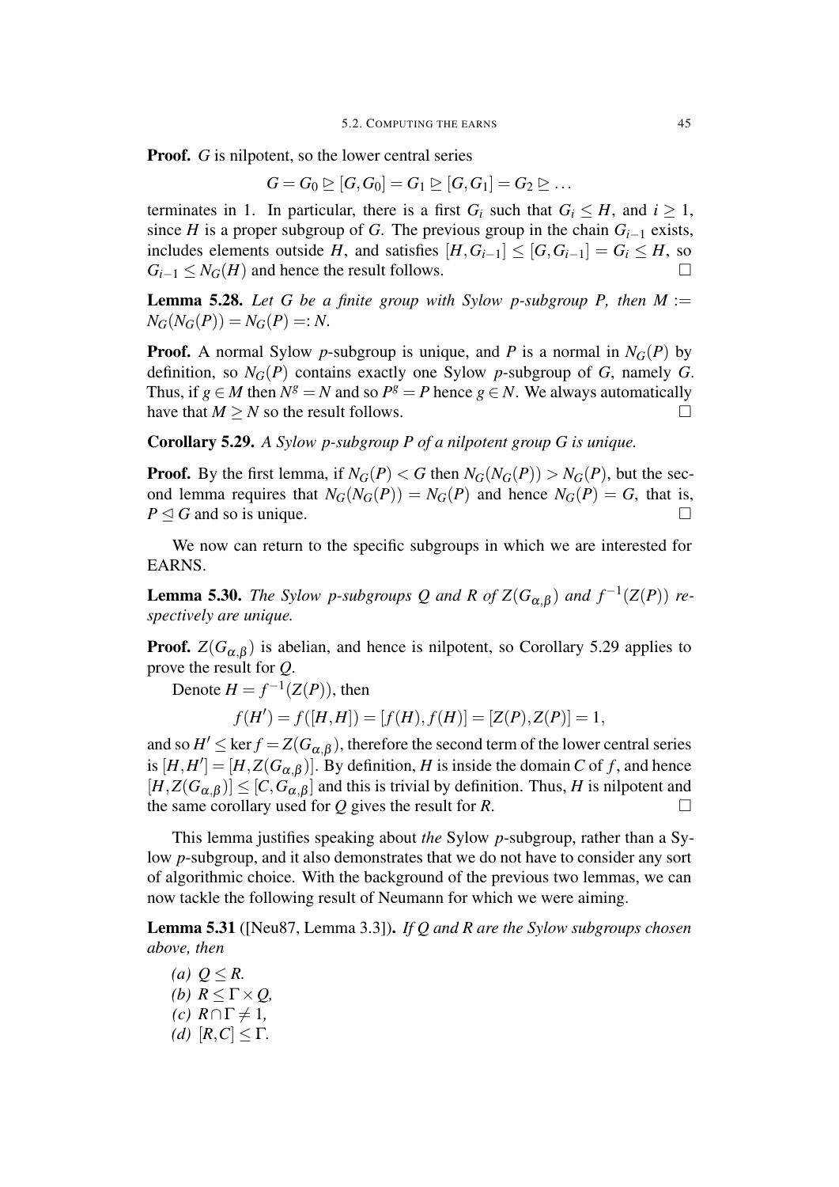**Proof.** $G$ is nilpotent, so the lower central series

$$G = G_0 \trianglerighteq [G, G_0] = G_1 \trianglerighteq [G, G_1] = G_2 \trianglerighteq \dots$$

terminates in 1. In particular, there is a first $G_i$ such that $G_i \leq H$, and $i \geq 1$, since $H$ is a proper subgroup of $G$. The previous group in the chain $G_{i-1}$ exists, includes elements outside $H$, and satisfies $[H, G_{i-1}] \leq [G, G_{i-1}] = G_i \leq H$, so $G_{i-1} \leq N_G(H)$ and hence the result follows. □

**Lemma 5.28.** *Let $G$ be a finite group with Sylow $p$-subgroup $P$, then $M := N_G(N_G(P)) = N_G(P) =: N$.*

**Proof.** A normal Sylow $p$-subgroup is unique, and $P$ is a normal in $N_G(P)$ by definition, so $N_G(P)$ contains exactly one Sylow $p$-subgroup of $G$, namely $G$. Thus, if $g \in M$ then $N^g = N$ and so $P^g = P$ hence $g \in N$. We always automatically have that $M \geq N$ so the result follows. □

**Corollary 5.29.** *A Sylow $p$-subgroup $P$ of a nilpotent group $G$ is unique.*

**Proof.** By the first lemma, if $N_G(P) < G$ then $N_G(N_G(P)) > N_G(P)$, but the second lemma requires that $N_G(N_G(P)) = N_G(P)$ and hence $N_G(P) = G$, that is, $P \trianglelefteq G$ and so is unique. □

We now can return to the specific subgroups in which we are interested for EARNS.

**Lemma 5.30.** *The Sylow $p$-subgroups $Q$ and $R$ of $Z(G_{\alpha,\beta})$ and $f^{-1}(Z(P))$ respectively are unique.*

**Proof.** $Z(G_{\alpha,\beta})$ is abelian, and hence is nilpotent, so Corollary 5.29 applies to prove the result for $Q$.

Denote $H = f^{-1}(Z(P))$, then

$$f(H') = f([H,H]) = [f(H), f(H)] = [Z(P), Z(P)] = 1,$$

and so $H' \leq \ker f = Z(G_{\alpha,\beta})$, therefore the second term of the lower central series is $[H, H'] = [H, Z(G_{\alpha,\beta})]$. By definition, $H$ is inside the domain $C$ of $f$, and hence $[H, Z(G_{\alpha,\beta})] \leq [C, G_{\alpha,\beta}]$ and this is trivial by definition. Thus, $H$ is nilpotent and the same corollary used for $Q$ gives the result for $R$. □

This lemma justifies speaking about *the* Sylow $p$-subgroup, rather than a Sylow $p$-subgroup, and it also demonstrates that we do not have to consider any sort of algorithmic choice. With the background of the previous two lemmas, we can now tackle the following result of Neumann for which we were aiming.

**Lemma 5.31** ([Neu87, Lemma 3.3])**.** *If $Q$ and $R$ are the Sylow subgroups chosen above, then*

*(a)* $Q \leq R$.
*(b)* $R \leq \Gamma \times Q$,
*(c)* $R \cap \Gamma \neq 1$,
*(d)* $[R, C] \leq \Gamma$.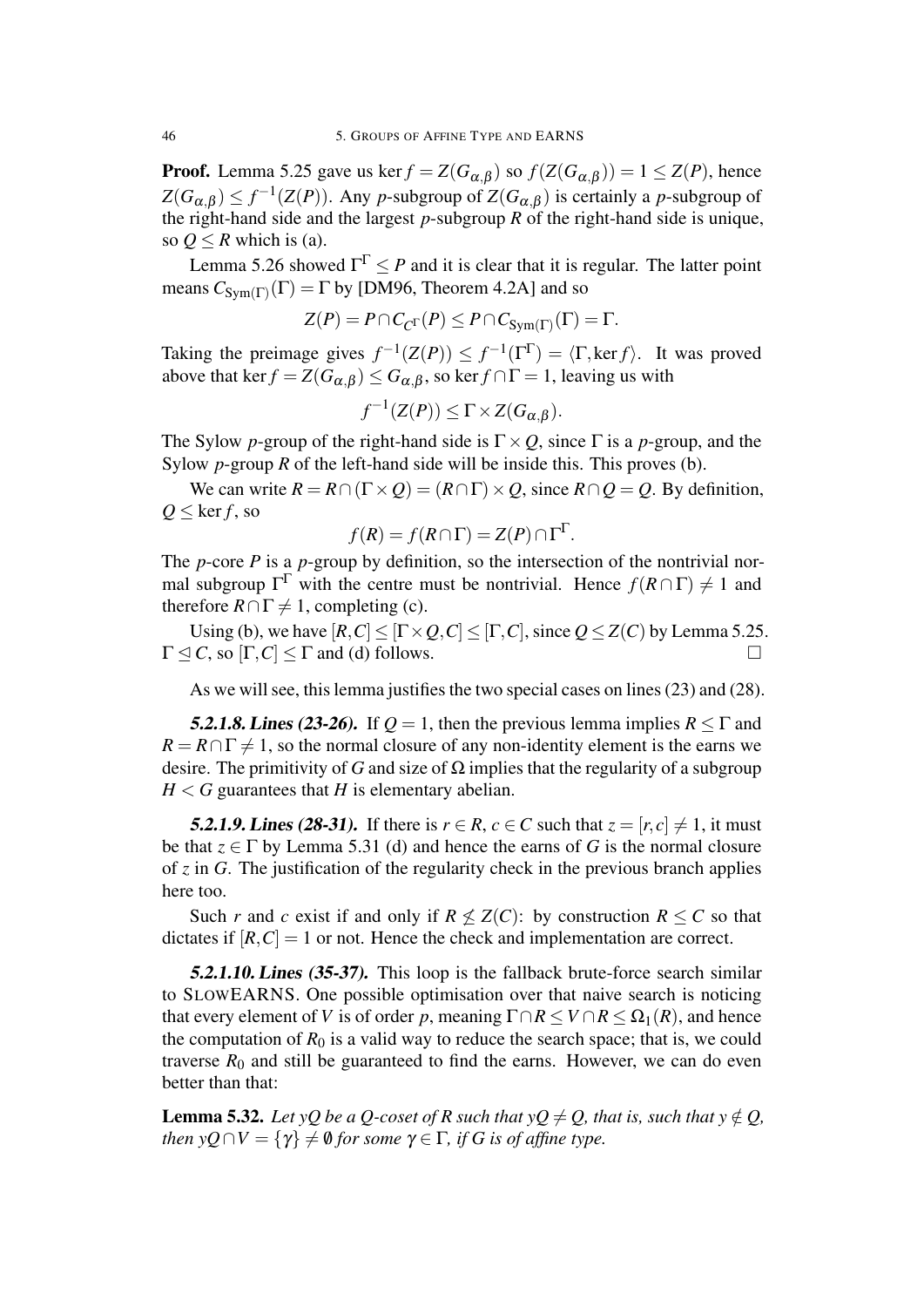**Proof.** Lemma 5.25 gave us $\ker f = Z(G_{\alpha,\beta})$ so $f(Z(G_{\alpha,\beta})) = 1 \leq Z(P)$, hence $Z(G_{\alpha,\beta}) \leq f^{-1}(Z(P))$. Any $p$-subgroup of $Z(G_{\alpha,\beta})$ is certainly a $p$-subgroup of the right-hand side and the largest $p$-subgroup $R$ of the right-hand side is unique, so $Q \leq R$ which is (a).

Lemma 5.26 showed $\Gamma^\Gamma \leq P$ and it is clear that it is regular. The latter point means $C_{\mathrm{Sym}(\Gamma)}(\Gamma) = \Gamma$ by [DM96, Theorem 4.2A] and so

$$Z(P) = P \cap C_{C^\Gamma}(P) \leq P \cap C_{\mathrm{Sym}(\Gamma)}(\Gamma) = \Gamma.$$

Taking the preimage gives $f^{-1}(Z(P)) \leq f^{-1}(\Gamma^\Gamma) = \langle \Gamma, \ker f \rangle$. It was proved above that $\ker f = Z(G_{\alpha,\beta}) \leq G_{\alpha,\beta}$, so $\ker f \cap \Gamma = 1$, leaving us with

$$f^{-1}(Z(P)) \leq \Gamma \times Z(G_{\alpha,\beta}).$$

The Sylow $p$-group of the right-hand side is $\Gamma \times Q$, since $\Gamma$ is a $p$-group, and the Sylow $p$-group $R$ of the left-hand side will be inside this. This proves (b).

We can write $R = R \cap (\Gamma \times Q) = (R \cap \Gamma) \times Q$, since $R \cap Q = Q$. By definition, $Q \leq \ker f$, so

$$f(R) = f(R \cap \Gamma) = Z(P) \cap \Gamma^\Gamma.$$

The $p$-core $P$ is a $p$-group by definition, so the intersection of the nontrivial normal subgroup $\Gamma^\Gamma$ with the centre must be nontrivial. Hence $f(R \cap \Gamma) \neq 1$ and therefore $R \cap \Gamma \neq 1$, completing (c).

Using (b), we have $[R, C] \leq [\Gamma \times Q, C] \leq [\Gamma, C]$, since $Q \leq Z(C)$ by Lemma 5.25. $\Gamma \trianglelefteq C$, so $[\Gamma, C] \leq \Gamma$ and (d) follows. $\square$

As we will see, this lemma justifies the two special cases on lines (23) and (28).

***5.2.1.8. Lines (23-26).*** If $Q = 1$, then the previous lemma implies $R \leq \Gamma$ and $R = R \cap \Gamma \neq 1$, so the normal closure of any non-identity element is the earns we desire. The primitivity of $G$ and size of $\Omega$ implies that the regularity of a subgroup $H < G$ guarantees that $H$ is elementary abelian.

***5.2.1.9. Lines (28-31).*** If there is $r \in R$, $c \in C$ such that $z = [r, c] \neq 1$, it must be that $z \in \Gamma$ by Lemma 5.31 (d) and hence the earns of $G$ is the normal closure of $z$ in $G$. The justification of the regularity check in the previous branch applies here too.

Such $r$ and $c$ exist if and only if $R \not\leq Z(C)$: by construction $R \leq C$ so that dictates if $[R, C] = 1$ or not. Hence the check and implementation are correct.

***5.2.1.10. Lines (35-37).*** This loop is the fallback brute-force search similar to SLOWEARNS. One possible optimisation over that naive search is noticing that every element of $V$ is of order $p$, meaning $\Gamma \cap R \leq V \cap R \leq \Omega_1(R)$, and hence the computation of $R_0$ is a valid way to reduce the search space; that is, we could traverse $R_0$ and still be guaranteed to find the earns. However, we can do even better than that:

**Lemma 5.32.** *Let $yQ$ be a $Q$-coset of $R$ such that $yQ \neq Q$, that is, such that $y \notin Q$, then $yQ \cap V = \{\gamma\} \neq \emptyset$ for some $\gamma \in \Gamma$, if $G$ is of affine type.*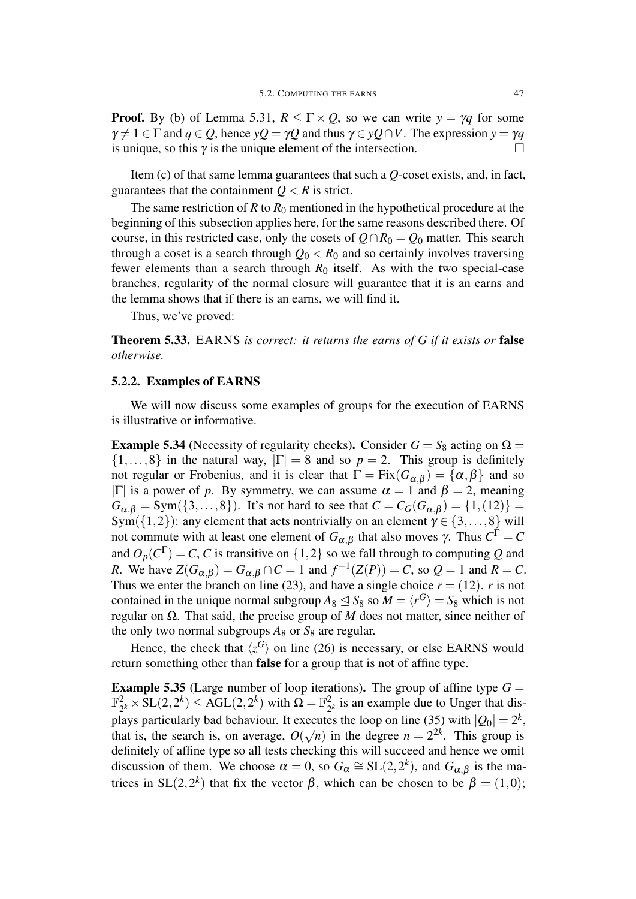**Proof.** By (b) of Lemma 5.31, $R \leq \Gamma \times Q$, so we can write $y = \gamma q$ for some $\gamma \neq 1 \in \Gamma$ and $q \in Q$, hence $yQ = \gamma Q$ and thus $\gamma \in yQ \cap V$. The expression $y = \gamma q$ is unique, so this $\gamma$ is the unique element of the intersection. $\square$

Item (c) of that same lemma guarantees that such a $Q$-coset exists, and, in fact, guarantees that the containment $Q < R$ is strict.

The same restriction of $R$ to $R_0$ mentioned in the hypothetical procedure at the beginning of this subsection applies here, for the same reasons described there. Of course, in this restricted case, only the cosets of $Q \cap R_0 = Q_0$ matter. This search through a coset is a search through $Q_0 < R_0$ and so certainly involves traversing fewer elements than a search through $R_0$ itself. As with the two special-case branches, regularity of the normal closure will guarantee that it is an earns and the lemma shows that if there is an earns, we will find it.

Thus, we've proved:

**Theorem 5.33.** EARNS *is correct: it returns the earns of G if it exists or* **false** *otherwise.*

### 5.2.2. Examples of EARNS

We will now discuss some examples of groups for the execution of EARNS is illustrative or informative.

**Example 5.34** (Necessity of regularity checks)**.** Consider $G = S_8$ acting on $\Omega = \{1, \ldots, 8\}$ in the natural way, $|\Gamma| = 8$ and so $p = 2$. This group is definitely not regular or Frobenius, and it is clear that $\Gamma = \mathrm{Fix}(G_{\alpha,\beta}) = \{\alpha, \beta\}$ and so $|\Gamma|$ is a power of $p$. By symmetry, we can assume $\alpha = 1$ and $\beta = 2$, meaning $G_{\alpha,\beta} = \mathrm{Sym}(\{3, \ldots, 8\})$. It's not hard to see that $C = C_G(G_{\alpha,\beta}) = \{1, (12)\} = \mathrm{Sym}(\{1,2\})$: any element that acts nontrivially on an element $\gamma \in \{3, \ldots, 8\}$ will not commute with at least one element of $G_{\alpha,\beta}$ that also moves $\gamma$. Thus $C^\Gamma = C$ and $O_p(C^\Gamma) = C$, $C$ is transitive on $\{1,2\}$ so we fall through to computing $Q$ and $R$. We have $Z(G_{\alpha,\beta}) = G_{\alpha,\beta} \cap C = 1$ and $f^{-1}(Z(P)) = C$, so $Q = 1$ and $R = C$. Thus we enter the branch on line (23), and have a single choice $r = (12)$. $r$ is not contained in the unique normal subgroup $A_8 \trianglelefteq S_8$ so $M = \langle r^G \rangle = S_8$ which is not regular on $\Omega$. That said, the precise group of $M$ does not matter, since neither of the only two normal subgroups $A_8$ or $S_8$ are regular.

Hence, the check that $\langle z^G \rangle$ on line (26) is necessary, or else EARNS would return something other than **false** for a group that is not of affine type.

**Example 5.35** (Large number of loop iterations)**.** The group of affine type $G = \mathbb{F}_{2^k}^2 \rtimes \mathrm{SL}(2, 2^k) \leq \mathrm{AGL}(2, 2^k)$ with $\Omega = \mathbb{F}_{2^k}^2$ is an example due to Unger that displays particularly bad behaviour. It executes the loop on line (35) with $|Q_0| = 2^k$, that is, the search is, on average, $O(\sqrt{n})$ in the degree $n = 2^{2k}$. This group is definitely of affine type so all tests checking this will succeed and hence we omit discussion of them. We choose $\alpha = 0$, so $G_\alpha \cong \mathrm{SL}(2, 2^k)$, and $G_{\alpha,\beta}$ is the matrices in $\mathrm{SL}(2, 2^k)$ that fix the vector $\beta$, which can be chosen to be $\beta = (1, 0)$;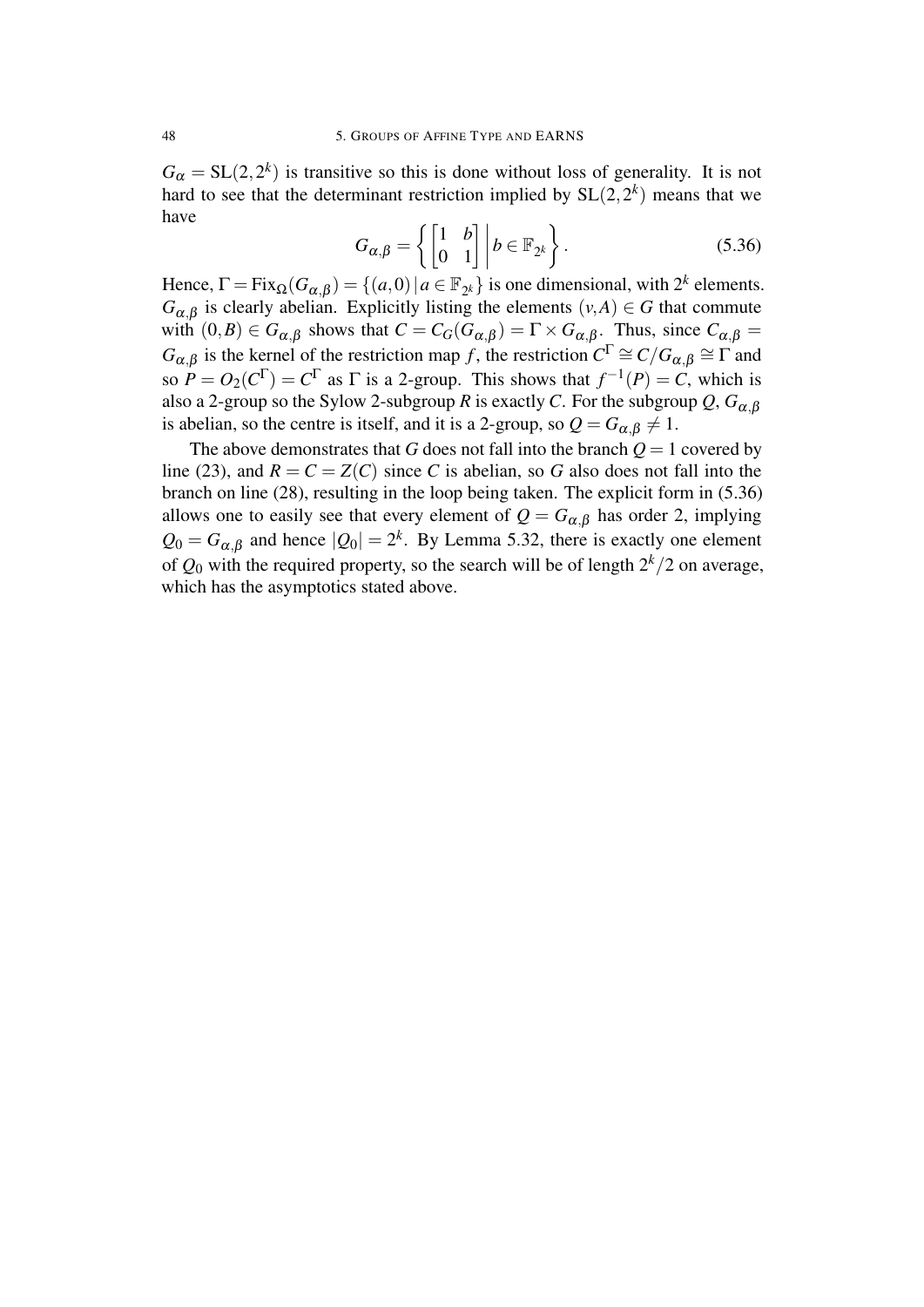$G_\alpha = \mathrm{SL}(2,2^k)$ is transitive so this is done without loss of generality. It is not hard to see that the determinant restriction implied by $\mathrm{SL}(2,2^k)$ means that we have

$$G_{\alpha,\beta} = \left\{ \begin{bmatrix} 1 & b \\ 0 & 1 \end{bmatrix} \,\middle|\, b \in \mathbb{F}_{2^k} \right\}. \tag{5.36}$$

Hence, $\Gamma = \mathrm{Fix}_\Omega(G_{\alpha,\beta}) = \{(a,0) \,|\, a \in \mathbb{F}_{2^k}\}$ is one dimensional, with $2^k$ elements. $G_{\alpha,\beta}$ is clearly abelian. Explicitly listing the elements $(v,A) \in G$ that commute with $(0,B) \in G_{\alpha,\beta}$ shows that $C = C_G(G_{\alpha,\beta}) = \Gamma \times G_{\alpha,\beta}$. Thus, since $C_{\alpha,\beta} = G_{\alpha,\beta}$ is the kernel of the restriction map $f$, the restriction $C^\Gamma \cong C/G_{\alpha,\beta} \cong \Gamma$ and so $P = O_2(C^\Gamma) = C^\Gamma$ as $\Gamma$ is a 2-group. This shows that $f^{-1}(P) = C$, which is also a 2-group so the Sylow 2-subgroup $R$ is exactly $C$. For the subgroup $Q$, $G_{\alpha,\beta}$ is abelian, so the centre is itself, and it is a 2-group, so $Q = G_{\alpha,\beta} \neq 1$.

The above demonstrates that $G$ does not fall into the branch $Q = 1$ covered by line (23), and $R = C = Z(C)$ since $C$ is abelian, so $G$ also does not fall into the branch on line (28), resulting in the loop being taken. The explicit form in (5.36) allows one to easily see that every element of $Q = G_{\alpha,\beta}$ has order 2, implying $Q_0 = G_{\alpha,\beta}$ and hence $|Q_0| = 2^k$. By Lemma 5.32, there is exactly one element of $Q_0$ with the required property, so the search will be of length $2^k/2$ on average, which has the asymptotics stated above.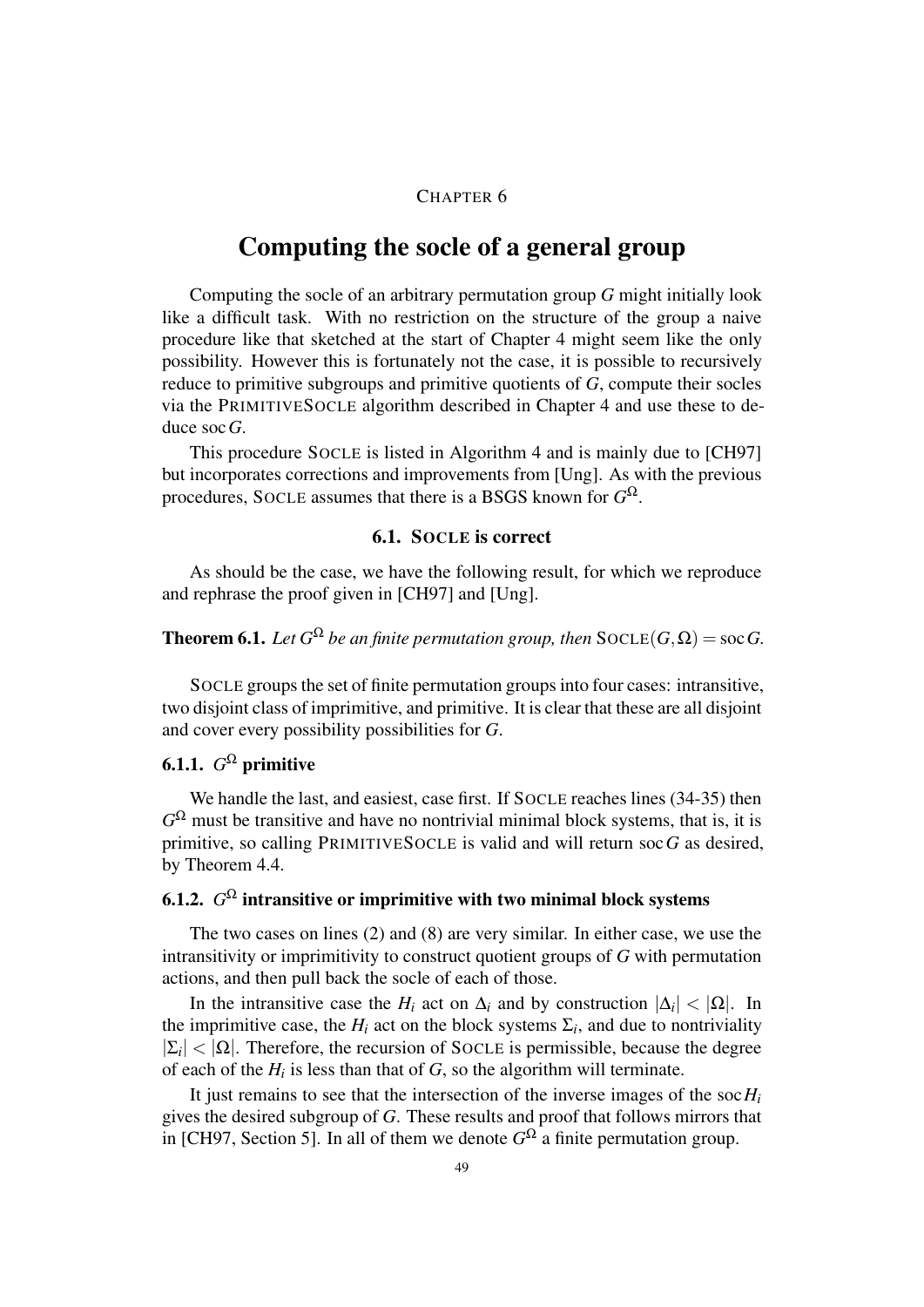CHAPTER 6

# Computing the socle of a general group

Computing the socle of an arbitrary permutation group $G$ might initially look like a difficult task. With no restriction on the structure of the group a naive procedure like that sketched at the start of Chapter 4 might seem like the only possibility. However this is fortunately not the case, it is possible to recursively reduce to primitive subgroups and primitive quotients of $G$, compute their socles via the PRIMITIVESOCLE algorithm described in Chapter 4 and use these to deduce $\operatorname{soc} G$.

This procedure SOCLE is listed in Algorithm 4 and is mainly due to [CH97] but incorporates corrections and improvements from [Ung]. As with the previous procedures, SOCLE assumes that there is a BSGS known for $G^{\Omega}$.

## 6.1. SOCLE is correct

As should be the case, we have the following result, for which we reproduce and rephrase the proof given in [CH97] and [Ung].

**Theorem 6.1.** *Let $G^{\Omega}$ be an finite permutation group, then* $\text{SOCLE}(G,\Omega) = \operatorname{soc} G$.

SOCLE groups the set of finite permutation groups into four cases: intransitive, two disjoint class of imprimitive, and primitive. It is clear that these are all disjoint and cover every possibility possibilities for $G$.

### 6.1.1. $G^{\Omega}$ primitive

We handle the last, and easiest, case first. If SOCLE reaches lines (34-35) then $G^{\Omega}$ must be transitive and have no nontrivial minimal block systems, that is, it is primitive, so calling PRIMITIVESOCLE is valid and will return $\operatorname{soc} G$ as desired, by Theorem 4.4.

### 6.1.2. $G^{\Omega}$ intransitive or imprimitive with two minimal block systems

The two cases on lines (2) and (8) are very similar. In either case, we use the intransitivity or imprimitivity to construct quotient groups of $G$ with permutation actions, and then pull back the socle of each of those.

In the intransitive case the $H_i$ act on $\Delta_i$ and by construction $|\Delta_i| < |\Omega|$. In the imprimitive case, the $H_i$ act on the block systems $\Sigma_i$, and due to nontriviality $|\Sigma_i| < |\Omega|$. Therefore, the recursion of SOCLE is permissible, because the degree of each of the $H_i$ is less than that of $G$, so the algorithm will terminate.

It just remains to see that the intersection of the inverse images of the $\operatorname{soc} H_i$ gives the desired subgroup of $G$. These results and proof that follows mirrors that in [CH97, Section 5]. In all of them we denote $G^{\Omega}$ a finite permutation group.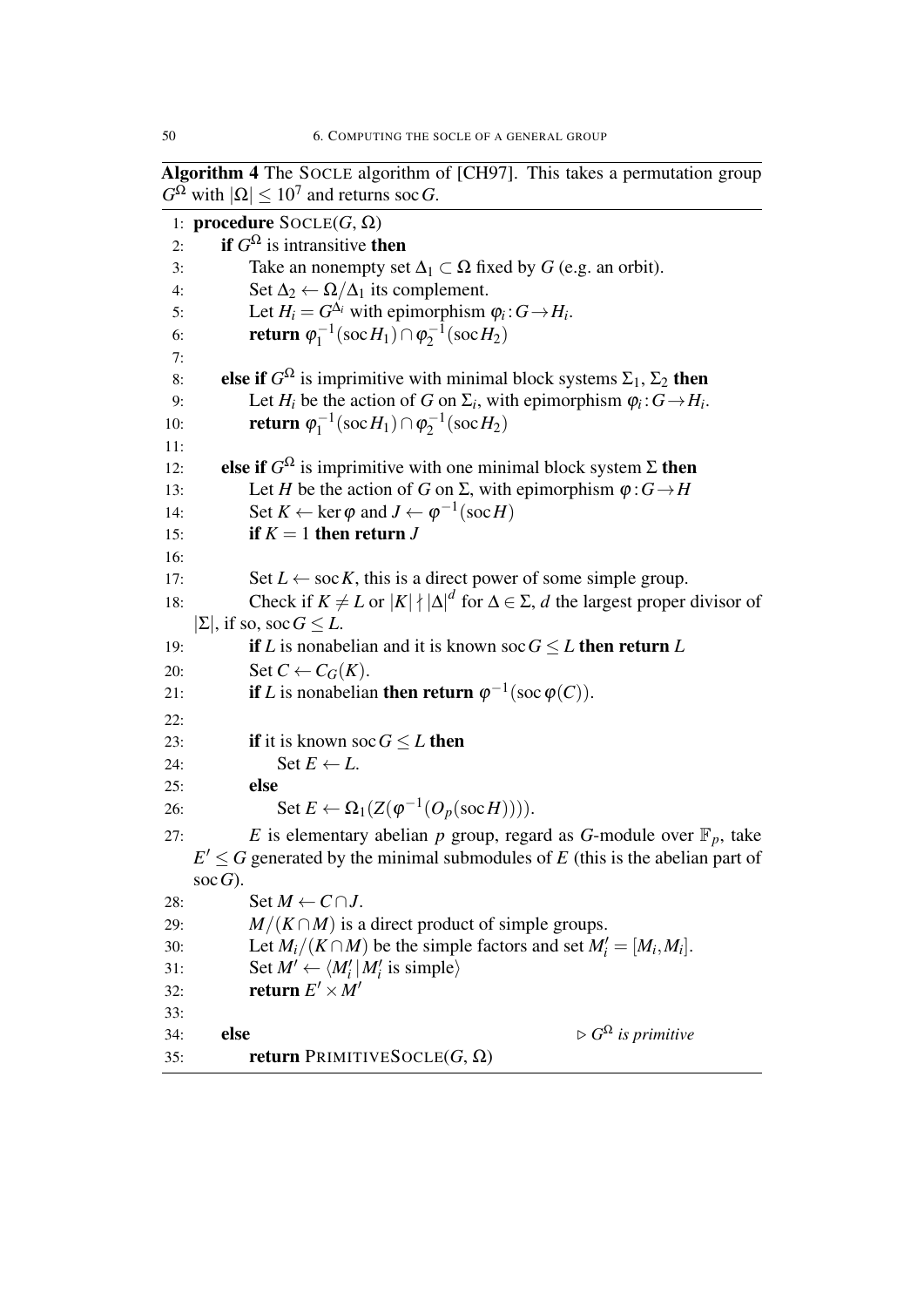**Algorithm 4** The SOCLE algorithm of [CH97]. This takes a permutation group $G^\Omega$ with $|\Omega| \leq 10^7$ and returns $\operatorname{soc} G$.

```
1:  procedure SOCLE(G, Ω)
2:      if G^Ω is intransitive then
3:          Take an nonempty set Δ_1 ⊂ Ω fixed by G (e.g. an orbit).
4:          Set Δ_2 ← Ω/Δ_1 its complement.
5:          Let H_i = G^{Δ_i} with epimorphism φ_i : G → H_i.
6:          return φ_1^{-1}(soc H_1) ∩ φ_2^{-1}(soc H_2)
7:
8:      else if G^Ω is imprimitive with minimal block systems Σ_1, Σ_2 then
9:          Let H_i be the action of G on Σ_i, with epimorphism φ_i : G → H_i.
10:         return φ_1^{-1}(soc H_1) ∩ φ_2^{-1}(soc H_2)
11:
12:     else if G^Ω is imprimitive with one minimal block system Σ then
13:         Let H be the action of G on Σ, with epimorphism φ : G → H
14:         Set K ← ker φ and J ← φ^{-1}(soc H)
15:         if K = 1 then return J
16:
17:         Set L ← soc K, this is a direct power of some simple group.
18:         Check if K ≠ L or |K| ∤ |Δ|^d for Δ ∈ Σ, d the largest proper divisor of
            |Σ|, if so, soc G ≤ L.
19:         if L is nonabelian and it is known soc G ≤ L then return L
20:         Set C ← C_G(K).
21:         if L is nonabelian then return φ^{-1}(soc φ(C)).
22:
23:         if it is known soc G ≤ L then
24:             Set E ← L.
25:         else
26:             Set E ← Ω_1(Z(φ^{-1}(O_p(soc H)))).
27:         E is elementary abelian p group, regard as G-module over F_p, take
            E' ≤ G generated by the minimal submodules of E (this is the abelian part of
            soc G).
28:         Set M ← C ∩ J.
29:         M/(K ∩ M) is a direct product of simple groups.
30:         Let M_i/(K ∩ M) be the simple factors and set M'_i = [M_i, M_i].
31:         Set M' ← ⟨M'_i | M'_i is simple⟩
32:         return E' × M'
33:
34:     else                                            ▷ G^Ω is primitive
35:         return PRIMITIVESOCLE(G, Ω)
```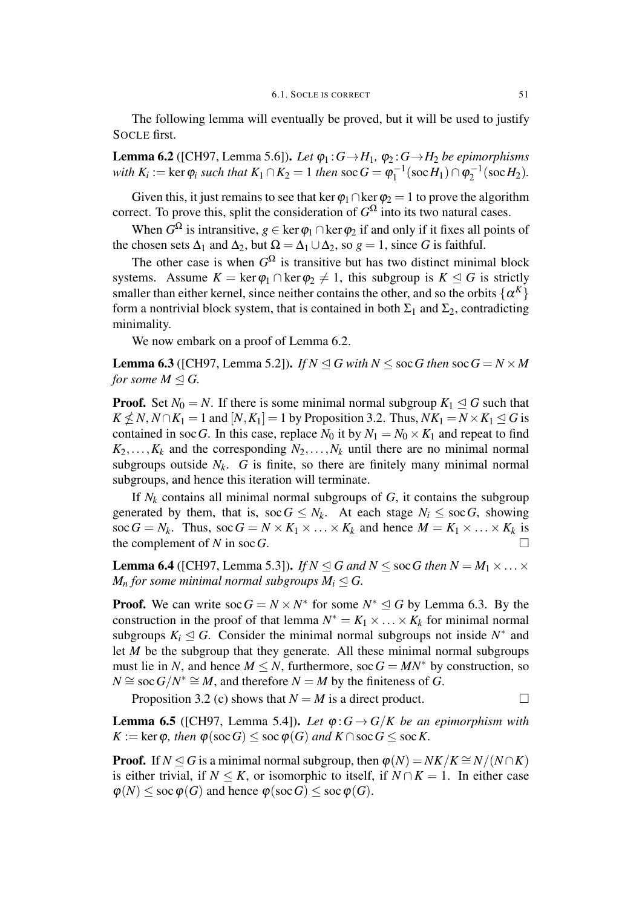The following lemma will eventually be proved, but it will be used to justify SOCLE first.

**Lemma 6.2** ([CH97, Lemma 5.6])**.** *Let $\varphi_1 : G \to H_1$, $\varphi_2 : G \to H_2$ be epimorphisms with $K_i := \ker \varphi_i$ such that $K_1 \cap K_2 = 1$ then $\operatorname{soc} G = \varphi_1^{-1}(\operatorname{soc} H_1) \cap \varphi_2^{-1}(\operatorname{soc} H_2)$.*

Given this, it just remains to see that $\ker \varphi_1 \cap \ker \varphi_2 = 1$ to prove the algorithm correct. To prove this, split the consideration of $G^\Omega$ into its two natural cases.

When $G^\Omega$ is intransitive, $g \in \ker \varphi_1 \cap \ker \varphi_2$ if and only if it fixes all points of the chosen sets $\Delta_1$ and $\Delta_2$, but $\Omega = \Delta_1 \cup \Delta_2$, so $g = 1$, since $G$ is faithful.

The other case is when $G^\Omega$ is transitive but has two distinct minimal block systems. Assume $K = \ker \varphi_1 \cap \ker \varphi_2 \neq 1$, this subgroup is $K \trianglelefteq G$ is strictly smaller than either kernel, since neither contains the other, and so the orbits $\{\alpha^K\}$ form a nontrivial block system, that is contained in both $\Sigma_1$ and $\Sigma_2$, contradicting minimality.

We now embark on a proof of Lemma 6.2.

**Lemma 6.3** ([CH97, Lemma 5.2])**.** *If $N \trianglelefteq G$ with $N \leq \operatorname{soc} G$ then $\operatorname{soc} G = N \times M$ for some $M \trianglelefteq G$.*

**Proof.** Set $N_0 = N$. If there is some minimal normal subgroup $K_1 \trianglelefteq G$ such that $K \not\leq N$, $N \cap K_1 = 1$ and $[N, K_1] = 1$ by Proposition 3.2. Thus, $NK_1 = N \times K_1 \trianglelefteq G$ is contained in $\operatorname{soc} G$. In this case, replace $N_0$ it by $N_1 = N_0 \times K_1$ and repeat to find $K_2, \ldots, K_k$ and the corresponding $N_2, \ldots, N_k$ until there are no minimal normal subgroups outside $N_k$. $G$ is finite, so there are finitely many minimal normal subgroups, and hence this iteration will terminate.

If $N_k$ contains all minimal normal subgroups of $G$, it contains the subgroup generated by them, that is, $\operatorname{soc} G \leq N_k$. At each stage $N_i \leq \operatorname{soc} G$, showing $\operatorname{soc} G = N_k$. Thus, $\operatorname{soc} G = N \times K_1 \times \ldots \times K_k$ and hence $M = K_1 \times \ldots \times K_k$ is the complement of $N$ in $\operatorname{soc} G$. $\square$

**Lemma 6.4** ([CH97, Lemma 5.3])**.** *If $N \trianglelefteq G$ and $N \leq \operatorname{soc} G$ then $N = M_1 \times \ldots \times M_n$ for some minimal normal subgroups $M_i \trianglelefteq G$.*

**Proof.** We can write $\operatorname{soc} G = N \times N^*$ for some $N^* \trianglelefteq G$ by Lemma 6.3. By the construction in the proof of that lemma $N^* = K_1 \times \ldots \times K_k$ for minimal normal subgroups $K_i \trianglelefteq G$. Consider the minimal normal subgroups not inside $N^*$ and let $M$ be the subgroup that they generate. All these minimal normal subgroups must lie in $N$, and hence $M \leq N$, furthermore, $\operatorname{soc} G = MN^*$ by construction, so $N \cong \operatorname{soc} G / N^* \cong M$, and therefore $N = M$ by the finiteness of $G$.

Proposition 3.2 (c) shows that $N = M$ is a direct product. $\square$

**Lemma 6.5** ([CH97, Lemma 5.4])**.** *Let $\varphi : G \to G/K$ be an epimorphism with $K := \ker \varphi$, then $\varphi(\operatorname{soc} G) \leq \operatorname{soc} \varphi(G)$ and $K \cap \operatorname{soc} G \leq \operatorname{soc} K$.*

**Proof.** If $N \trianglelefteq G$ is a minimal normal subgroup, then $\varphi(N) = NK/K \cong N/(N \cap K)$ is either trivial, if $N \leq K$, or isomorphic to itself, if $N \cap K = 1$. In either case $\varphi(N) \leq \operatorname{soc} \varphi(G)$ and hence $\varphi(\operatorname{soc} G) \leq \operatorname{soc} \varphi(G)$.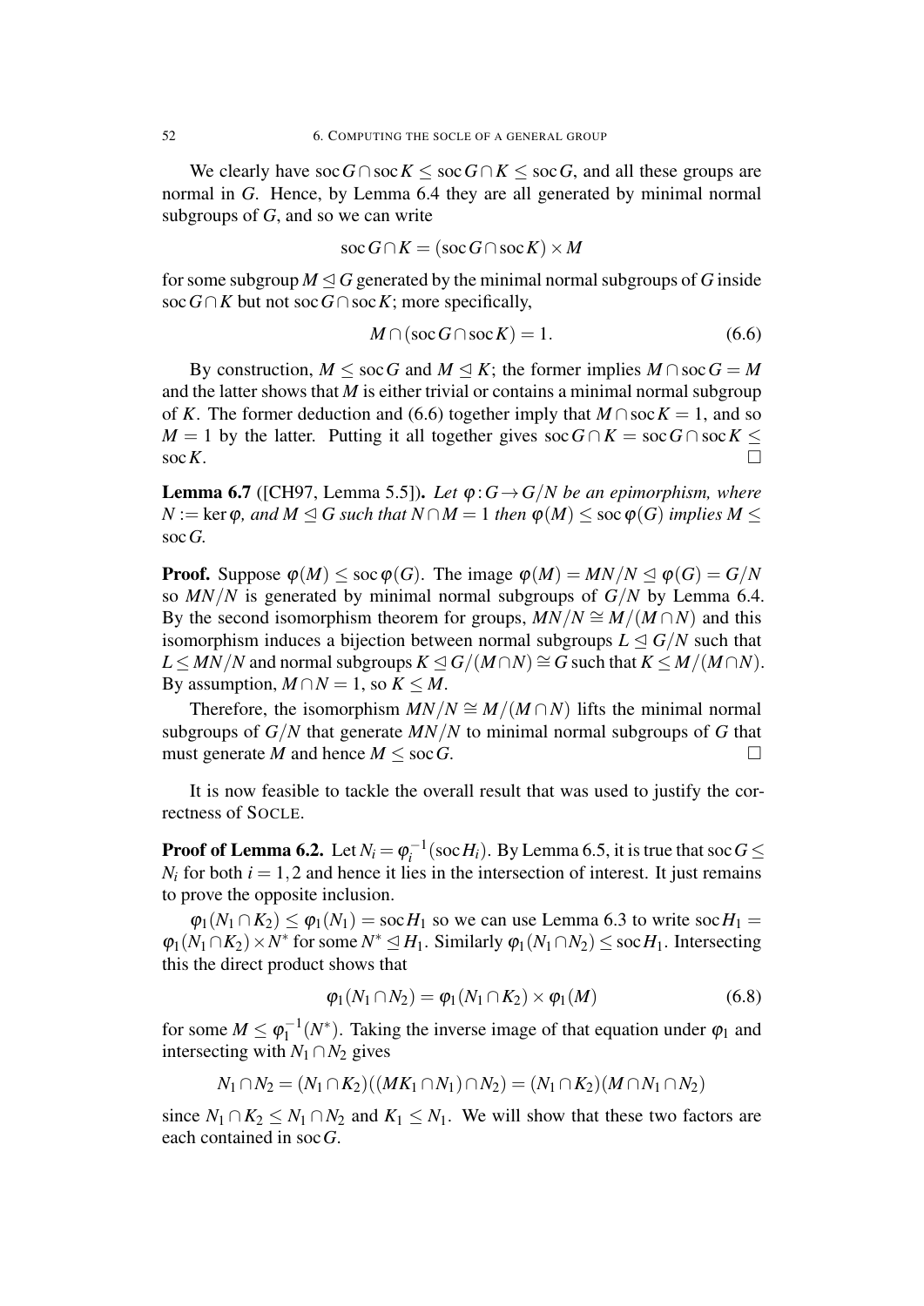We clearly have $\operatorname{soc} G \cap \operatorname{soc} K \leq \operatorname{soc} G \cap K \leq \operatorname{soc} G$, and all these groups are normal in $G$. Hence, by Lemma 6.4 they are all generated by minimal normal subgroups of $G$, and so we can write

$$\operatorname{soc} G \cap K = (\operatorname{soc} G \cap \operatorname{soc} K) \times M$$

for some subgroup $M \trianglelefteq G$ generated by the minimal normal subgroups of $G$ inside $\operatorname{soc} G \cap K$ but not $\operatorname{soc} G \cap \operatorname{soc} K$; more specifically,

$$M \cap (\operatorname{soc} G \cap \operatorname{soc} K) = 1. \tag{6.6}$$

By construction, $M \leq \operatorname{soc} G$ and $M \trianglelefteq K$; the former implies $M \cap \operatorname{soc} G = M$ and the latter shows that $M$ is either trivial or contains a minimal normal subgroup of $K$. The former deduction and (6.6) together imply that $M \cap \operatorname{soc} K = 1$, and so $M = 1$ by the latter. Putting it all together gives $\operatorname{soc} G \cap K = \operatorname{soc} G \cap \operatorname{soc} K \leq \operatorname{soc} K$. □

**Lemma 6.7** ([CH97, Lemma 5.5]). *Let $\varphi : G \to G/N$ be an epimorphism, where $N := \ker \varphi$, and $M \trianglelefteq G$ such that $N \cap M = 1$ then $\varphi(M) \leq \operatorname{soc} \varphi(G)$ implies $M \leq \operatorname{soc} G$.*

**Proof.** Suppose $\varphi(M) \leq \operatorname{soc} \varphi(G)$. The image $\varphi(M) = MN/N \trianglelefteq \varphi(G) = G/N$ so $MN/N$ is generated by minimal normal subgroups of $G/N$ by Lemma 6.4. By the second isomorphism theorem for groups, $MN/N \cong M/(M \cap N)$ and this isomorphism induces a bijection between normal subgroups $L \trianglelefteq G/N$ such that $L \leq MN/N$ and normal subgroups $K \trianglelefteq G/(M \cap N) \cong G$ such that $K \leq M/(M \cap N)$. By assumption, $M \cap N = 1$, so $K \leq M$.

Therefore, the isomorphism $MN/N \cong M/(M \cap N)$ lifts the minimal normal subgroups of $G/N$ that generate $MN/N$ to minimal normal subgroups of $G$ that must generate $M$ and hence $M \leq \operatorname{soc} G$. □

It is now feasible to tackle the overall result that was used to justify the correctness of SOCLE.

**Proof of Lemma 6.2.** Let $N_i = \varphi_i^{-1}(\operatorname{soc} H_i)$. By Lemma 6.5, it is true that $\operatorname{soc} G \leq N_i$ for both $i = 1, 2$ and hence it lies in the intersection of interest. It just remains to prove the opposite inclusion.

$\varphi_1(N_1 \cap K_2) \leq \varphi_1(N_1) = \operatorname{soc} H_1$ so we can use Lemma 6.3 to write $\operatorname{soc} H_1 = \varphi_1(N_1 \cap K_2) \times N^*$ for some $N^* \trianglelefteq H_1$. Similarly $\varphi_1(N_1 \cap N_2) \leq \operatorname{soc} H_1$. Intersecting this the direct product shows that

$$\varphi_1(N_1 \cap N_2) = \varphi_1(N_1 \cap K_2) \times \varphi_1(M) \tag{6.8}$$

for some $M \leq \varphi_1^{-1}(N^*)$. Taking the inverse image of that equation under $\varphi_1$ and intersecting with $N_1 \cap N_2$ gives

$$N_1 \cap N_2 = (N_1 \cap K_2)((MK_1 \cap N_1) \cap N_2) = (N_1 \cap K_2)(M \cap N_1 \cap N_2)$$

since $N_1 \cap K_2 \leq N_1 \cap N_2$ and $K_1 \leq N_1$. We will show that these two factors are each contained in $\operatorname{soc} G$.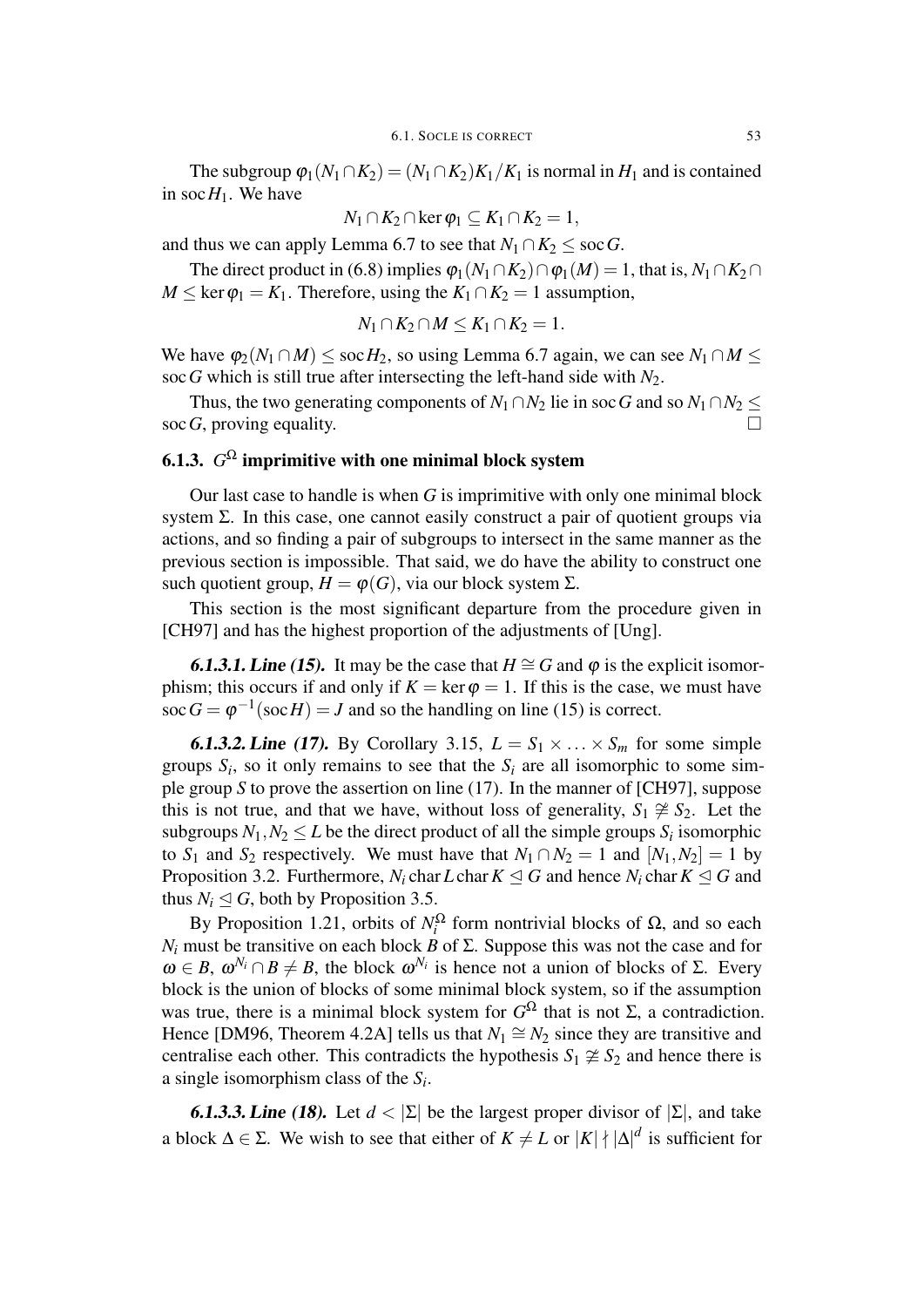The subgroup $\varphi_1(N_1 \cap K_2) = (N_1 \cap K_2)K_1/K_1$ is normal in $H_1$ and is contained in $\operatorname{soc} H_1$. We have

$$N_1 \cap K_2 \cap \ker \varphi_1 \subseteq K_1 \cap K_2 = 1,$$

and thus we can apply Lemma 6.7 to see that $N_1 \cap K_2 \leq \operatorname{soc} G$.

The direct product in (6.8) implies $\varphi_1(N_1 \cap K_2) \cap \varphi_1(M) = 1$, that is, $N_1 \cap K_2 \cap M \leq \ker \varphi_1 = K_1$. Therefore, using the $K_1 \cap K_2 = 1$ assumption,

$$N_1 \cap K_2 \cap M \leq K_1 \cap K_2 = 1.$$

We have $\varphi_2(N_1 \cap M) \leq \operatorname{soc} H_2$, so using Lemma 6.7 again, we can see $N_1 \cap M \leq \operatorname{soc} G$ which is still true after intersecting the left-hand side with $N_2$.

Thus, the two generating components of $N_1 \cap N_2$ lie in $\operatorname{soc} G$ and so $N_1 \cap N_2 \leq \operatorname{soc} G$, proving equality. □

### 6.1.3. $G^\Omega$ imprimitive with one minimal block system

Our last case to handle is when $G$ is imprimitive with only one minimal block system $\Sigma$. In this case, one cannot easily construct a pair of quotient groups via actions, and so finding a pair of subgroups to intersect in the same manner as the previous section is impossible. That said, we do have the ability to construct one such quotient group, $H = \varphi(G)$, via our block system $\Sigma$.

This section is the most significant departure from the procedure given in [CH97] and has the highest proportion of the adjustments of [Ung].

***6.1.3.1. Line (15).*** It may be the case that $H \cong G$ and $\varphi$ is the explicit isomorphism; this occurs if and only if $K = \ker \varphi = 1$. If this is the case, we must have $\operatorname{soc} G = \varphi^{-1}(\operatorname{soc} H) = J$ and so the handling on line (15) is correct.

***6.1.3.2. Line (17).*** By Corollary 3.15, $L = S_1 \times \ldots \times S_m$ for some simple groups $S_i$, so it only remains to see that the $S_i$ are all isomorphic to some simple group $S$ to prove the assertion on line (17). In the manner of [CH97], suppose this is not true, and that we have, without loss of generality, $S_1 \not\cong S_2$. Let the subgroups $N_1, N_2 \leq L$ be the direct product of all the simple groups $S_i$ isomorphic to $S_1$ and $S_2$ respectively. We must have that $N_1 \cap N_2 = 1$ and $[N_1, N_2] = 1$ by Proposition 3.2. Furthermore, $N_i \operatorname{char} L \operatorname{char} K \trianglelefteq G$ and hence $N_i \operatorname{char} K \trianglelefteq G$ and thus $N_i \trianglelefteq G$, both by Proposition 3.5.

By Proposition 1.21, orbits of $N_i^\Omega$ form nontrivial blocks of $\Omega$, and so each $N_i$ must be transitive on each block $B$ of $\Sigma$. Suppose this was not the case and for $\omega \in B$, $\omega^{N_i} \cap B \neq B$, the block $\omega^{N_i}$ is hence not a union of blocks of $\Sigma$. Every block is the union of blocks of some minimal block system, so if the assumption was true, there is a minimal block system for $G^\Omega$ that is not $\Sigma$, a contradiction. Hence [DM96, Theorem 4.2A] tells us that $N_1 \cong N_2$ since they are transitive and centralise each other. This contradicts the hypothesis $S_1 \not\cong S_2$ and hence there is a single isomorphism class of the $S_i$.

***6.1.3.3. Line (18).*** Let $d < |\Sigma|$ be the largest proper divisor of $|\Sigma|$, and take a block $\Delta \in \Sigma$. We wish to see that either of $K \neq L$ or $|K| \nmid |\Delta|^d$ is sufficient for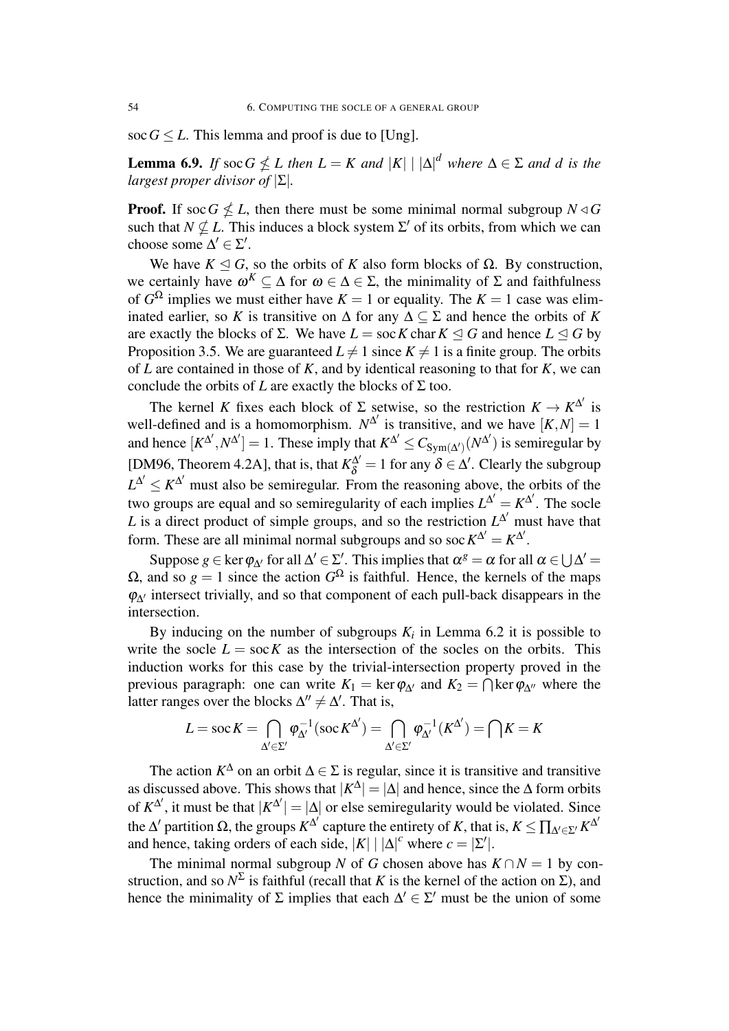$\operatorname{soc} G \leq L$. This lemma and proof is due to [Ung].

**Lemma 6.9.** *If $\operatorname{soc} G \nleq L$ then $L = K$ and $|K| \mid |\Delta|^d$ where $\Delta \in \Sigma$ and $d$ is the largest proper divisor of $|\Sigma|$.*

**Proof.** If $\operatorname{soc} G \nleq L$, then there must be some minimal normal subgroup $N \lhd G$ such that $N \nsubseteq L$. This induces a block system $\Sigma'$ of its orbits, from which we can choose some $\Delta' \in \Sigma'$.

We have $K \trianglelefteq G$, so the orbits of $K$ also form blocks of $\Omega$. By construction, we certainly have $\omega^K \subseteq \Delta$ for $\omega \in \Delta \in \Sigma$, the minimality of $\Sigma$ and faithfulness of $G^\Omega$ implies we must either have $K = 1$ or equality. The $K = 1$ case was eliminated earlier, so $K$ is transitive on $\Delta$ for any $\Delta \subseteq \Sigma$ and hence the orbits of $K$ are exactly the blocks of $\Sigma$. We have $L = \operatorname{soc} K \operatorname{char} K \trianglelefteq G$ and hence $L \trianglelefteq G$ by Proposition 3.5. We are guaranteed $L \neq 1$ since $K \neq 1$ is a finite group. The orbits of $L$ are contained in those of $K$, and by identical reasoning to that for $K$, we can conclude the orbits of $L$ are exactly the blocks of $\Sigma$ too.

The kernel $K$ fixes each block of $\Sigma$ setwise, so the restriction $K \to K^{\Delta'}$ is well-defined and is a homomorphism. $N^{\Delta'}$ is transitive, and we have $[K,N] = 1$ and hence $[K^{\Delta'}, N^{\Delta'}] = 1$. These imply that $K^{\Delta'} \leq C_{\operatorname{Sym}(\Delta')}(N^{\Delta'})$ is semiregular by [DM96, Theorem 4.2A], that is, that $K_\delta^{\Delta'} = 1$ for any $\delta \in \Delta'$. Clearly the subgroup $L^{\Delta'} \leq K^{\Delta'}$ must also be semiregular. From the reasoning above, the orbits of the two groups are equal and so semiregularity of each implies $L^{\Delta'} = K^{\Delta'}$. The socle $L$ is a direct product of simple groups, and so the restriction $L^{\Delta'}$ must have that form. These are all minimal normal subgroups and so $\operatorname{soc} K^{\Delta'} = K^{\Delta'}$.

Suppose $g \in \ker \varphi_{\Delta'}$ for all $\Delta' \in \Sigma'$. This implies that $\alpha^g = \alpha$ for all $\alpha \in \bigcup \Delta' = \Omega$, and so $g = 1$ since the action $G^\Omega$ is faithful. Hence, the kernels of the maps $\varphi_{\Delta'}$ intersect trivially, and so that component of each pull-back disappears in the intersection.

By inducing on the number of subgroups $K_i$ in Lemma 6.2 it is possible to write the socle $L = \operatorname{soc} K$ as the intersection of the socles on the orbits. This induction works for this case by the trivial-intersection property proved in the previous paragraph: one can write $K_1 = \ker \varphi_{\Delta'}$ and $K_2 = \bigcap \ker \varphi_{\Delta''}$ where the latter ranges over the blocks $\Delta'' \neq \Delta'$. That is,

$$L = \operatorname{soc} K = \bigcap_{\Delta' \in \Sigma'} \varphi_{\Delta'}^{-1}(\operatorname{soc} K^{\Delta'}) = \bigcap_{\Delta' \in \Sigma'} \varphi_{\Delta'}^{-1}(K^{\Delta'}) = \bigcap K = K$$

The action $K^\Delta$ on an orbit $\Delta \in \Sigma$ is regular, since it is transitive and transitive as discussed above. This shows that $|K^\Delta| = |\Delta|$ and hence, since the $\Delta$ form orbits of $K^{\Delta'}$, it must be that $|K^{\Delta'}| = |\Delta|$ or else semiregularity would be violated. Since the $\Delta'$ partition $\Omega$, the groups $K^{\Delta'}$ capture the entirety of $K$, that is, $K \leq \prod_{\Delta' \in \Sigma'} K^{\Delta'}$ and hence, taking orders of each side, $|K| \mid |\Delta|^c$ where $c = |\Sigma'|$.

The minimal normal subgroup $N$ of $G$ chosen above has $K \cap N = 1$ by construction, and so $N^\Sigma$ is faithful (recall that $K$ is the kernel of the action on $\Sigma$), and hence the minimality of $\Sigma$ implies that each $\Delta' \in \Sigma'$ must be the union of some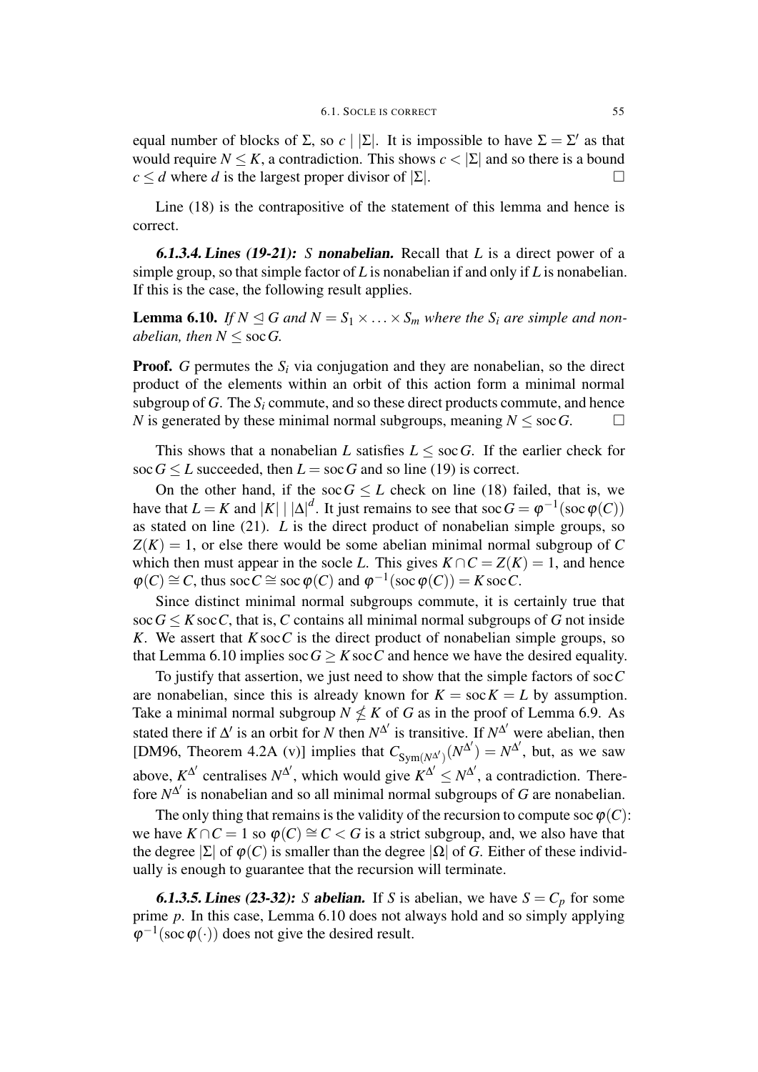equal number of blocks of $\Sigma$, so $c \mid |\Sigma|$. It is impossible to have $\Sigma = \Sigma'$ as that would require $N \leq K$, a contradiction. This shows $c < |\Sigma|$ and so there is a bound $c \leq d$ where $d$ is the largest proper divisor of $|\Sigma|$. □

Line (18) is the contrapositive of the statement of this lemma and hence is correct.

**6.1.3.4. Lines (19-21):** $S$ **nonabelian.** Recall that $L$ is a direct power of a simple group, so that simple factor of $L$ is nonabelian if and only if $L$ is nonabelian. If this is the case, the following result applies.

**Lemma 6.10.** *If $N \trianglelefteq G$ and $N = S_1 \times \ldots \times S_m$ where the $S_i$ are simple and nonabelian, then $N \leq \operatorname{soc} G$.*

**Proof.** $G$ permutes the $S_i$ via conjugation and they are nonabelian, so the direct product of the elements within an orbit of this action form a minimal normal subgroup of $G$. The $S_i$ commute, and so these direct products commute, and hence $N$ is generated by these minimal normal subgroups, meaning $N \leq \operatorname{soc} G$. □

This shows that a nonabelian $L$ satisfies $L \leq \operatorname{soc} G$. If the earlier check for $\operatorname{soc} G \leq L$ succeeded, then $L = \operatorname{soc} G$ and so line (19) is correct.

On the other hand, if the $\operatorname{soc} G \leq L$ check on line (18) failed, that is, we have that $L = K$ and $|K| \mid |\Delta|^d$. It just remains to see that $\operatorname{soc} G = \varphi^{-1}(\operatorname{soc} \varphi(C))$ as stated on line (21). $L$ is the direct product of nonabelian simple groups, so $Z(K) = 1$, or else there would be some abelian minimal normal subgroup of $C$ which then must appear in the socle $L$. This gives $K \cap C = Z(K) = 1$, and hence $\varphi(C) \cong C$, thus $\operatorname{soc} C \cong \operatorname{soc} \varphi(C)$ and $\varphi^{-1}(\operatorname{soc} \varphi(C)) = K \operatorname{soc} C$.

Since distinct minimal normal subgroups commute, it is certainly true that $\operatorname{soc} G \leq K \operatorname{soc} C$, that is, $C$ contains all minimal normal subgroups of $G$ not inside $K$. We assert that $K \operatorname{soc} C$ is the direct product of nonabelian simple groups, so that Lemma 6.10 implies $\operatorname{soc} G \geq K \operatorname{soc} C$ and hence we have the desired equality.

To justify that assertion, we just need to show that the simple factors of $\operatorname{soc} C$ are nonabelian, since this is already known for $K = \operatorname{soc} K = L$ by assumption. Take a minimal normal subgroup $N \not\leq K$ of $G$ as in the proof of Lemma 6.9. As stated there if $\Delta'$ is an orbit for $N$ then $N^{\Delta'}$ is transitive. If $N^{\Delta'}$ were abelian, then [DM96, Theorem 4.2A (v)] implies that $C_{\operatorname{Sym}(N^{\Delta'})}(N^{\Delta'}) = N^{\Delta'}$, but, as we saw above, $K^{\Delta'}$ centralises $N^{\Delta'}$, which would give $K^{\Delta'} \leq N^{\Delta'}$, a contradiction. Therefore $N^{\Delta'}$ is nonabelian and so all minimal normal subgroups of $G$ are nonabelian.

The only thing that remains is the validity of the recursion to compute $\operatorname{soc} \varphi(C)$: we have $K \cap C = 1$ so $\varphi(C) \cong C < G$ is a strict subgroup, and, we also have that the degree $|\Sigma|$ of $\varphi(C)$ is smaller than the degree $|\Omega|$ of $G$. Either of these individually is enough to guarantee that the recursion will terminate.

**6.1.3.5. Lines (23-32):** $S$ **abelian.** If $S$ is abelian, we have $S = C_p$ for some prime $p$. In this case, Lemma 6.10 does not always hold and so simply applying $\varphi^{-1}(\operatorname{soc} \varphi(\cdot))$ does not give the desired result.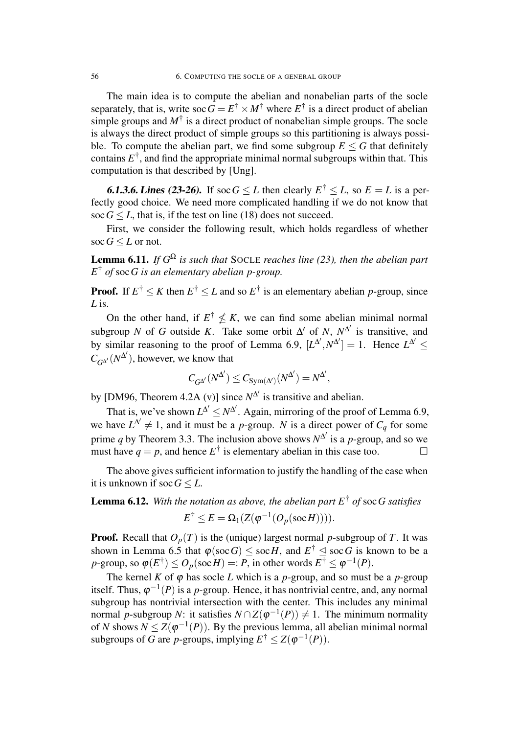The main idea is to compute the abelian and nonabelian parts of the socle separately, that is, write $\operatorname{soc} G = E^\dagger \times M^\dagger$ where $E^\dagger$ is a direct product of abelian simple groups and $M^\dagger$ is a direct product of nonabelian simple groups. The socle is always the direct product of simple groups so this partitioning is always possible. To compute the abelian part, we find some subgroup $E \leq G$ that definitely contains $E^\dagger$, and find the appropriate minimal normal subgroups within that. This computation is that described by [Ung].

***6.1.3.6. Lines (23-26).*** If $\operatorname{soc} G \leq L$ then clearly $E^\dagger \leq L$, so $E = L$ is a perfectly good choice. We need more complicated handling if we do not know that $\operatorname{soc} G \leq L$, that is, if the test on line (18) does not succeed.

First, we consider the following result, which holds regardless of whether $\operatorname{soc} G \leq L$ or not.

**Lemma 6.11.** *If $G^\Omega$ is such that* SOCLE *reaches line (23), then the abelian part $E^\dagger$ of $\operatorname{soc} G$ is an elementary abelian $p$-group.*

**Proof.** If $E^\dagger \leq K$ then $E^\dagger \leq L$ and so $E^\dagger$ is an elementary abelian $p$-group, since $L$ is.

On the other hand, if $E^\dagger \not\leq K$, we can find some abelian minimal normal subgroup $N$ of $G$ outside $K$. Take some orbit $\Delta'$ of $N$, $N^{\Delta'}$ is transitive, and by similar reasoning to the proof of Lemma 6.9, $[L^{\Delta'}, N^{\Delta'}] = 1$. Hence $L^{\Delta'} \leq C_{G^{\Delta'}}(N^{\Delta'})$, however, we know that

$$C_{G^{\Delta'}}(N^{\Delta'}) \leq C_{\mathrm{Sym}(\Delta')}(N^{\Delta'}) = N^{\Delta'},$$

by [DM96, Theorem 4.2A (v)] since $N^{\Delta'}$ is transitive and abelian.

That is, we've shown $L^{\Delta'} \leq N^{\Delta'}$. Again, mirroring of the proof of Lemma 6.9, we have $L^{\Delta'} \neq 1$, and it must be a $p$-group. $N$ is a direct power of $C_q$ for some prime $q$ by Theorem 3.3. The inclusion above shows $N^{\Delta'}$ is a $p$-group, and so we must have $q = p$, and hence $E^\dagger$ is elementary abelian in this case too. $\square$

The above gives sufficient information to justify the handling of the case when it is unknown if $\operatorname{soc} G \leq L$.

**Lemma 6.12.** *With the notation as above, the abelian part $E^\dagger$ of $\operatorname{soc} G$ satisfies*

$$E^\dagger \leq E = \Omega_1(Z(\varphi^{-1}(O_p(\operatorname{soc} H)))).$$

**Proof.** Recall that $O_p(T)$ is the (unique) largest normal $p$-subgroup of $T$. It was shown in Lemma 6.5 that $\varphi(\operatorname{soc} G) \leq \operatorname{soc} H$, and $E^\dagger \trianglelefteq \operatorname{soc} G$ is known to be a $p$-group, so $\varphi(E^\dagger) \leq O_p(\operatorname{soc} H) =: P$, in other words $E^\dagger \leq \varphi^{-1}(P)$.

The kernel $K$ of $\varphi$ has socle $L$ which is a $p$-group, and so must be a $p$-group itself. Thus, $\varphi^{-1}(P)$ is a $p$-group. Hence, it has nontrivial centre, and, any normal subgroup has nontrivial intersection with the center. This includes any minimal normal $p$-subgroup $N$: it satisfies $N \cap Z(\varphi^{-1}(P)) \neq 1$. The minimum normality of $N$ shows $N \leq Z(\varphi^{-1}(P))$. By the previous lemma, all abelian minimal normal subgroups of $G$ are $p$-groups, implying $E^\dagger \leq Z(\varphi^{-1}(P))$.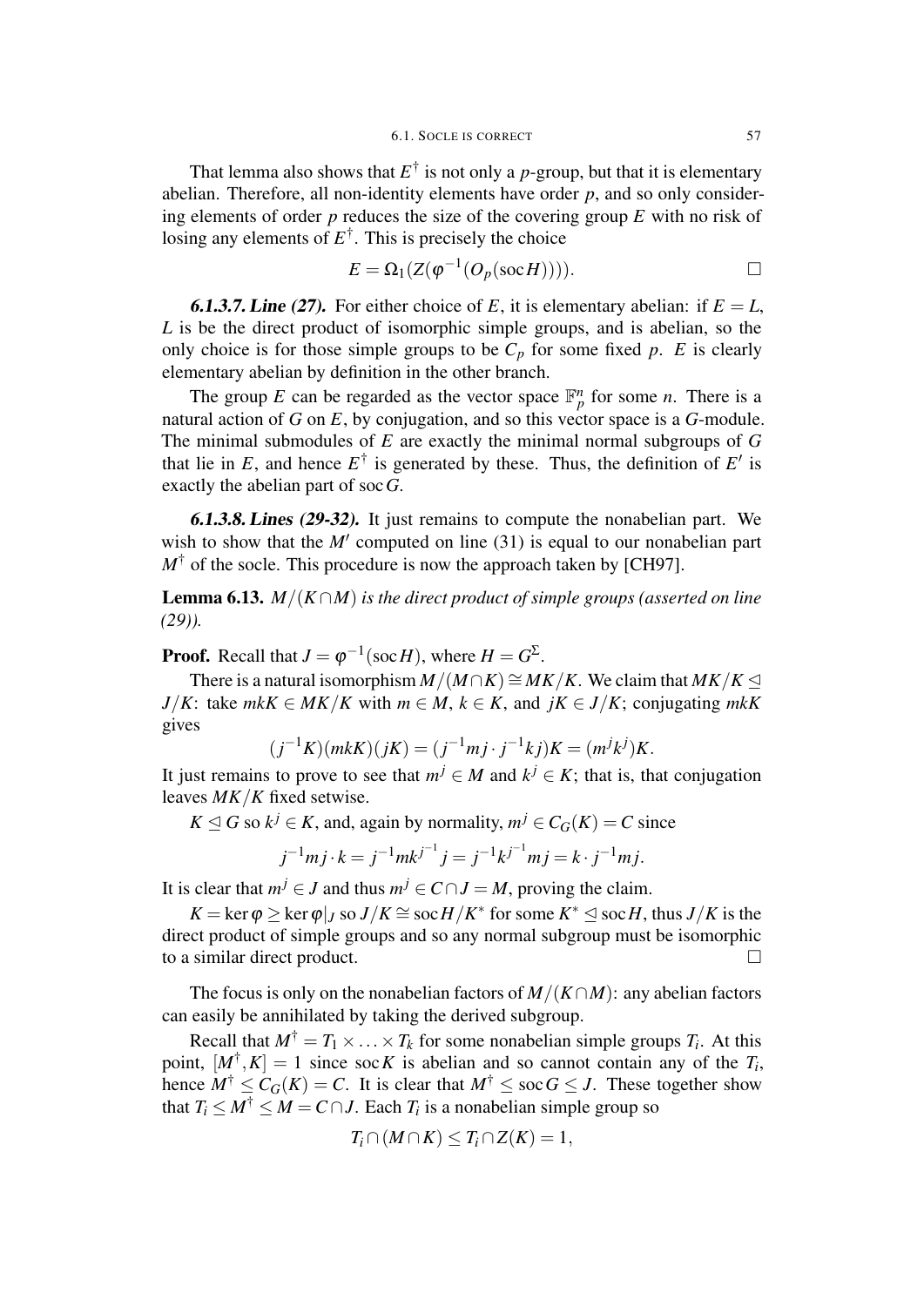That lemma also shows that $E^\dagger$ is not only a $p$-group, but that it is elementary abelian. Therefore, all non-identity elements have order $p$, and so only considering elements of order $p$ reduces the size of the covering group $E$ with no risk of losing any elements of $E^\dagger$. This is precisely the choice

$$E = \Omega_1(Z(\varphi^{-1}(O_p(\operatorname{soc} H)))). \qquad \square$$

***6.1.3.7. Line (27).*** For either choice of $E$, it is elementary abelian: if $E = L$, $L$ is be the direct product of isomorphic simple groups, and is abelian, so the only choice is for those simple groups to be $C_p$ for some fixed $p$. $E$ is clearly elementary abelian by definition in the other branch.

The group $E$ can be regarded as the vector space $\mathbb{F}_p^n$ for some $n$. There is a natural action of $G$ on $E$, by conjugation, and so this vector space is a $G$-module. The minimal submodules of $E$ are exactly the minimal normal subgroups of $G$ that lie in $E$, and hence $E^\dagger$ is generated by these. Thus, the definition of $E'$ is exactly the abelian part of $\operatorname{soc} G$.

***6.1.3.8. Lines (29-32).*** It just remains to compute the nonabelian part. We wish to show that the $M'$ computed on line (31) is equal to our nonabelian part $M^\dagger$ of the socle. This procedure is now the approach taken by [CH97].

**Lemma 6.13.** *$M/(K \cap M)$ is the direct product of simple groups (asserted on line (29)).*

**Proof.** Recall that $J = \varphi^{-1}(\operatorname{soc} H)$, where $H = G^\Sigma$.

There is a natural isomorphism $M/(M \cap K) \cong MK/K$. We claim that $MK/K \trianglelefteq J/K$: take $mkK \in MK/K$ with $m \in M$, $k \in K$, and $jK \in J/K$; conjugating $mkK$ gives

$$(j^{-1}K)(mkK)(jK) = (j^{-1}mj \cdot j^{-1}kj)K = (m^j k^j)K.$$

It just remains to prove to see that $m^j \in M$ and $k^j \in K$; that is, that conjugation leaves $MK/K$ fixed setwise.

$K \trianglelefteq G$ so $k^j \in K$, and, again by normality, $m^j \in C_G(K) = C$ since

$$j^{-1}mj \cdot k = j^{-1}mk^{j^{-1}}j = j^{-1}k^{j^{-1}}mj = k \cdot j^{-1}mj.$$

It is clear that $m^j \in J$ and thus $m^j \in C \cap J = M$, proving the claim.

$K = \ker \varphi \geq \ker \varphi|_J$ so $J/K \cong \operatorname{soc} H/K^*$ for some $K^* \trianglelefteq \operatorname{soc} H$, thus $J/K$ is the direct product of simple groups and so any normal subgroup must be isomorphic to a similar direct product. $\square$

The focus is only on the nonabelian factors of $M/(K \cap M)$: any abelian factors can easily be annihilated by taking the derived subgroup.

Recall that $M^\dagger = T_1 \times \ldots \times T_k$ for some nonabelian simple groups $T_i$. At this point, $[M^\dagger, K] = 1$ since $\operatorname{soc} K$ is abelian and so cannot contain any of the $T_i$, hence $M^\dagger \leq C_G(K) = C$. It is clear that $M^\dagger \leq \operatorname{soc} G \leq J$. These together show that $T_i \leq M^\dagger \leq M = C \cap J$. Each $T_i$ is a nonabelian simple group so

$$T_i \cap (M \cap K) \leq T_i \cap Z(K) = 1,$$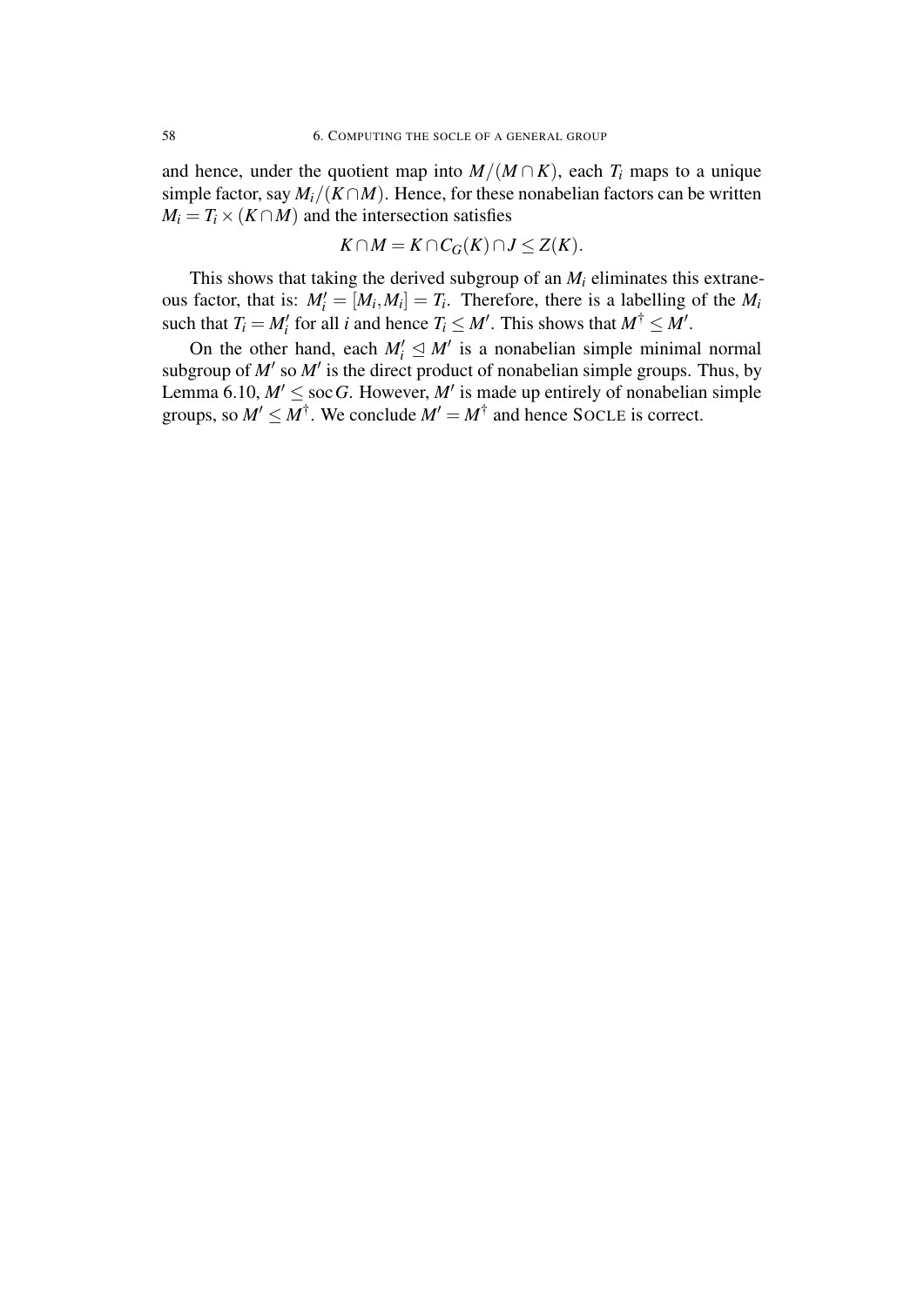and hence, under the quotient map into $M/(M \cap K)$, each $T_i$ maps to a unique simple factor, say $M_i/(K \cap M)$. Hence, for these nonabelian factors can be written $M_i = T_i \times (K \cap M)$ and the intersection satisfies

$$K \cap M = K \cap C_G(K) \cap J \leq Z(K).$$

This shows that taking the derived subgroup of an $M_i$ eliminates this extraneous factor, that is: $M_i' = [M_i, M_i] = T_i$. Therefore, there is a labelling of the $M_i$ such that $T_i = M_i'$ for all $i$ and hence $T_i \leq M'$. This shows that $M^\dagger \leq M'$.

On the other hand, each $M_i' \trianglelefteq M'$ is a nonabelian simple minimal normal subgroup of $M'$ so $M'$ is the direct product of nonabelian simple groups. Thus, by Lemma 6.10, $M' \leq \operatorname{soc} G$. However, $M'$ is made up entirely of nonabelian simple groups, so $M' \leq M^\dagger$. We conclude $M' = M^\dagger$ and hence SOCLE is correct.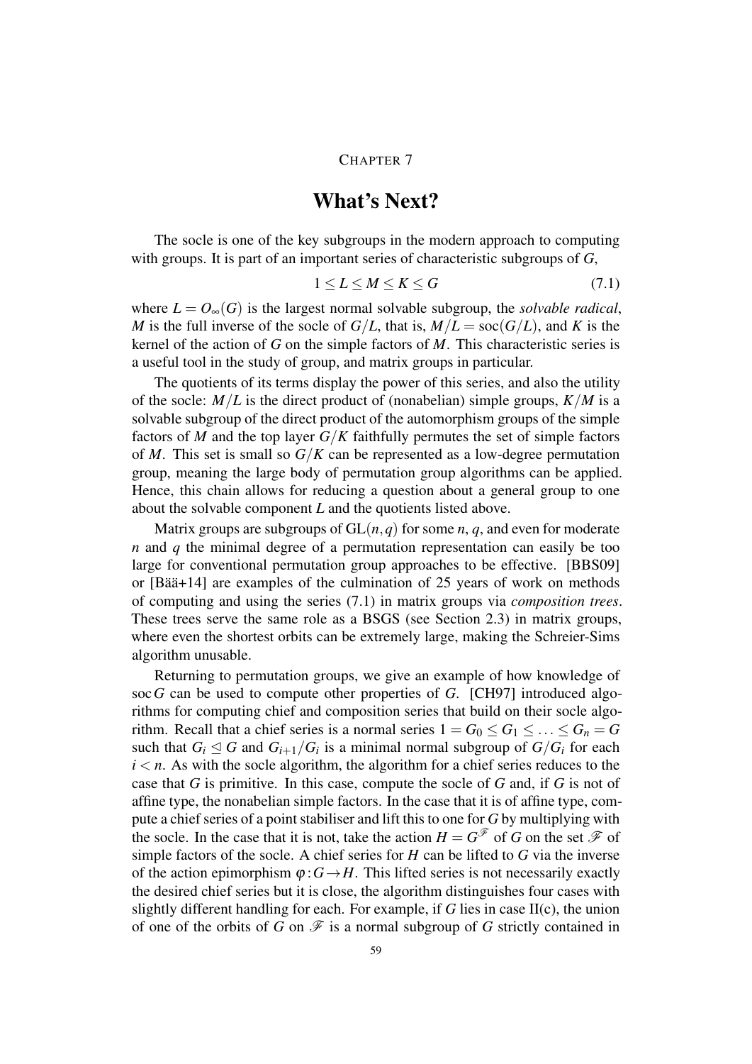CHAPTER 7

# What's Next?

The socle is one of the key subgroups in the modern approach to computing with groups. It is part of an important series of characteristic subgroups of $G$,

$$1 \leq L \leq M \leq K \leq G \tag{7.1}$$

where $L = O_\infty(G)$ is the largest normal solvable subgroup, the *solvable radical*, $M$ is the full inverse of the socle of $G/L$, that is, $M/L = \operatorname{soc}(G/L)$, and $K$ is the kernel of the action of $G$ on the simple factors of $M$. This characteristic series is a useful tool in the study of group, and matrix groups in particular.

The quotients of its terms display the power of this series, and also the utility of the socle: $M/L$ is the direct product of (nonabelian) simple groups, $K/M$ is a solvable subgroup of the direct product of the automorphism groups of the simple factors of $M$ and the top layer $G/K$ faithfully permutes the set of simple factors of $M$. This set is small so $G/K$ can be represented as a low-degree permutation group, meaning the large body of permutation group algorithms can be applied. Hence, this chain allows for reducing a question about a general group to one about the solvable component $L$ and the quotients listed above.

Matrix groups are subgroups of $\mathrm{GL}(n,q)$ for some $n$, $q$, and even for moderate $n$ and $q$ the minimal degree of a permutation representation can easily be too large for conventional permutation group approaches to be effective. [BBS09] or [Bää+14] are examples of the culmination of 25 years of work on methods of computing and using the series (7.1) in matrix groups via *composition trees*. These trees serve the same role as a BSGS (see Section 2.3) in matrix groups, where even the shortest orbits can be extremely large, making the Schreier-Sims algorithm unusable.

Returning to permutation groups, we give an example of how knowledge of $\operatorname{soc} G$ can be used to compute other properties of $G$. [CH97] introduced algorithms for computing chief and composition series that build on their socle algorithm. Recall that a chief series is a normal series $1 = G_0 \leq G_1 \leq \ldots \leq G_n = G$ such that $G_i \trianglelefteq G$ and $G_{i+1}/G_i$ is a minimal normal subgroup of $G/G_i$ for each $i < n$. As with the socle algorithm, the algorithm for a chief series reduces to the case that $G$ is primitive. In this case, compute the socle of $G$ and, if $G$ is not of affine type, the nonabelian simple factors. In the case that it is of affine type, compute a chief series of a point stabiliser and lift this to one for $G$ by multiplying with the socle. In the case that it is not, take the action $H = G^{\mathscr{F}}$ of $G$ on the set $\mathscr{F}$ of simple factors of the socle. A chief series for $H$ can be lifted to $G$ via the inverse of the action epimorphism $\varphi : G \to H$. This lifted series is not necessarily exactly the desired chief series but it is close, the algorithm distinguishes four cases with slightly different handling for each. For example, if $G$ lies in case II(c), the union of one of the orbits of $G$ on $\mathscr{F}$ is a normal subgroup of $G$ strictly contained in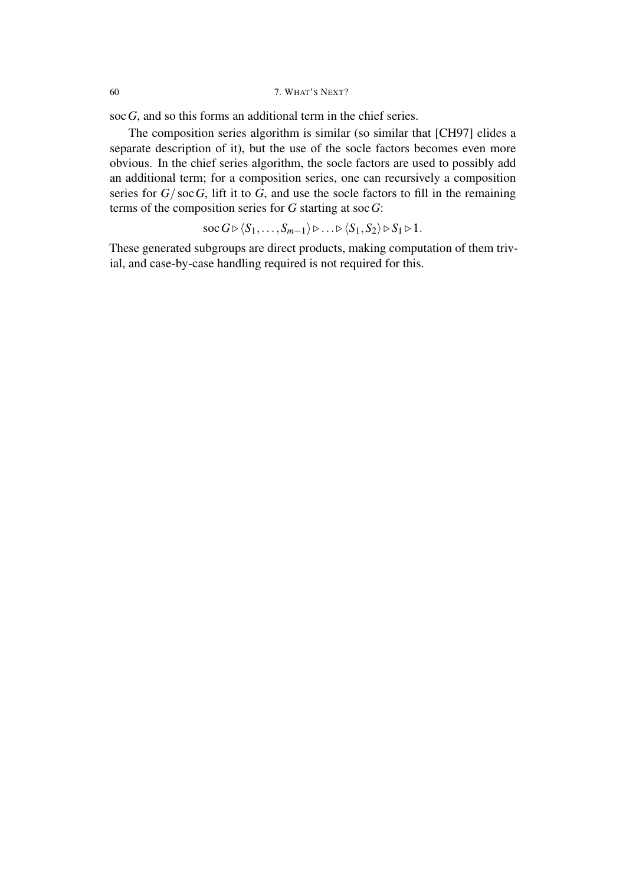$\operatorname{soc} G$, and so this forms an additional term in the chief series.

The composition series algorithm is similar (so similar that [CH97] elides a separate description of it), but the use of the socle factors becomes even more obvious. In the chief series algorithm, the socle factors are used to possibly add an additional term; for a composition series, one can recursively a composition series for $G/\operatorname{soc} G$, lift it to $G$, and use the socle factors to fill in the remaining terms of the composition series for $G$ starting at $\operatorname{soc} G$:

$$\operatorname{soc} G \rhd \langle S_1, \ldots, S_{m-1} \rangle \rhd \ldots \rhd \langle S_1, S_2 \rangle \rhd S_1 \rhd 1.$$

These generated subgroups are direct products, making computation of them trivial, and case-by-case handling required is not required for this.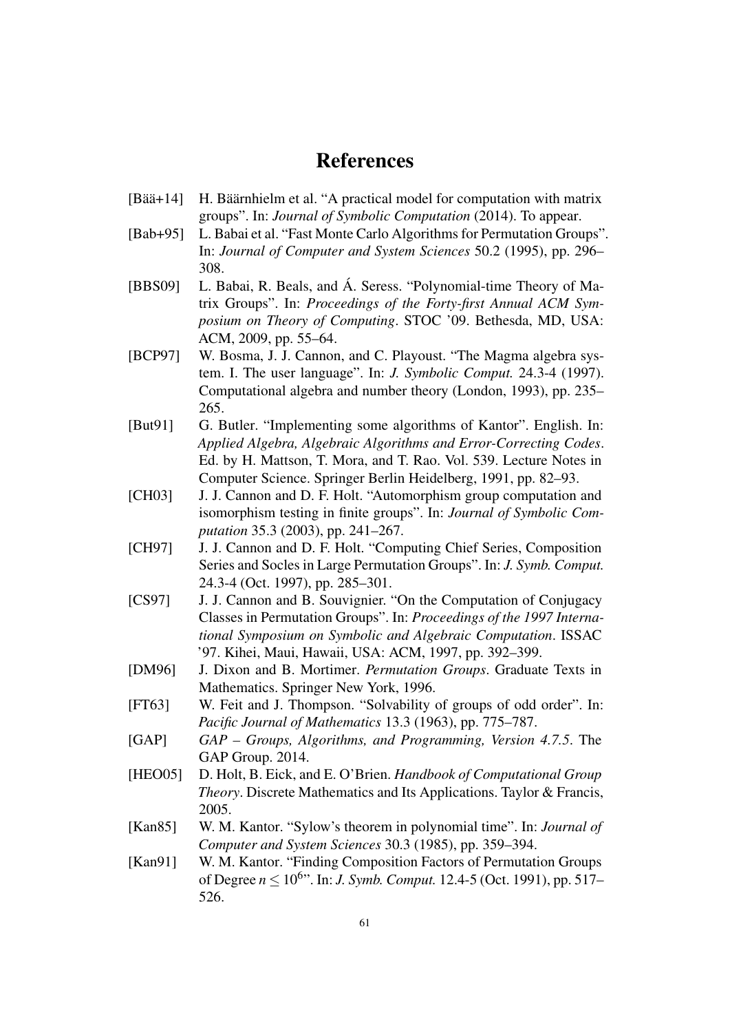# References

[Bää+14] H. Bäärnhielm et al. "A practical model for computation with matrix groups". In: *Journal of Symbolic Computation* (2014). To appear.

[Bab+95] L. Babai et al. "Fast Monte Carlo Algorithms for Permutation Groups". In: *Journal of Computer and System Sciences* 50.2 (1995), pp. 296–308.

[BBS09] L. Babai, R. Beals, and Á. Seress. "Polynomial-time Theory of Matrix Groups". In: *Proceedings of the Forty-first Annual ACM Symposium on Theory of Computing*. STOC '09. Bethesda, MD, USA: ACM, 2009, pp. 55–64.

[BCP97] W. Bosma, J. J. Cannon, and C. Playoust. "The Magma algebra system. I. The user language". In: *J. Symbolic Comput.* 24.3-4 (1997). Computational algebra and number theory (London, 1993), pp. 235–265.

[But91] G. Butler. "Implementing some algorithms of Kantor". English. In: *Applied Algebra, Algebraic Algorithms and Error-Correcting Codes*. Ed. by H. Mattson, T. Mora, and T. Rao. Vol. 539. Lecture Notes in Computer Science. Springer Berlin Heidelberg, 1991, pp. 82–93.

[CH03] J. J. Cannon and D. F. Holt. "Automorphism group computation and isomorphism testing in finite groups". In: *Journal of Symbolic Computation* 35.3 (2003), pp. 241–267.

[CH97] J. J. Cannon and D. F. Holt. "Computing Chief Series, Composition Series and Socles in Large Permutation Groups". In: *J. Symb. Comput.* 24.3-4 (Oct. 1997), pp. 285–301.

[CS97] J. J. Cannon and B. Souvignier. "On the Computation of Conjugacy Classes in Permutation Groups". In: *Proceedings of the 1997 International Symposium on Symbolic and Algebraic Computation*. ISSAC '97. Kihei, Maui, Hawaii, USA: ACM, 1997, pp. 392–399.

[DM96] J. Dixon and B. Mortimer. *Permutation Groups*. Graduate Texts in Mathematics. Springer New York, 1996.

[FT63] W. Feit and J. Thompson. "Solvability of groups of odd order". In: *Pacific Journal of Mathematics* 13.3 (1963), pp. 775–787.

[GAP] *GAP – Groups, Algorithms, and Programming, Version 4.7.5*. The GAP Group. 2014.

[HEO05] D. Holt, B. Eick, and E. O'Brien. *Handbook of Computational Group Theory*. Discrete Mathematics and Its Applications. Taylor & Francis, 2005.

[Kan85] W. M. Kantor. "Sylow's theorem in polynomial time". In: *Journal of Computer and System Sciences* 30.3 (1985), pp. 359–394.

[Kan91] W. M. Kantor. "Finding Composition Factors of Permutation Groups of Degree $n \leq 10^6$". In: *J. Symb. Comput.* 12.4-5 (Oct. 1991), pp. 517–526.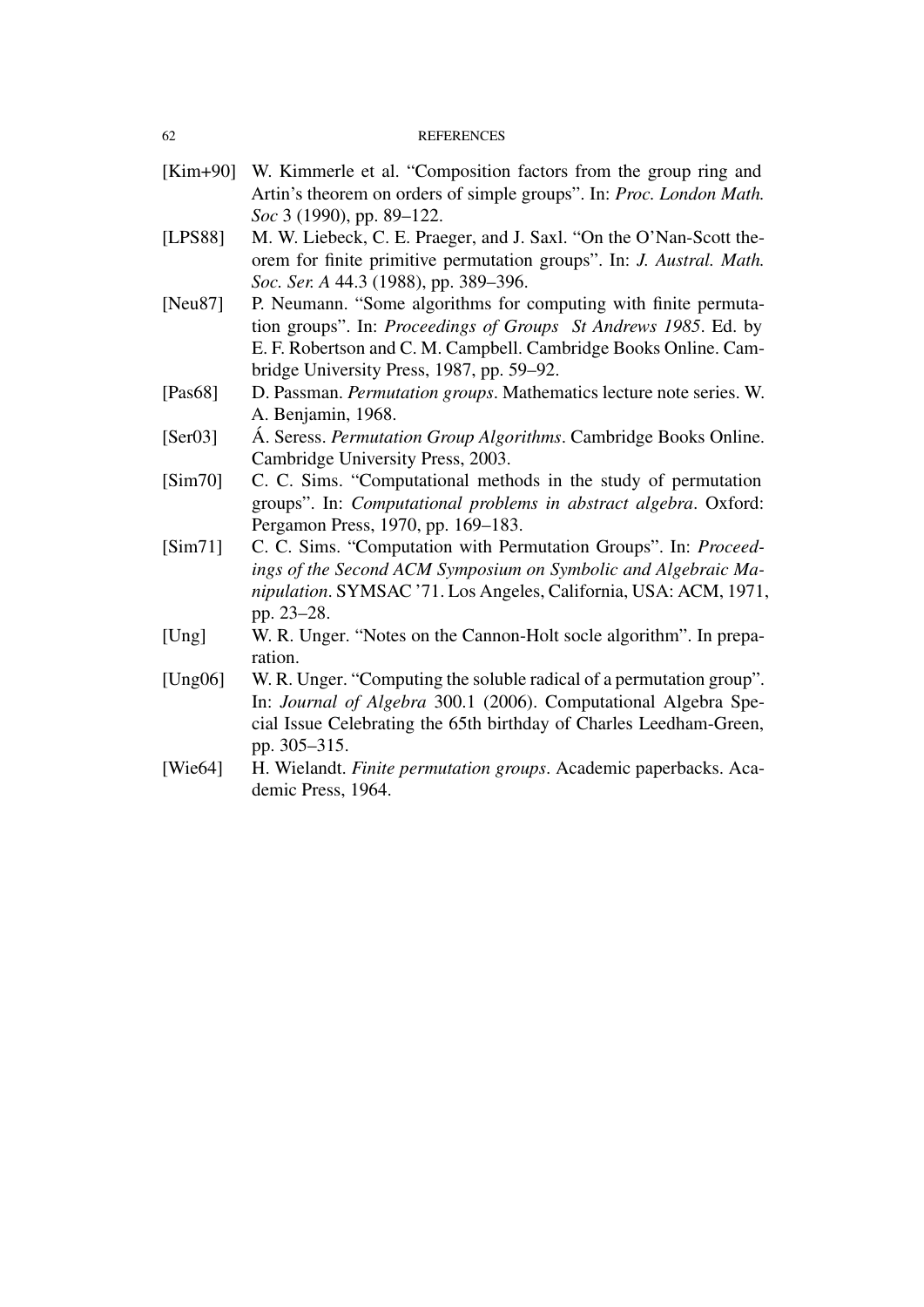[Kim+90] W. Kimmerle et al. "Composition factors from the group ring and Artin's theorem on orders of simple groups". In: *Proc. London Math. Soc* 3 (1990), pp. 89–122.

[LPS88] M. W. Liebeck, C. E. Praeger, and J. Saxl. "On the O'Nan-Scott theorem for finite primitive permutation groups". In: *J. Austral. Math. Soc. Ser. A* 44.3 (1988), pp. 389–396.

[Neu87] P. Neumann. "Some algorithms for computing with finite permutation groups". In: *Proceedings of Groups St Andrews 1985*. Ed. by E. F. Robertson and C. M. Campbell. Cambridge Books Online. Cambridge University Press, 1987, pp. 59–92.

[Pas68] D. Passman. *Permutation groups*. Mathematics lecture note series. W. A. Benjamin, 1968.

[Ser03] Á. Seress. *Permutation Group Algorithms*. Cambridge Books Online. Cambridge University Press, 2003.

[Sim70] C. C. Sims. "Computational methods in the study of permutation groups". In: *Computational problems in abstract algebra*. Oxford: Pergamon Press, 1970, pp. 169–183.

[Sim71] C. C. Sims. "Computation with Permutation Groups". In: *Proceedings of the Second ACM Symposium on Symbolic and Algebraic Manipulation*. SYMSAC '71. Los Angeles, California, USA: ACM, 1971, pp. 23–28.

[Ung] W. R. Unger. "Notes on the Cannon-Holt socle algorithm". In preparation.

[Ung06] W. R. Unger. "Computing the soluble radical of a permutation group". In: *Journal of Algebra* 300.1 (2006). Computational Algebra Special Issue Celebrating the 65th birthday of Charles Leedham-Green, pp. 305–315.

[Wie64] H. Wielandt. *Finite permutation groups*. Academic paperbacks. Academic Press, 1964.